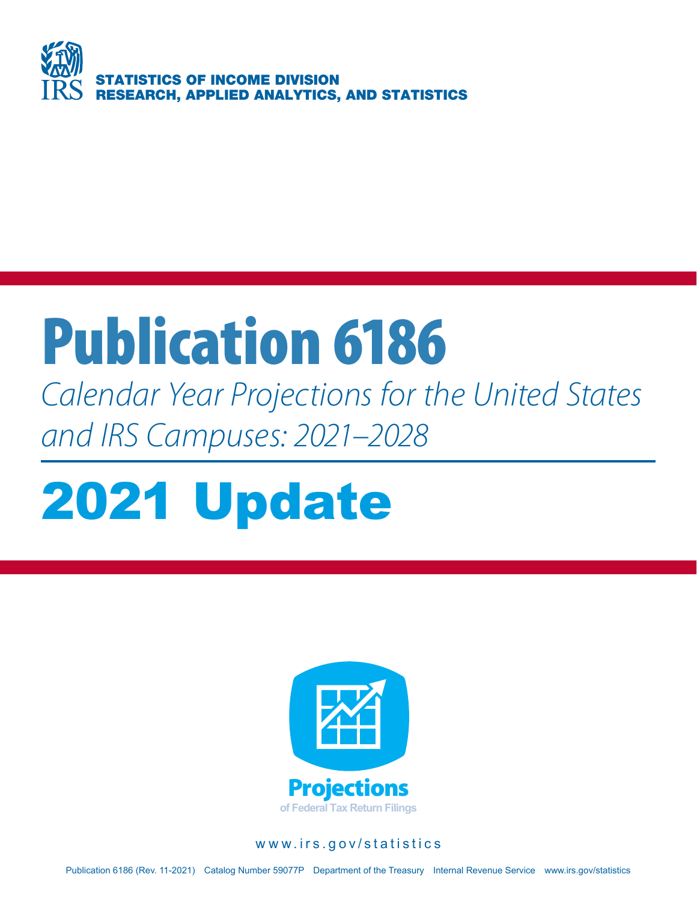IRS

**STATISTICS OF INCOME DIVISION**
**RESEARCH, APPLIED ANALYTICS, AND STATISTICS**

# Publication 6186

*Calendar Year Projections for the United States and IRS Campuses: 2021–2028*

# 2021 Update

**Projections**
of Federal Tax Return Filings

www.irs.gov/statistics

Publication 6186 (Rev. 11-2021) Catalog Number 59077P Department of the Treasury Internal Revenue Service www.irs.gov/statistics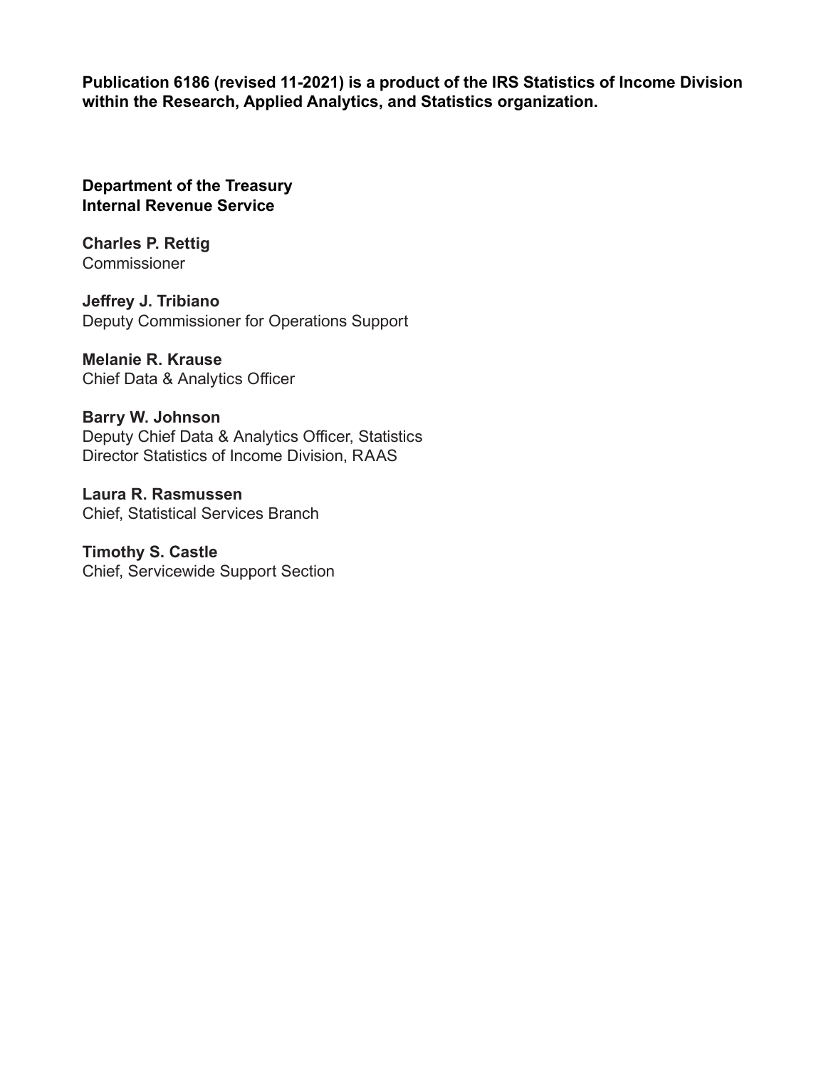**Publication 6186 (revised 11-2021) is a product of the IRS Statistics of Income Division within the Research, Applied Analytics, and Statistics organization.**

**Department of the Treasury**
**Internal Revenue Service**

**Charles P. Rettig**
Commissioner

**Jeffrey J. Tribiano**
Deputy Commissioner for Operations Support

**Melanie R. Krause**
Chief Data & Analytics Officer

**Barry W. Johnson**
Deputy Chief Data & Analytics Officer, Statistics
Director Statistics of Income Division, RAAS

**Laura R. Rasmussen**
Chief, Statistical Services Branch

**Timothy S. Castle**
Chief, Servicewide Support Section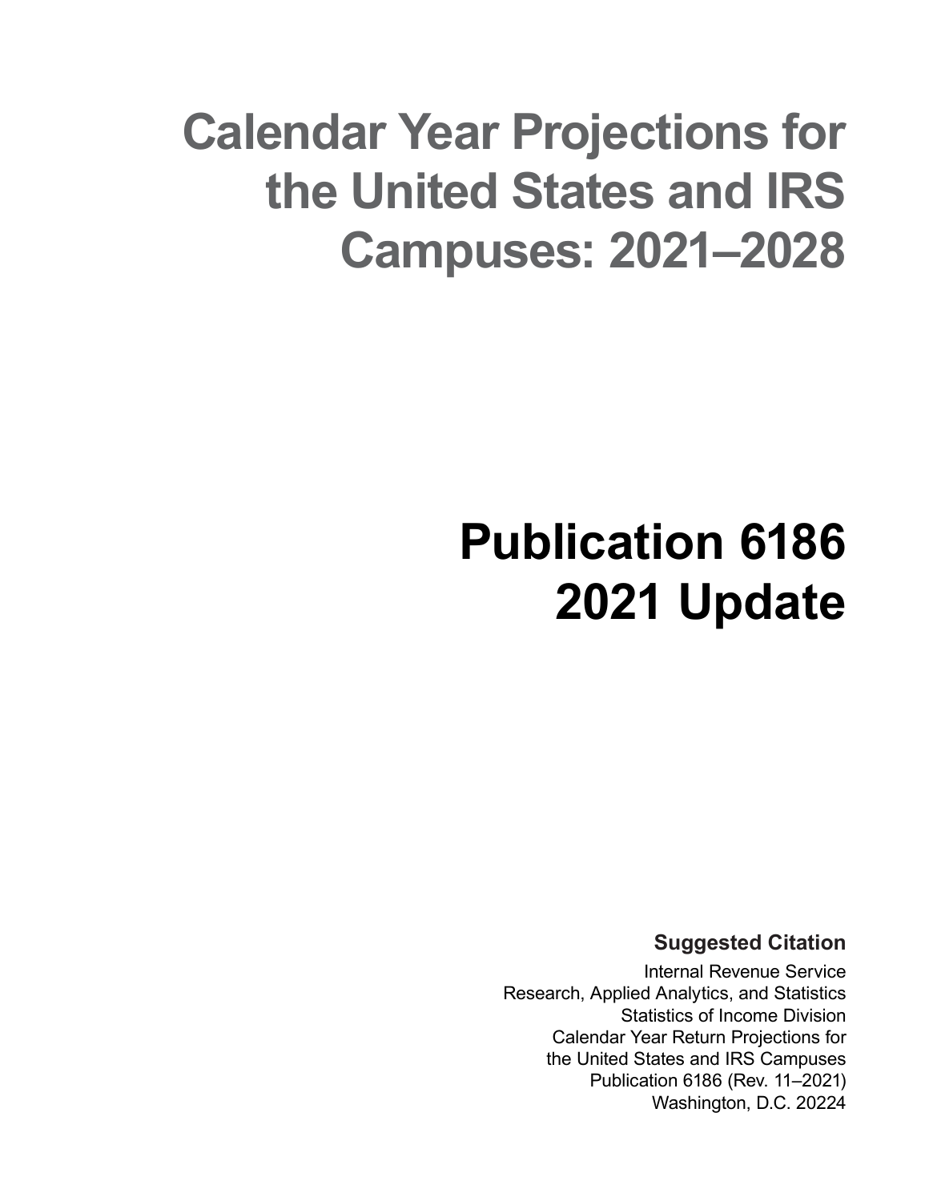# Calendar Year Projections for the United States and IRS Campuses: 2021–2028

# Publication 6186
# 2021 Update

**Suggested Citation**

Internal Revenue Service
Research, Applied Analytics, and Statistics
Statistics of Income Division
Calendar Year Return Projections for
the United States and IRS Campuses
Publication 6186 (Rev. 11–2021)
Washington, D.C. 20224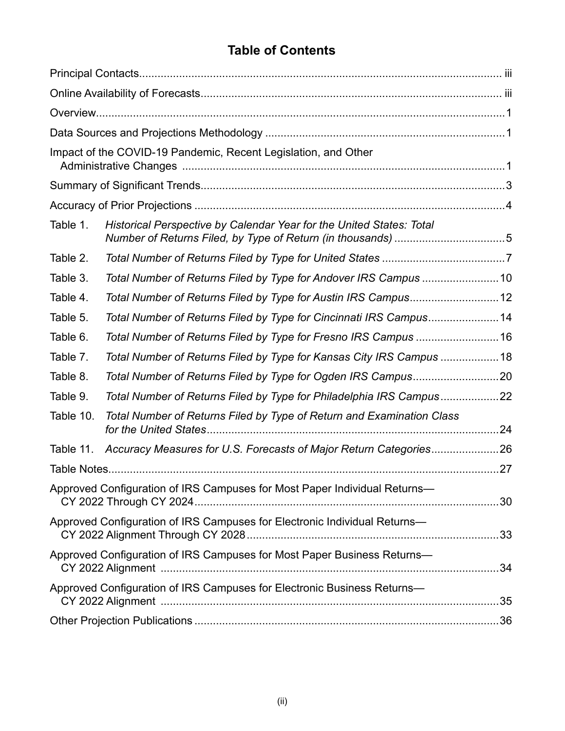# Table of Contents

| | |
|---|---|
| Principal Contacts | iii |
| Online Availability of Forecasts | iii |
| Overview | 1 |
| Data Sources and Projections Methodology | 1 |
| Impact of the COVID-19 Pandemic, Recent Legislation, and Other Administrative Changes | 1 |
| Summary of Significant Trends | 3 |
| Accuracy of Prior Projections | 4 |
| Table 1. *Historical Perspective by Calendar Year for the United States: Total Number of Returns Filed, by Type of Return (in thousands)* | 5 |
| Table 2. *Total Number of Returns Filed by Type for United States* | 7 |
| Table 3. *Total Number of Returns Filed by Type for Andover IRS Campus* | 10 |
| Table 4. *Total Number of Returns Filed by Type for Austin IRS Campus* | 12 |
| Table 5. *Total Number of Returns Filed by Type for Cincinnati IRS Campus* | 14 |
| Table 6. *Total Number of Returns Filed by Type for Fresno IRS Campus* | 16 |
| Table 7. *Total Number of Returns Filed by Type for Kansas City IRS Campus* | 18 |
| Table 8. *Total Number of Returns Filed by Type for Ogden IRS Campus* | 20 |
| Table 9. *Total Number of Returns Filed by Type for Philadelphia IRS Campus* | 22 |
| Table 10. *Total Number of Returns Filed by Type of Return and Examination Class for the United States* | 24 |
| Table 11. *Accuracy Measures for U.S. Forecasts of Major Return Categories* | 26 |
| Table Notes | 27 |
| Approved Configuration of IRS Campuses for Most Paper Individual Returns—CY 2022 Through CY 2024 | 30 |
| Approved Configuration of IRS Campuses for Electronic Individual Returns—CY 2022 Alignment Through CY 2028 | 33 |
| Approved Configuration of IRS Campuses for Most Paper Business Returns—CY 2022 Alignment | 34 |
| Approved Configuration of IRS Campuses for Electronic Business Returns—CY 2022 Alignment | 35 |
| Other Projection Publications | 36 |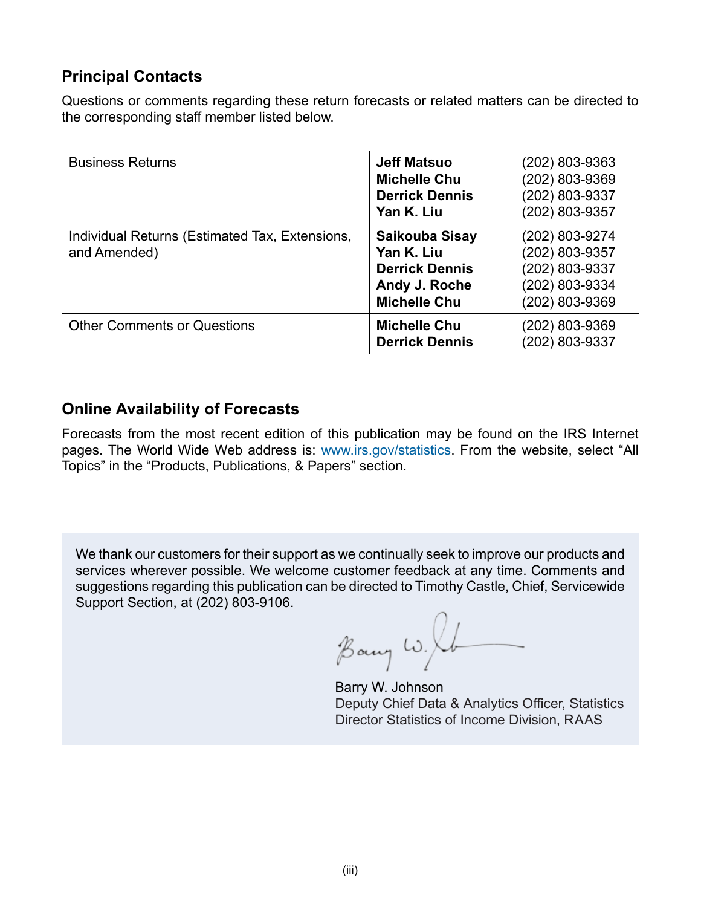## Principal Contacts

Questions or comments regarding these return forecasts or related matters can be directed to the corresponding staff member listed below.

| | | |
|---|---|---|
| Business Returns | **Jeff Matsuo**<br>**Michelle Chu**<br>**Derrick Dennis**<br>**Yan K. Liu** | (202) 803-9363<br>(202) 803-9369<br>(202) 803-9337<br>(202) 803-9357 |
| Individual Returns (Estimated Tax, Extensions, and Amended) | **Saikouba Sisay**<br>**Yan K. Liu**<br>**Derrick Dennis**<br>**Andy J. Roche**<br>**Michelle Chu** | (202) 803-9274<br>(202) 803-9357<br>(202) 803-9337<br>(202) 803-9334<br>(202) 803-9369 |
| Other Comments or Questions | **Michelle Chu**<br>**Derrick Dennis** | (202) 803-9369<br>(202) 803-9337 |

## Online Availability of Forecasts

Forecasts from the most recent edition of this publication may be found on the IRS Internet pages. The World Wide Web address is: www.irs.gov/statistics. From the website, select “All Topics” in the “Products, Publications, & Papers” section.

We thank our customers for their support as we continually seek to improve our products and services wherever possible. We welcome customer feedback at any time. Comments and suggestions regarding this publication can be directed to Timothy Castle, Chief, Servicewide Support Section, at (202) 803-9106.

Barry W. Johnson
Deputy Chief Data & Analytics Officer, Statistics
Director Statistics of Income Division, RAAS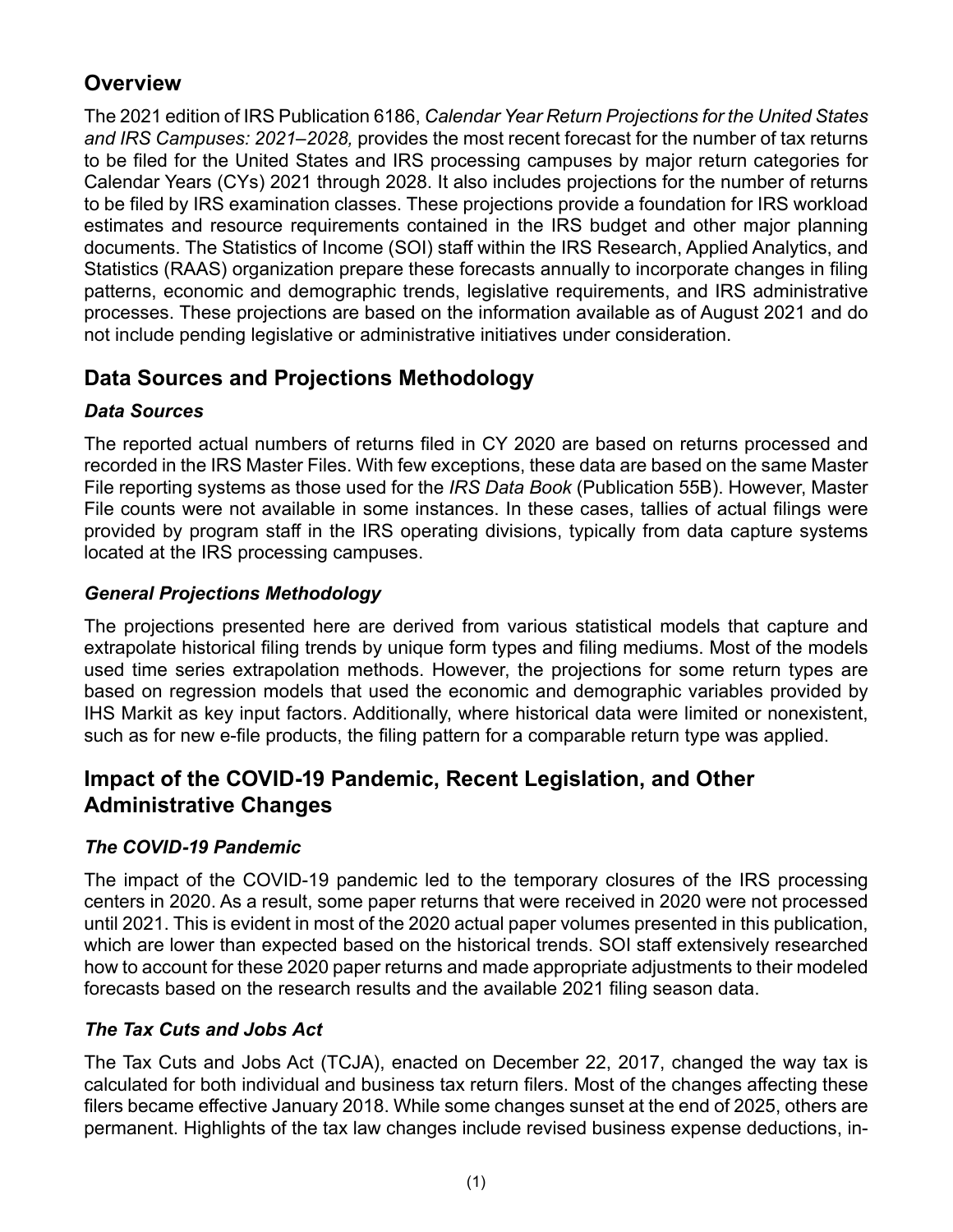## Overview

The 2021 edition of IRS Publication 6186, *Calendar Year Return Projections for the United States and IRS Campuses: 2021–2028,* provides the most recent forecast for the number of tax returns to be filed for the United States and IRS processing campuses by major return categories for Calendar Years (CYs) 2021 through 2028. It also includes projections for the number of returns to be filed by IRS examination classes. These projections provide a foundation for IRS workload estimates and resource requirements contained in the IRS budget and other major planning documents. The Statistics of Income (SOI) staff within the IRS Research, Applied Analytics, and Statistics (RAAS) organization prepare these forecasts annually to incorporate changes in filing patterns, economic and demographic trends, legislative requirements, and IRS administrative processes. These projections are based on the information available as of August 2021 and do not include pending legislative or administrative initiatives under consideration.

## Data Sources and Projections Methodology

### *Data Sources*

The reported actual numbers of returns filed in CY 2020 are based on returns processed and recorded in the IRS Master Files. With few exceptions, these data are based on the same Master File reporting systems as those used for the *IRS Data Book* (Publication 55B). However, Master File counts were not available in some instances. In these cases, tallies of actual filings were provided by program staff in the IRS operating divisions, typically from data capture systems located at the IRS processing campuses.

### *General Projections Methodology*

The projections presented here are derived from various statistical models that capture and extrapolate historical filing trends by unique form types and filing mediums. Most of the models used time series extrapolation methods. However, the projections for some return types are based on regression models that used the economic and demographic variables provided by IHS Markit as key input factors. Additionally, where historical data were limited or nonexistent, such as for new e-file products, the filing pattern for a comparable return type was applied.

## Impact of the COVID-19 Pandemic, Recent Legislation, and Other Administrative Changes

### *The COVID-19 Pandemic*

The impact of the COVID-19 pandemic led to the temporary closures of the IRS processing centers in 2020. As a result, some paper returns that were received in 2020 were not processed until 2021. This is evident in most of the 2020 actual paper volumes presented in this publication, which are lower than expected based on the historical trends. SOI staff extensively researched how to account for these 2020 paper returns and made appropriate adjustments to their modeled forecasts based on the research results and the available 2021 filing season data.

### *The Tax Cuts and Jobs Act*

The Tax Cuts and Jobs Act (TCJA), enacted on December 22, 2017, changed the way tax is calculated for both individual and business tax return filers. Most of the changes affecting these filers became effective January 2018. While some changes sunset at the end of 2025, others are permanent. Highlights of the tax law changes include revised business expense deductions, in-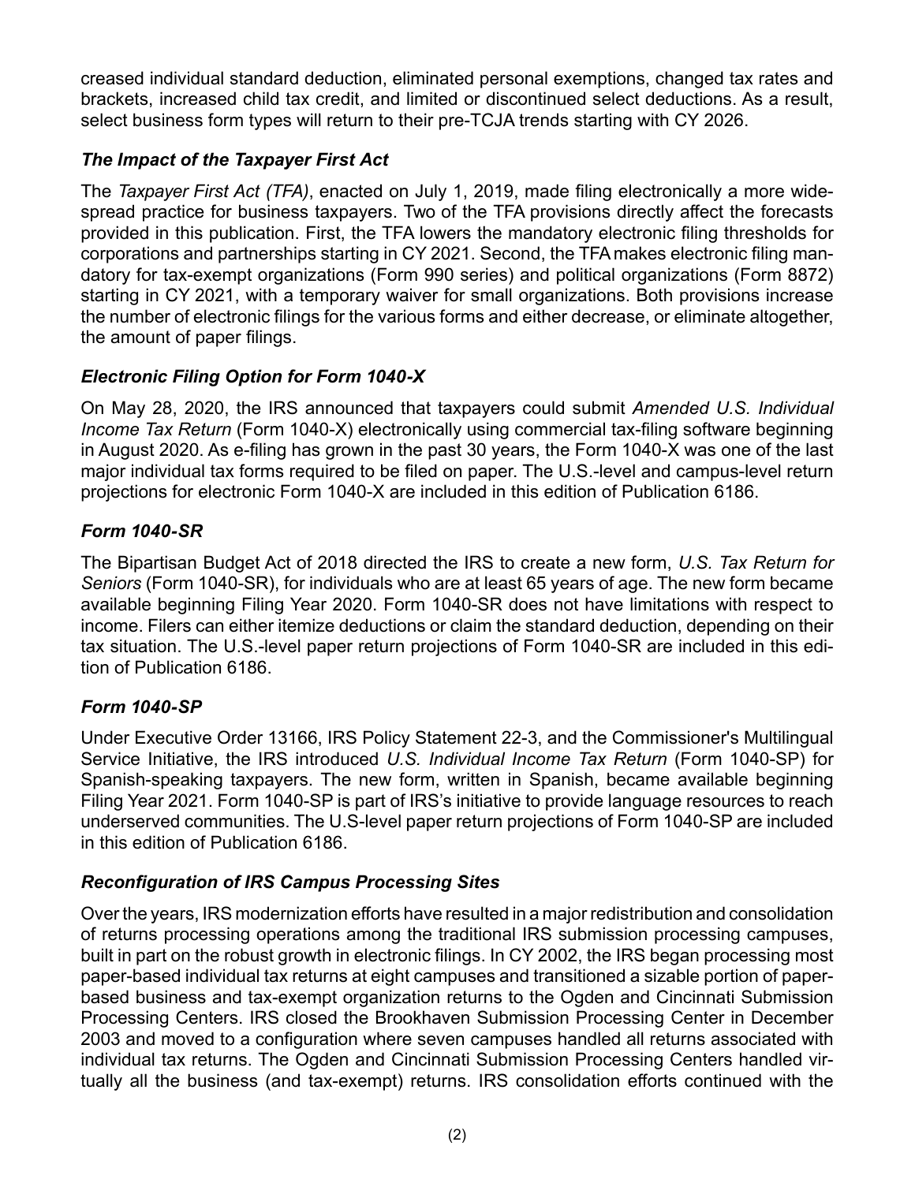creased individual standard deduction, eliminated personal exemptions, changed tax rates and brackets, increased child tax credit, and limited or discontinued select deductions. As a result, select business form types will return to their pre-TCJA trends starting with CY 2026.

### *The Impact of the Taxpayer First Act*

The *Taxpayer First Act (TFA)*, enacted on July 1, 2019, made filing electronically a more widespread practice for business taxpayers. Two of the TFA provisions directly affect the forecasts provided in this publication. First, the TFA lowers the mandatory electronic filing thresholds for corporations and partnerships starting in CY 2021. Second, the TFA makes electronic filing mandatory for tax-exempt organizations (Form 990 series) and political organizations (Form 8872) starting in CY 2021, with a temporary waiver for small organizations. Both provisions increase the number of electronic filings for the various forms and either decrease, or eliminate altogether, the amount of paper filings.

### *Electronic Filing Option for Form 1040-X*

On May 28, 2020, the IRS announced that taxpayers could submit *Amended U.S. Individual Income Tax Return* (Form 1040-X) electronically using commercial tax-filing software beginning in August 2020. As e-filing has grown in the past 30 years, the Form 1040-X was one of the last major individual tax forms required to be filed on paper. The U.S.-level and campus-level return projections for electronic Form 1040-X are included in this edition of Publication 6186.

### *Form 1040-SR*

The Bipartisan Budget Act of 2018 directed the IRS to create a new form, *U.S. Tax Return for Seniors* (Form 1040-SR), for individuals who are at least 65 years of age. The new form became available beginning Filing Year 2020. Form 1040-SR does not have limitations with respect to income. Filers can either itemize deductions or claim the standard deduction, depending on their tax situation. The U.S.-level paper return projections of Form 1040-SR are included in this edition of Publication 6186.

### *Form 1040-SP*

Under Executive Order 13166, IRS Policy Statement 22-3, and the Commissioner's Multilingual Service Initiative, the IRS introduced *U.S. Individual Income Tax Return* (Form 1040-SP) for Spanish-speaking taxpayers. The new form, written in Spanish, became available beginning Filing Year 2021. Form 1040-SP is part of IRS's initiative to provide language resources to reach underserved communities. The U.S-level paper return projections of Form 1040-SP are included in this edition of Publication 6186.

### *Reconfiguration of IRS Campus Processing Sites*

Over the years, IRS modernization efforts have resulted in a major redistribution and consolidation of returns processing operations among the traditional IRS submission processing campuses, built in part on the robust growth in electronic filings. In CY 2002, the IRS began processing most paper-based individual tax returns at eight campuses and transitioned a sizable portion of paper-based business and tax-exempt organization returns to the Ogden and Cincinnati Submission Processing Centers. IRS closed the Brookhaven Submission Processing Center in December 2003 and moved to a configuration where seven campuses handled all returns associated with individual tax returns. The Ogden and Cincinnati Submission Processing Centers handled virtually all the business (and tax-exempt) returns. IRS consolidation efforts continued with the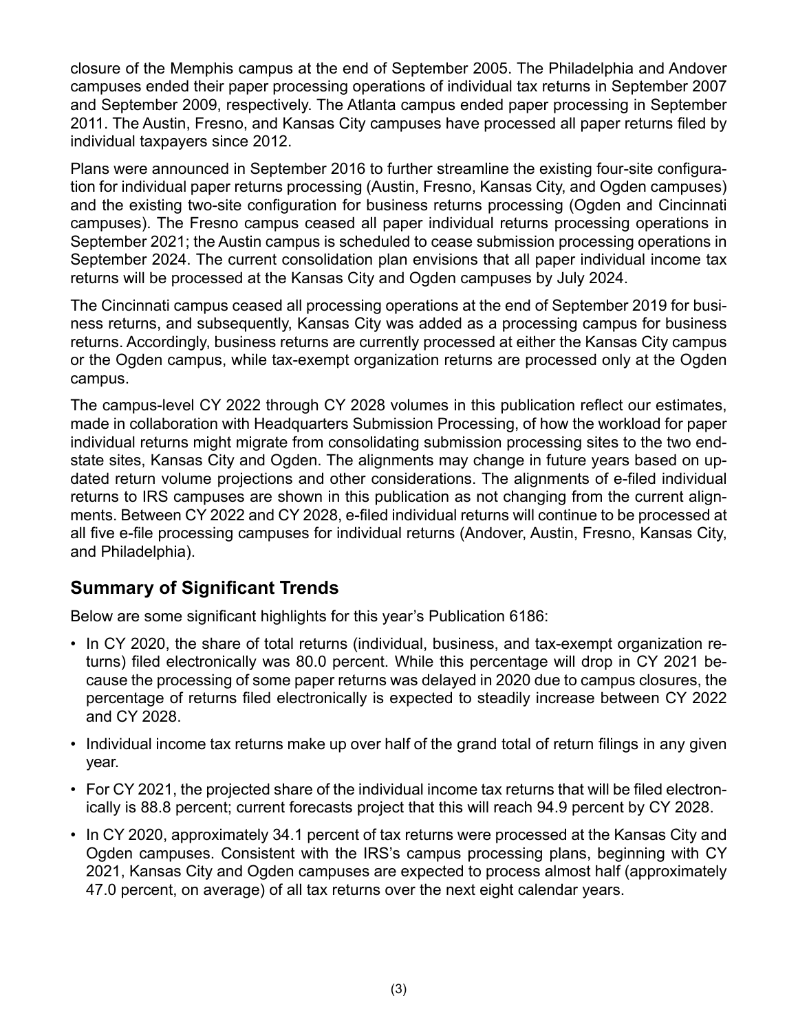closure of the Memphis campus at the end of September 2005. The Philadelphia and Andover campuses ended their paper processing operations of individual tax returns in September 2007 and September 2009, respectively. The Atlanta campus ended paper processing in September 2011. The Austin, Fresno, and Kansas City campuses have processed all paper returns filed by individual taxpayers since 2012.

Plans were announced in September 2016 to further streamline the existing four-site configuration for individual paper returns processing (Austin, Fresno, Kansas City, and Ogden campuses) and the existing two-site configuration for business returns processing (Ogden and Cincinnati campuses). The Fresno campus ceased all paper individual returns processing operations in September 2021; the Austin campus is scheduled to cease submission processing operations in September 2024. The current consolidation plan envisions that all paper individual income tax returns will be processed at the Kansas City and Ogden campuses by July 2024.

The Cincinnati campus ceased all processing operations at the end of September 2019 for business returns, and subsequently, Kansas City was added as a processing campus for business returns. Accordingly, business returns are currently processed at either the Kansas City campus or the Ogden campus, while tax-exempt organization returns are processed only at the Ogden campus.

The campus-level CY 2022 through CY 2028 volumes in this publication reflect our estimates, made in collaboration with Headquarters Submission Processing, of how the workload for paper individual returns might migrate from consolidating submission processing sites to the two end-state sites, Kansas City and Ogden. The alignments may change in future years based on updated return volume projections and other considerations. The alignments of e-filed individual returns to IRS campuses are shown in this publication as not changing from the current alignments. Between CY 2022 and CY 2028, e-filed individual returns will continue to be processed at all five e-file processing campuses for individual returns (Andover, Austin, Fresno, Kansas City, and Philadelphia).

## Summary of Significant Trends

Below are some significant highlights for this year's Publication 6186:

- In CY 2020, the share of total returns (individual, business, and tax-exempt organization returns) filed electronically was 80.0 percent. While this percentage will drop in CY 2021 because the processing of some paper returns was delayed in 2020 due to campus closures, the percentage of returns filed electronically is expected to steadily increase between CY 2022 and CY 2028.
- Individual income tax returns make up over half of the grand total of return filings in any given year.
- For CY 2021, the projected share of the individual income tax returns that will be filed electronically is 88.8 percent; current forecasts project that this will reach 94.9 percent by CY 2028.
- In CY 2020, approximately 34.1 percent of tax returns were processed at the Kansas City and Ogden campuses. Consistent with the IRS's campus processing plans, beginning with CY 2021, Kansas City and Ogden campuses are expected to process almost half (approximately 47.0 percent, on average) of all tax returns over the next eight calendar years.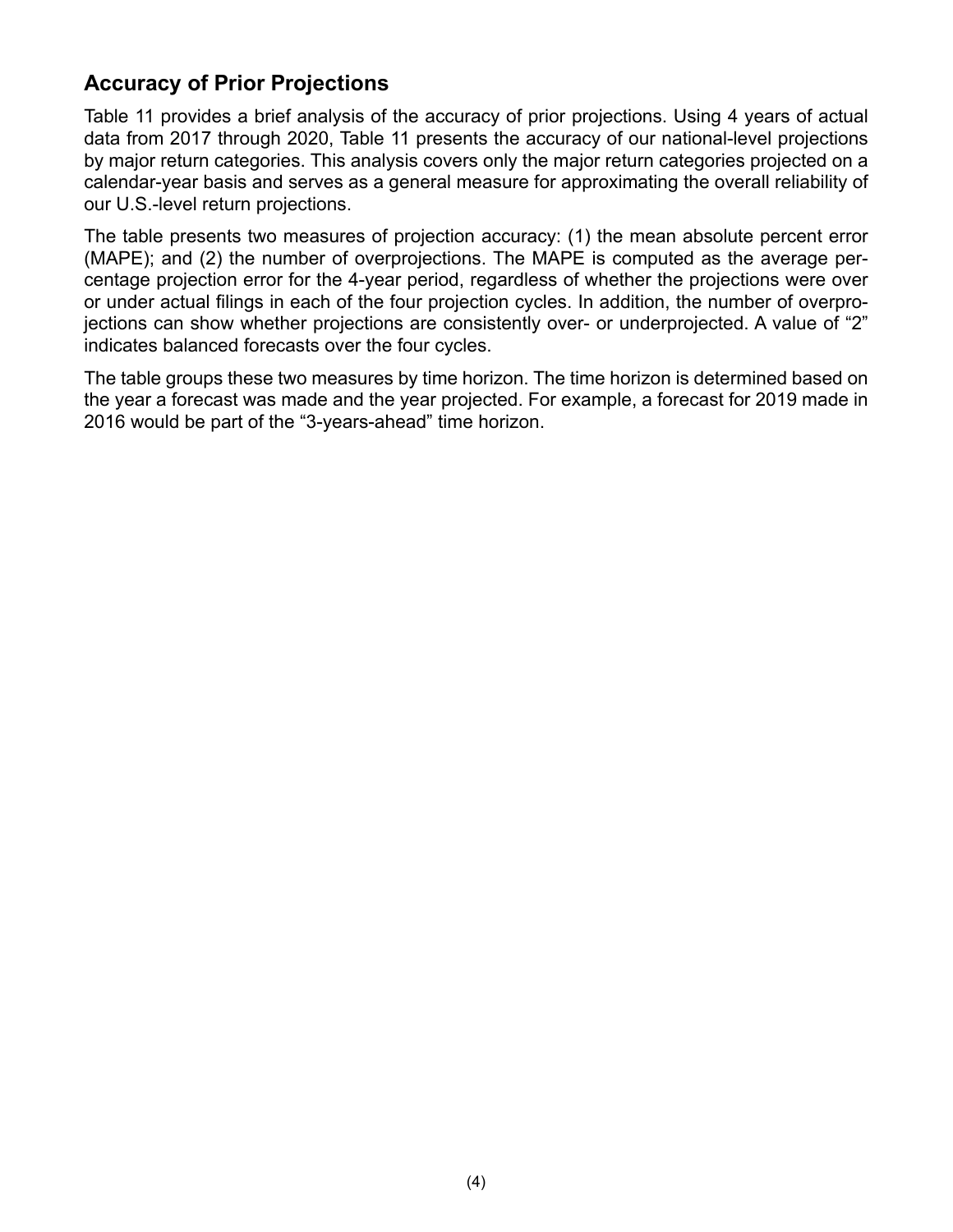## Accuracy of Prior Projections

Table 11 provides a brief analysis of the accuracy of prior projections. Using 4 years of actual data from 2017 through 2020, Table 11 presents the accuracy of our national-level projections by major return categories. This analysis covers only the major return categories projected on a calendar-year basis and serves as a general measure for approximating the overall reliability of our U.S.-level return projections.

The table presents two measures of projection accuracy: (1) the mean absolute percent error (MAPE); and (2) the number of overprojections. The MAPE is computed as the average percentage projection error for the 4-year period, regardless of whether the projections were over or under actual filings in each of the four projection cycles. In addition, the number of overprojections can show whether projections are consistently over- or underprojected. A value of "2" indicates balanced forecasts over the four cycles.

The table groups these two measures by time horizon. The time horizon is determined based on the year a forecast was made and the year projected. For example, a forecast for 2019 made in 2016 would be part of the "3-years-ahead" time horizon.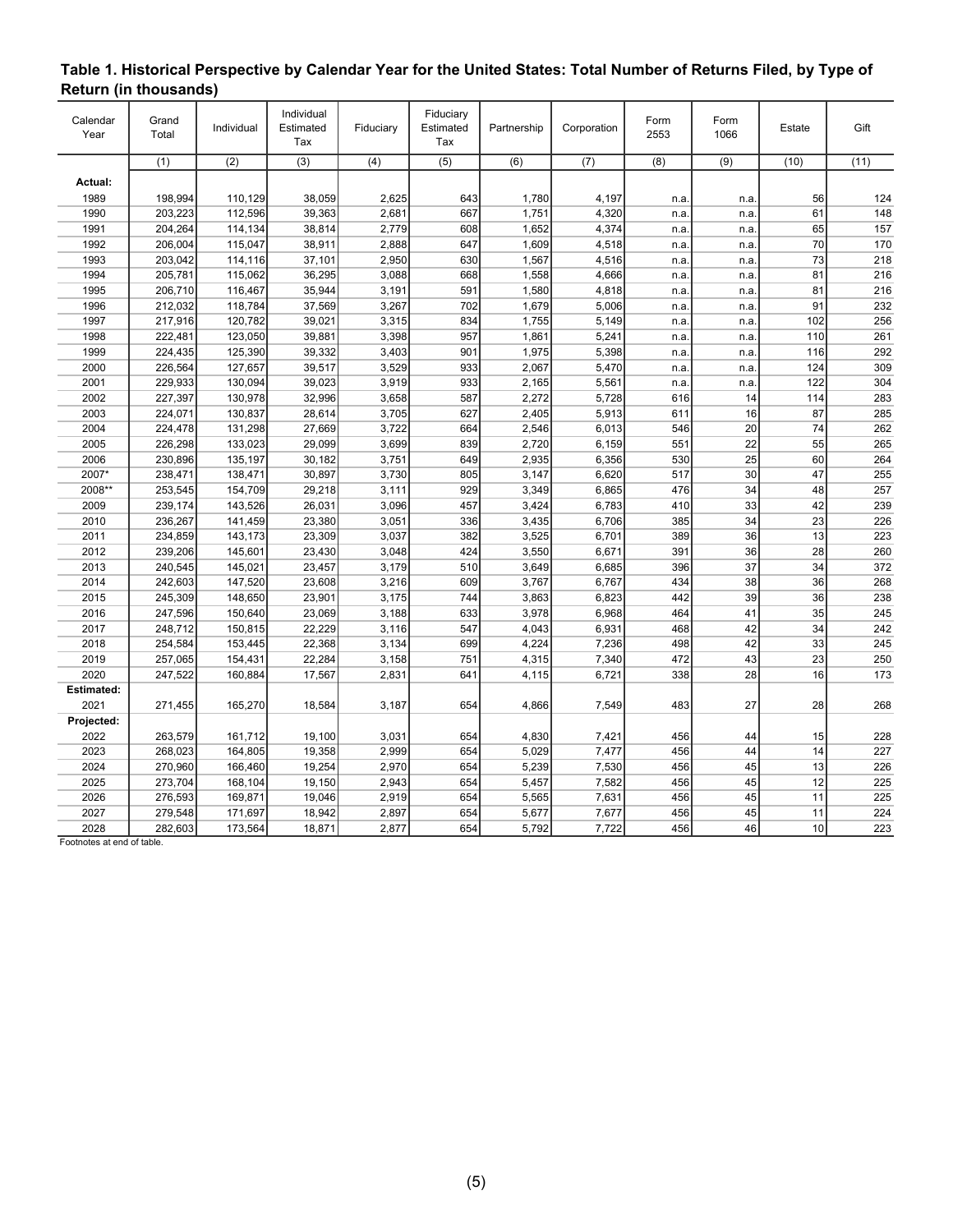**Table 1. Historical Perspective by Calendar Year for the United States: Total Number of Returns Filed, by Type of Return (in thousands)**

| Calendar Year | Grand Total | Individual | Individual Estimated Tax | Fiduciary | Fiduciary Estimated Tax | Partnership | Corporation | Form 2553 | Form 1066 | Estate | Gift |
|---|---|---|---|---|---|---|---|---|---|---|---|
| | (1) | (2) | (3) | (4) | (5) | (6) | (7) | (8) | (9) | (10) | (11) |
| **Actual:** | | | | | | | | | | | |
| 1989 | 198,994 | 110,129 | 38,059 | 2,625 | 643 | 1,780 | 4,197 | n.a. | n.a. | 56 | 124 |
| 1990 | 203,223 | 112,596 | 39,363 | 2,681 | 667 | 1,751 | 4,320 | n.a. | n.a. | 61 | 148 |
| 1991 | 204,264 | 114,134 | 38,814 | 2,779 | 608 | 1,652 | 4,374 | n.a. | n.a. | 65 | 157 |
| 1992 | 206,004 | 115,047 | 38,911 | 2,888 | 647 | 1,609 | 4,518 | n.a. | n.a. | 70 | 170 |
| 1993 | 203,042 | 114,116 | 37,101 | 2,950 | 630 | 1,567 | 4,516 | n.a. | n.a. | 73 | 218 |
| 1994 | 205,781 | 115,062 | 36,295 | 3,088 | 668 | 1,558 | 4,666 | n.a. | n.a. | 81 | 216 |
| 1995 | 206,710 | 116,467 | 35,944 | 3,191 | 591 | 1,580 | 4,818 | n.a. | n.a. | 81 | 216 |
| 1996 | 212,032 | 118,784 | 37,569 | 3,267 | 702 | 1,679 | 5,006 | n.a. | n.a. | 91 | 232 |
| 1997 | 217,916 | 120,782 | 39,021 | 3,315 | 834 | 1,755 | 5,149 | n.a. | n.a. | 102 | 256 |
| 1998 | 222,481 | 123,050 | 39,881 | 3,398 | 957 | 1,861 | 5,241 | n.a. | n.a. | 110 | 261 |
| 1999 | 224,435 | 125,390 | 39,332 | 3,403 | 901 | 1,975 | 5,398 | n.a. | n.a. | 116 | 292 |
| 2000 | 226,564 | 127,657 | 39,517 | 3,529 | 933 | 2,067 | 5,470 | n.a. | n.a. | 124 | 309 |
| 2001 | 229,933 | 130,094 | 39,023 | 3,919 | 933 | 2,165 | 5,561 | n.a. | n.a. | 122 | 304 |
| 2002 | 227,397 | 130,978 | 32,996 | 3,658 | 587 | 2,272 | 5,728 | 616 | 14 | 114 | 283 |
| 2003 | 224,071 | 130,837 | 28,614 | 3,705 | 627 | 2,405 | 5,913 | 611 | 16 | 87 | 285 |
| 2004 | 224,478 | 131,298 | 27,669 | 3,722 | 664 | 2,546 | 6,013 | 546 | 20 | 74 | 262 |
| 2005 | 226,298 | 133,023 | 29,099 | 3,699 | 839 | 2,720 | 6,159 | 551 | 22 | 55 | 265 |
| 2006 | 230,896 | 135,197 | 30,182 | 3,751 | 649 | 2,935 | 6,356 | 530 | 25 | 60 | 264 |
| 2007* | 238,471 | 138,471 | 30,897 | 3,730 | 805 | 3,147 | 6,620 | 517 | 30 | 47 | 255 |
| 2008** | 253,545 | 154,709 | 29,218 | 3,111 | 929 | 3,349 | 6,865 | 476 | 34 | 48 | 257 |
| 2009 | 239,174 | 143,526 | 26,031 | 3,096 | 457 | 3,424 | 6,783 | 410 | 33 | 42 | 239 |
| 2010 | 236,267 | 141,459 | 23,380 | 3,051 | 336 | 3,435 | 6,706 | 385 | 34 | 23 | 226 |
| 2011 | 234,859 | 143,173 | 23,309 | 3,037 | 382 | 3,525 | 6,701 | 389 | 36 | 13 | 223 |
| 2012 | 239,206 | 145,601 | 23,430 | 3,048 | 424 | 3,550 | 6,671 | 391 | 36 | 28 | 260 |
| 2013 | 240,545 | 145,021 | 23,457 | 3,179 | 510 | 3,649 | 6,685 | 396 | 37 | 34 | 372 |
| 2014 | 242,603 | 147,520 | 23,608 | 3,216 | 609 | 3,767 | 6,767 | 434 | 38 | 36 | 268 |
| 2015 | 245,309 | 148,650 | 23,901 | 3,175 | 744 | 3,863 | 6,823 | 442 | 39 | 36 | 238 |
| 2016 | 247,596 | 150,640 | 23,069 | 3,188 | 633 | 3,978 | 6,968 | 464 | 41 | 35 | 245 |
| 2017 | 248,712 | 150,815 | 22,229 | 3,116 | 547 | 4,043 | 6,931 | 468 | 42 | 34 | 242 |
| 2018 | 254,584 | 153,445 | 22,368 | 3,134 | 699 | 4,224 | 7,236 | 498 | 42 | 33 | 245 |
| 2019 | 257,065 | 154,431 | 22,284 | 3,158 | 751 | 4,315 | 7,340 | 472 | 43 | 23 | 250 |
| 2020 | 247,522 | 160,884 | 17,567 | 2,831 | 641 | 4,115 | 6,721 | 338 | 28 | 16 | 173 |
| **Estimated:** | | | | | | | | | | | |
| 2021 | 271,455 | 165,270 | 18,584 | 3,187 | 654 | 4,866 | 7,549 | 483 | 27 | 28 | 268 |
| **Projected:** | | | | | | | | | | | |
| 2022 | 263,579 | 161,712 | 19,100 | 3,031 | 654 | 4,830 | 7,421 | 456 | 44 | 15 | 228 |
| 2023 | 268,023 | 164,805 | 19,358 | 2,999 | 654 | 5,029 | 7,477 | 456 | 44 | 14 | 227 |
| 2024 | 270,960 | 166,460 | 19,254 | 2,970 | 654 | 5,239 | 7,530 | 456 | 45 | 13 | 226 |
| 2025 | 273,704 | 168,104 | 19,150 | 2,943 | 654 | 5,457 | 7,582 | 456 | 45 | 12 | 225 |
| 2026 | 276,593 | 169,871 | 19,046 | 2,919 | 654 | 5,565 | 7,631 | 456 | 45 | 11 | 225 |
| 2027 | 279,548 | 171,697 | 18,942 | 2,897 | 654 | 5,677 | 7,677 | 456 | 45 | 11 | 224 |
| 2028 | 282,603 | 173,564 | 18,871 | 2,877 | 654 | 5,792 | 7,722 | 456 | 46 | 10 | 223 |

Footnotes at end of table.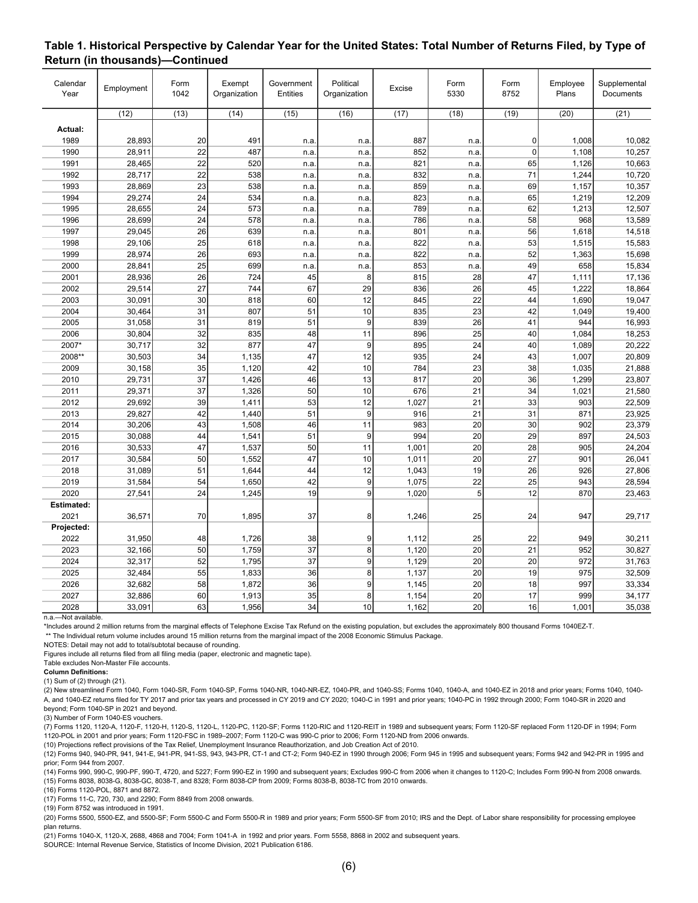**Table 1. Historical Perspective by Calendar Year for the United States: Total Number of Returns Filed, by Type of Return (in thousands)—Continued**

| Calendar Year | Employment | Form 1042 | Exempt Organization | Government Entities | Political Organization | Excise | Form 5330 | Form 8752 | Employee Plans | Supplemental Documents |
|---|---|---|---|---|---|---|---|---|---|---|
| | (12) | (13) | (14) | (15) | (16) | (17) | (18) | (19) | (20) | (21) |
| **Actual:** | | | | | | | | | | |
| 1989 | 28,893 | 20 | 491 | n.a. | n.a. | 887 | n.a. | 0 | 1,008 | 10,082 |
| 1990 | 28,911 | 22 | 487 | n.a. | n.a. | 852 | n.a. | 0 | 1,108 | 10,257 |
| 1991 | 28,465 | 22 | 520 | n.a. | n.a. | 821 | n.a. | 65 | 1,126 | 10,663 |
| 1992 | 28,717 | 22 | 538 | n.a. | n.a. | 832 | n.a. | 71 | 1,244 | 10,720 |
| 1993 | 28,869 | 23 | 538 | n.a. | n.a. | 859 | n.a. | 69 | 1,157 | 10,357 |
| 1994 | 29,274 | 24 | 534 | n.a. | n.a. | 823 | n.a. | 65 | 1,219 | 12,209 |
| 1995 | 28,655 | 24 | 573 | n.a. | n.a. | 789 | n.a. | 62 | 1,213 | 12,507 |
| 1996 | 28,699 | 24 | 578 | n.a. | n.a. | 786 | n.a. | 58 | 968 | 13,589 |
| 1997 | 29,045 | 26 | 639 | n.a. | n.a. | 801 | n.a. | 56 | 1,618 | 14,518 |
| 1998 | 29,106 | 25 | 618 | n.a. | n.a. | 822 | n.a. | 53 | 1,515 | 15,583 |
| 1999 | 28,974 | 26 | 693 | n.a. | n.a. | 822 | n.a. | 52 | 1,363 | 15,698 |
| 2000 | 28,841 | 25 | 699 | n.a. | n.a. | 853 | n.a. | 49 | 658 | 15,834 |
| 2001 | 28,936 | 26 | 724 | 45 | 8 | 815 | 28 | 47 | 1,111 | 17,136 |
| 2002 | 29,514 | 27 | 744 | 67 | 29 | 836 | 26 | 45 | 1,222 | 18,864 |
| 2003 | 30,091 | 30 | 818 | 60 | 12 | 845 | 22 | 44 | 1,690 | 19,047 |
| 2004 | 30,464 | 31 | 807 | 51 | 10 | 835 | 23 | 42 | 1,049 | 19,400 |
| 2005 | 31,058 | 31 | 819 | 51 | 9 | 839 | 26 | 41 | 944 | 16,993 |
| 2006 | 30,804 | 32 | 835 | 48 | 11 | 896 | 25 | 40 | 1,084 | 18,253 |
| 2007* | 30,717 | 32 | 877 | 47 | 9 | 895 | 24 | 40 | 1,089 | 20,222 |
| 2008** | 30,503 | 34 | 1,135 | 47 | 12 | 935 | 24 | 43 | 1,007 | 20,809 |
| 2009 | 30,158 | 35 | 1,120 | 42 | 10 | 784 | 23 | 38 | 1,035 | 21,888 |
| 2010 | 29,731 | 37 | 1,426 | 46 | 13 | 817 | 20 | 36 | 1,299 | 23,807 |
| 2011 | 29,371 | 37 | 1,326 | 50 | 10 | 676 | 21 | 34 | 1,021 | 21,580 |
| 2012 | 29,692 | 39 | 1,411 | 53 | 12 | 1,027 | 21 | 33 | 903 | 22,509 |
| 2013 | 29,827 | 42 | 1,440 | 51 | 9 | 916 | 21 | 31 | 871 | 23,925 |
| 2014 | 30,206 | 43 | 1,508 | 46 | 11 | 983 | 20 | 30 | 902 | 23,379 |
| 2015 | 30,088 | 44 | 1,541 | 51 | 9 | 994 | 20 | 29 | 897 | 24,503 |
| 2016 | 30,533 | 47 | 1,537 | 50 | 11 | 1,001 | 20 | 28 | 905 | 24,204 |
| 2017 | 30,584 | 50 | 1,552 | 47 | 10 | 1,011 | 20 | 27 | 901 | 26,041 |
| 2018 | 31,089 | 51 | 1,644 | 44 | 12 | 1,043 | 19 | 26 | 926 | 27,806 |
| 2019 | 31,584 | 54 | 1,650 | 42 | 9 | 1,075 | 22 | 25 | 943 | 28,594 |
| 2020 | 27,541 | 24 | 1,245 | 19 | 9 | 1,020 | 5 | 12 | 870 | 23,463 |
| **Estimated:** | | | | | | | | | | |
| 2021 | 36,571 | 70 | 1,895 | 37 | 8 | 1,246 | 25 | 24 | 947 | 29,717 |
| **Projected:** | | | | | | | | | | |
| 2022 | 31,950 | 48 | 1,726 | 38 | 9 | 1,112 | 25 | 22 | 949 | 30,211 |
| 2023 | 32,166 | 50 | 1,759 | 37 | 8 | 1,120 | 20 | 21 | 952 | 30,827 |
| 2024 | 32,317 | 52 | 1,795 | 37 | 9 | 1,129 | 20 | 20 | 972 | 31,763 |
| 2025 | 32,484 | 55 | 1,833 | 36 | 8 | 1,137 | 20 | 19 | 975 | 32,509 |
| 2026 | 32,682 | 58 | 1,872 | 36 | 9 | 1,145 | 20 | 18 | 997 | 33,334 |
| 2027 | 32,886 | 60 | 1,913 | 35 | 8 | 1,154 | 20 | 17 | 999 | 34,177 |
| 2028 | 33,091 | 63 | 1,956 | 34 | 10 | 1,162 | 20 | 16 | 1,001 | 35,038 |

n.a.—Not available.

*Includes around 2 million returns from the marginal effects of Telephone Excise Tax Refund on the existing population, but excludes the approximately 800 thousand Forms 1040EZ-T.

** The Individual return volume includes around 15 million returns from the marginal impact of the 2008 Economic Stimulus Package.

NOTES: Detail may not add to total/subtotal because of rounding.

Figures include all returns filed from all filing media (paper, electronic and magnetic tape).

Table excludes Non-Master File accounts.

**Column Definitions:**

(1) Sum of (2) through (21).

(2) New streamlined Form 1040, Form 1040-SR, Form 1040-SP, Forms 1040-NR, 1040-NR-EZ, 1040-PR, and 1040-SS; Forms 1040, 1040-A, and 1040-EZ in 2018 and prior years; Forms 1040, 1040-A, and 1040-EZ returns filed for TY 2017 and prior tax years and processed in CY 2019 and CY 2020; 1040-C in 1991 and prior years; 1040-PC in 1992 through 2000; Form 1040-SR in 2020 and beyond; Form 1040-SP in 2021 and beyond.

(3) Number of Form 1040-ES vouchers.

(7) Forms 1120, 1120-A, 1120-F, 1120-H, 1120-S, 1120-L, 1120-PC, 1120-SF; Forms 1120-RIC and 1120-REIT in 1989 and subsequent years; Form 1120-SF replaced Form 1120-DF in 1994; Form 1120-POL in 2001 and prior years; Form 1120-FSC in 1989–2007; Form 1120-C was 990-C prior to 2006; Form 1120-ND from 2006 onwards.

(10) Projections reflect provisions of the Tax Relief, Unemployment Insurance Reauthorization, and Job Creation Act of 2010.

(12) Forms 940, 940-PR, 941, 941-E, 941-PR, 941-SS, 943, 943-PR, CT-1 and CT-2; Form 940-EZ in 1990 through 2006; Form 945 in 1995 and subsequent years; Forms 942 and 942-PR in 1995 and prior; Form 944 from 2007.

(14) Forms 990, 990-C, 990-PF, 990-T, 4720, and 5227; Form 990-EZ in 1990 and subsequent years; Excludes 990-C from 2006 when it changes to 1120-C; Includes Form 990-N from 2008 onwards.

(15) Forms 8038, 8038-G, 8038-GC, 8038-T, and 8328; Form 8038-CP from 2009; Forms 8038-B, 8038-TC from 2010 onwards.

(16) Forms 1120-POL, 8871 and 8872.

(17) Forms 11-C, 720, 730, and 2290; Form 8849 from 2008 onwards.

(19) Form 8752 was introduced in 1991.

(20) Forms 5500, 5500-EZ, and 5500-SF; Form 5500-C and Form 5500-R in 1989 and prior years; Form 5500-SF from 2010; IRS and the Dept. of Labor share responsibility for processing employee plan returns.

(21) Forms 1040-X, 1120-X, 2688, 4868 and 7004; Form 1041-A in 1992 and prior years. Form 5558, 8868 in 2002 and subsequent years.

SOURCE: Internal Revenue Service, Statistics of Income Division, 2021 Publication 6186.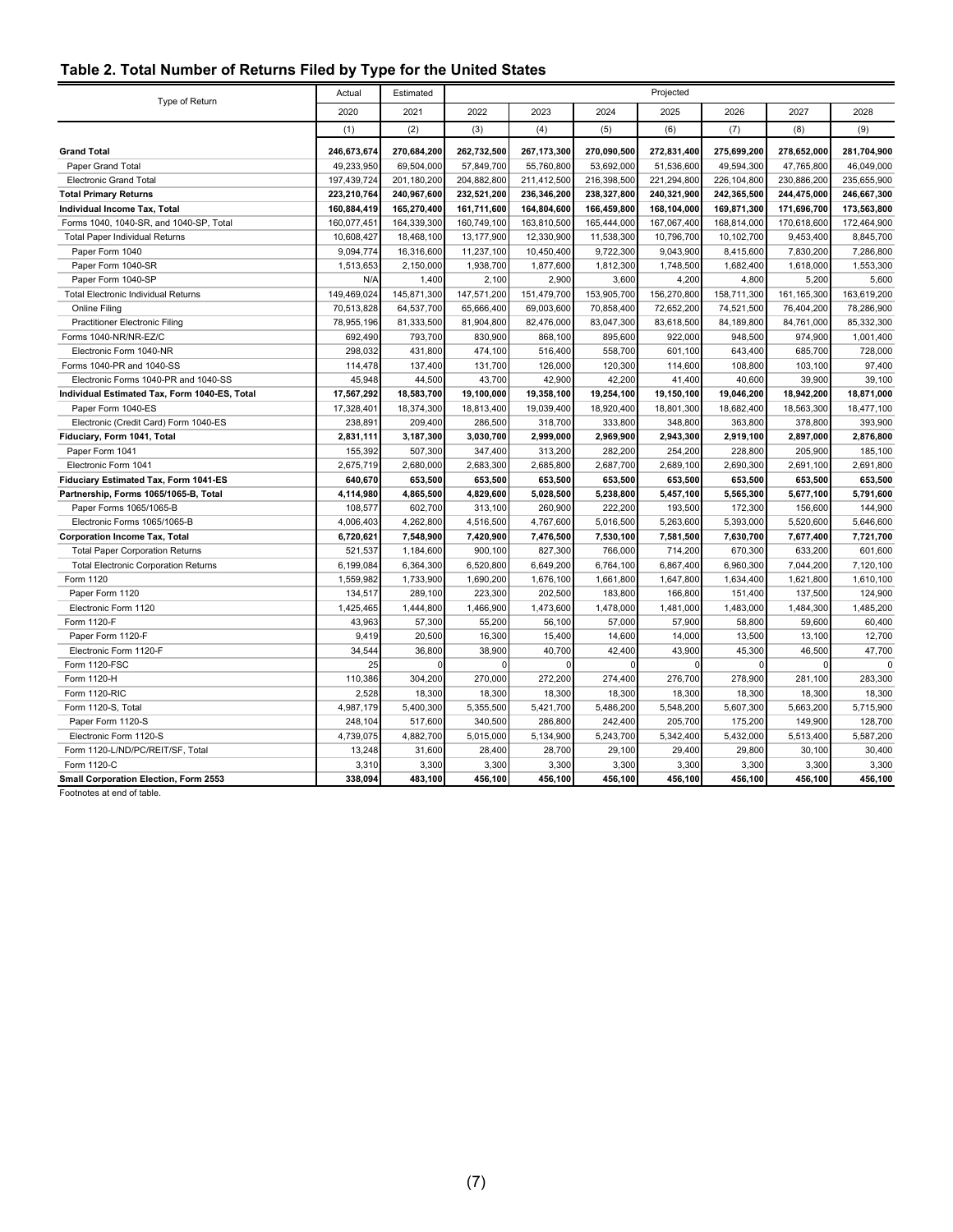## Table 2. Total Number of Returns Filed by Type for the United States

| Type of Return | Actual | Estimated | Projected | | | | | | |
|---|---|---|---|---|---|---|---|---|---|
| | 2020 | 2021 | 2022 | 2023 | 2024 | 2025 | 2026 | 2027 | 2028 |
| | (1) | (2) | (3) | (4) | (5) | (6) | (7) | (8) | (9) |
| **Grand Total** | **246,673,674** | **270,684,200** | **262,732,500** | **267,173,300** | **270,090,500** | **272,831,400** | **275,699,200** | **278,652,000** | **281,704,900** |
| Paper Grand Total | 49,233,950 | 69,504,000 | 57,849,700 | 55,760,800 | 53,692,000 | 51,536,600 | 49,594,300 | 47,765,800 | 46,049,000 |
| Electronic Grand Total | 197,439,724 | 201,180,200 | 204,882,800 | 211,412,500 | 216,398,500 | 221,294,800 | 226,104,800 | 230,886,200 | 235,655,900 |
| **Total Primary Returns** | **223,210,764** | **240,967,600** | **232,521,200** | **236,346,200** | **238,327,800** | **240,321,900** | **242,365,500** | **244,475,000** | **246,667,300** |
| **Individual Income Tax, Total** | **160,884,419** | **165,270,400** | **161,711,600** | **164,804,600** | **166,459,800** | **168,104,000** | **169,871,300** | **171,696,700** | **173,563,800** |
| Forms 1040, 1040-SR, and 1040-SP, Total | 160,077,451 | 164,339,300 | 160,749,100 | 163,810,500 | 165,444,000 | 167,067,400 | 168,814,000 | 170,618,600 | 172,464,900 |
| Total Paper Individual Returns | 10,608,427 | 18,468,100 | 13,177,900 | 12,330,900 | 11,538,300 | 10,796,700 | 10,102,700 | 9,453,400 | 8,845,700 |
| Paper Form 1040 | 9,094,774 | 16,316,600 | 11,237,100 | 10,450,400 | 9,722,300 | 9,043,900 | 8,415,600 | 7,830,200 | 7,286,800 |
| Paper Form 1040-SR | 1,513,653 | 2,150,000 | 1,938,700 | 1,877,600 | 1,812,300 | 1,748,500 | 1,682,400 | 1,618,000 | 1,553,300 |
| Paper Form 1040-SP | N/A | 1,400 | 2,100 | 2,900 | 3,600 | 4,200 | 4,800 | 5,200 | 5,600 |
| Total Electronic Individual Returns | 149,469,024 | 145,871,300 | 147,571,200 | 151,479,700 | 153,905,700 | 156,270,800 | 158,711,300 | 161,165,300 | 163,619,200 |
| Online Filing | 70,513,828 | 64,537,700 | 65,666,400 | 69,003,600 | 70,858,400 | 72,652,200 | 74,521,500 | 76,404,200 | 78,286,900 |
| Practitioner Electronic Filing | 78,955,196 | 81,333,500 | 81,904,800 | 82,476,000 | 83,047,300 | 83,618,500 | 84,189,800 | 84,761,000 | 85,332,300 |
| Forms 1040-NR/NR-EZ/C | 692,490 | 793,700 | 830,900 | 868,100 | 895,600 | 922,000 | 948,500 | 974,900 | 1,001,400 |
| Electronic Form 1040-NR | 298,032 | 431,800 | 474,100 | 516,400 | 558,700 | 601,100 | 643,400 | 685,700 | 728,000 |
| Forms 1040-PR and 1040-SS | 114,478 | 137,400 | 131,700 | 126,000 | 120,300 | 114,600 | 108,800 | 103,100 | 97,400 |
| Electronic Forms 1040-PR and 1040-SS | 45,948 | 44,500 | 43,700 | 42,900 | 42,200 | 41,400 | 40,600 | 39,900 | 39,100 |
| **Individual Estimated Tax, Form 1040-ES, Total** | **17,567,292** | **18,583,700** | **19,100,000** | **19,358,100** | **19,254,100** | **19,150,100** | **19,046,200** | **18,942,200** | **18,871,000** |
| Paper Form 1040-ES | 17,328,401 | 18,374,300 | 18,813,400 | 19,039,400 | 18,920,400 | 18,801,300 | 18,682,400 | 18,563,300 | 18,477,100 |
| Electronic (Credit Card) Form 1040-ES | 238,891 | 209,400 | 286,500 | 318,700 | 333,800 | 348,800 | 363,800 | 378,800 | 393,900 |
| **Fiduciary, Form 1041, Total** | **2,831,111** | **3,187,300** | **3,030,700** | **2,999,000** | **2,969,900** | **2,943,300** | **2,919,100** | **2,897,000** | **2,876,800** |
| Paper Form 1041 | 155,392 | 507,300 | 347,400 | 313,200 | 282,200 | 254,200 | 228,800 | 205,900 | 185,100 |
| Electronic Form 1041 | 2,675,719 | 2,680,000 | 2,683,300 | 2,685,800 | 2,687,700 | 2,689,100 | 2,690,300 | 2,691,100 | 2,691,800 |
| **Fiduciary Estimated Tax, Form 1041-ES** | **640,670** | **653,500** | **653,500** | **653,500** | **653,500** | **653,500** | **653,500** | **653,500** | **653,500** |
| **Partnership, Forms 1065/1065-B, Total** | **4,114,980** | **4,865,500** | **4,829,600** | **5,028,500** | **5,238,800** | **5,457,100** | **5,565,300** | **5,677,100** | **5,791,600** |
| Paper Forms 1065/1065-B | 108,577 | 602,700 | 313,100 | 260,900 | 222,200 | 193,500 | 172,300 | 156,600 | 144,900 |
| Electronic Forms 1065/1065-B | 4,006,403 | 4,262,800 | 4,516,500 | 4,767,600 | 5,016,500 | 5,263,600 | 5,393,000 | 5,520,600 | 5,646,600 |
| **Corporation Income Tax, Total** | **6,720,621** | **7,548,900** | **7,420,900** | **7,476,500** | **7,530,100** | **7,581,500** | **7,630,700** | **7,677,400** | **7,721,700** |
| Total Paper Corporation Returns | 521,537 | 1,184,600 | 900,100 | 827,300 | 766,000 | 714,200 | 670,300 | 633,200 | 601,600 |
| Total Electronic Corporation Returns | 6,199,084 | 6,364,300 | 6,520,800 | 6,649,200 | 6,764,100 | 6,867,400 | 6,960,300 | 7,044,200 | 7,120,100 |
| Form 1120 | 1,559,982 | 1,733,900 | 1,690,200 | 1,676,100 | 1,661,800 | 1,647,800 | 1,634,400 | 1,621,800 | 1,610,100 |
| Paper Form 1120 | 134,517 | 289,100 | 223,300 | 202,500 | 183,800 | 166,800 | 151,400 | 137,500 | 124,900 |
| Electronic Form 1120 | 1,425,465 | 1,444,800 | 1,466,900 | 1,473,600 | 1,478,000 | 1,481,000 | 1,483,000 | 1,484,300 | 1,485,200 |
| Form 1120-F | 43,963 | 57,300 | 55,200 | 56,100 | 57,000 | 57,900 | 58,800 | 59,600 | 60,400 |
| Paper Form 1120-F | 9,419 | 20,500 | 16,300 | 15,400 | 14,600 | 14,000 | 13,500 | 13,100 | 12,700 |
| Electronic Form 1120-F | 34,544 | 36,800 | 38,900 | 40,700 | 42,400 | 43,900 | 45,300 | 46,500 | 47,700 |
| Form 1120-FSC | 25 | 0 | 0 | 0 | 0 | 0 | 0 | 0 | 0 |
| Form 1120-H | 110,386 | 304,200 | 270,000 | 272,200 | 274,400 | 276,700 | 278,900 | 281,100 | 283,300 |
| Form 1120-RIC | 2,528 | 18,300 | 18,300 | 18,300 | 18,300 | 18,300 | 18,300 | 18,300 | 18,300 |
| Form 1120-S, Total | 4,987,179 | 5,400,300 | 5,355,500 | 5,421,700 | 5,486,200 | 5,548,200 | 5,607,300 | 5,663,200 | 5,715,900 |
| Paper Form 1120-S | 248,104 | 517,600 | 340,500 | 286,800 | 242,400 | 205,700 | 175,200 | 149,900 | 128,700 |
| Electronic Form 1120-S | 4,739,075 | 4,882,700 | 5,015,000 | 5,134,900 | 5,243,700 | 5,342,400 | 5,432,000 | 5,513,400 | 5,587,200 |
| Form 1120-L/ND/PC/REIT/SF, Total | 13,248 | 31,600 | 28,400 | 28,700 | 29,100 | 29,400 | 29,800 | 30,100 | 30,400 |
| Form 1120-C | 3,310 | 3,300 | 3,300 | 3,300 | 3,300 | 3,300 | 3,300 | 3,300 | 3,300 |
| **Small Corporation Election, Form 2553** | **338,094** | **483,100** | **456,100** | **456,100** | **456,100** | **456,100** | **456,100** | **456,100** | **456,100** |

Footnotes at end of table.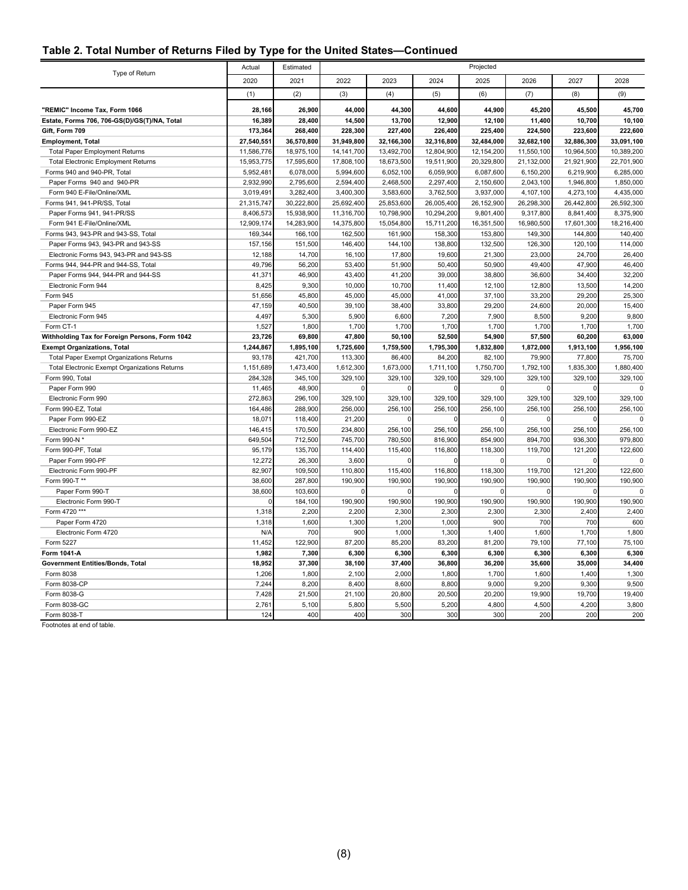## Table 2. Total Number of Returns Filed by Type for the United States—Continued

| Type of Return | Actual | Estimated | Projected | | | | | | |
|---|---|---|---|---|---|---|---|---|---|
| | 2020 | 2021 | 2022 | 2023 | 2024 | 2025 | 2026 | 2027 | 2028 |
| | (1) | (2) | (3) | (4) | (5) | (6) | (7) | (8) | (9) |
| **"REMIC" Income Tax, Form 1066** | **28,166** | **26,900** | **44,000** | **44,300** | **44,600** | **44,900** | **45,200** | **45,500** | **45,700** |
| **Estate, Forms 706, 706-GS(D)/GS(T)/NA, Total** | **16,389** | **28,400** | **14,500** | **13,700** | **12,900** | **12,100** | **11,400** | **10,700** | **10,100** |
| **Gift, Form 709** | **173,364** | **268,400** | **228,300** | **227,400** | **226,400** | **225,400** | **224,500** | **223,600** | **222,600** |
| **Employment, Total** | **27,540,551** | **36,570,800** | **31,949,800** | **32,166,300** | **32,316,800** | **32,484,000** | **32,682,100** | **32,886,300** | **33,091,100** |
| Total Paper Employment Returns | 11,586,776 | 18,975,100 | 14,141,700 | 13,492,700 | 12,804,900 | 12,154,200 | 11,550,100 | 10,964,500 | 10,389,200 |
| Total Electronic Employment Returns | 15,953,775 | 17,595,600 | 17,808,100 | 18,673,500 | 19,511,900 | 20,329,800 | 21,132,000 | 21,921,900 | 22,701,900 |
| Forms 940 and 940-PR, Total | 5,952,481 | 6,078,000 | 5,994,600 | 6,052,100 | 6,059,900 | 6,087,600 | 6,150,200 | 6,219,900 | 6,285,000 |
| Paper Forms 940 and 940-PR | 2,932,990 | 2,795,600 | 2,594,400 | 2,468,500 | 2,297,400 | 2,150,600 | 2,043,100 | 1,946,800 | 1,850,000 |
| Form 940 E-File/Online/XML | 3,019,491 | 3,282,400 | 3,400,300 | 3,583,600 | 3,762,500 | 3,937,000 | 4,107,100 | 4,273,100 | 4,435,000 |
| Forms 941, 941-PR/SS, Total | 21,315,747 | 30,222,800 | 25,692,400 | 25,853,600 | 26,005,400 | 26,152,900 | 26,298,300 | 26,442,800 | 26,592,300 |
| Paper Forms 941, 941-PR/SS | 8,406,573 | 15,938,900 | 11,316,700 | 10,798,900 | 10,294,200 | 9,801,400 | 9,317,800 | 8,841,400 | 8,375,900 |
| Form 941 E-File/Online/XML | 12,909,174 | 14,283,900 | 14,375,800 | 15,054,800 | 15,711,200 | 16,351,500 | 16,980,500 | 17,601,300 | 18,216,400 |
| Forms 943, 943-PR and 943-SS, Total | 169,344 | 166,100 | 162,500 | 161,900 | 158,300 | 153,800 | 149,300 | 144,800 | 140,400 |
| Paper Forms 943, 943-PR and 943-SS | 157,156 | 151,500 | 146,400 | 144,100 | 138,800 | 132,500 | 126,300 | 120,100 | 114,000 |
| Electronic Forms 943, 943-PR and 943-SS | 12,188 | 14,700 | 16,100 | 17,800 | 19,600 | 21,300 | 23,000 | 24,700 | 26,400 |
| Forms 944, 944-PR and 944-SS, Total | 49,796 | 56,200 | 53,400 | 51,900 | 50,400 | 50,900 | 49,400 | 47,900 | 46,400 |
| Paper Forms 944, 944-PR and 944-SS | 41,371 | 46,900 | 43,400 | 41,200 | 39,000 | 38,800 | 36,600 | 34,400 | 32,200 |
| Electronic Form 944 | 8,425 | 9,300 | 10,000 | 10,700 | 11,400 | 12,100 | 12,800 | 13,500 | 14,200 |
| Form 945 | 51,656 | 45,800 | 45,000 | 45,000 | 41,000 | 37,100 | 33,200 | 29,200 | 25,300 |
| Paper Form 945 | 47,159 | 40,500 | 39,100 | 38,400 | 33,800 | 29,200 | 24,600 | 20,000 | 15,400 |
| Electronic Form 945 | 4,497 | 5,300 | 5,900 | 6,600 | 7,200 | 7,900 | 8,500 | 9,200 | 9,800 |
| Form CT-1 | 1,527 | 1,800 | 1,700 | 1,700 | 1,700 | 1,700 | 1,700 | 1,700 | 1,700 |
| **Withholding Tax for Foreign Persons, Form 1042** | **23,726** | **69,800** | **47,800** | **50,100** | **52,500** | **54,900** | **57,500** | **60,200** | **63,000** |
| **Exempt Organizations, Total** | **1,244,867** | **1,895,100** | **1,725,600** | **1,759,500** | **1,795,300** | **1,832,800** | **1,872,000** | **1,913,100** | **1,956,100** |
| Total Paper Exempt Organizations Returns | 93,178 | 421,700 | 113,300 | 86,400 | 84,200 | 82,100 | 79,900 | 77,800 | 75,700 |
| Total Electronic Exempt Organizations Returns | 1,151,689 | 1,473,400 | 1,612,300 | 1,673,000 | 1,711,100 | 1,750,700 | 1,792,100 | 1,835,300 | 1,880,400 |
| Form 990, Total | 284,328 | 345,100 | 329,100 | 329,100 | 329,100 | 329,100 | 329,100 | 329,100 | 329,100 |
| Paper Form 990 | 11,465 | 48,900 | 0 | 0 | 0 | 0 | 0 | 0 | 0 |
| Electronic Form 990 | 272,863 | 296,100 | 329,100 | 329,100 | 329,100 | 329,100 | 329,100 | 329,100 | 329,100 |
| Form 990-EZ, Total | 164,486 | 288,900 | 256,000 | 256,100 | 256,100 | 256,100 | 256,100 | 256,100 | 256,100 |
| Paper Form 990-EZ | 18,071 | 118,400 | 21,200 | 0 | 0 | 0 | 0 | 0 | 0 |
| Electronic Form 990-EZ | 146,415 | 170,500 | 234,800 | 256,100 | 256,100 | 256,100 | 256,100 | 256,100 | 256,100 |
| Form 990-N * | 649,504 | 712,500 | 745,700 | 780,500 | 816,900 | 854,900 | 894,700 | 936,300 | 979,800 |
| Form 990-PF, Total | 95,179 | 135,700 | 114,400 | 115,400 | 116,800 | 118,300 | 119,700 | 121,200 | 122,600 |
| Paper Form 990-PF | 12,272 | 26,300 | 3,600 | 0 | 0 | 0 | 0 | 0 | 0 |
| Electronic Form 990-PF | 82,907 | 109,500 | 110,800 | 115,400 | 116,800 | 118,300 | 119,700 | 121,200 | 122,600 |
| Form 990-T ** | 38,600 | 287,800 | 190,900 | 190,900 | 190,900 | 190,900 | 190,900 | 190,900 | 190,900 |
| Paper Form 990-T | 38,600 | 103,600 | 0 | 0 | 0 | 0 | 0 | 0 | 0 |
| Electronic Form 990-T | 0 | 184,100 | 190,900 | 190,900 | 190,900 | 190,900 | 190,900 | 190,900 | 190,900 |
| Form 4720 *** | 1,318 | 2,200 | 2,200 | 2,300 | 2,300 | 2,300 | 2,300 | 2,400 | 2,400 |
| Paper Form 4720 | 1,318 | 1,600 | 1,300 | 1,200 | 1,000 | 900 | 700 | 700 | 600 |
| Electronic Form 4720 | N/A | 700 | 900 | 1,000 | 1,300 | 1,400 | 1,600 | 1,700 | 1,800 |
| Form 5227 | 11,452 | 122,900 | 87,200 | 85,200 | 83,200 | 81,200 | 79,100 | 77,100 | 75,100 |
| **Form 1041-A** | **1,982** | **7,300** | **6,300** | **6,300** | **6,300** | **6,300** | **6,300** | **6,300** | **6,300** |
| **Government Entities/Bonds, Total** | **18,952** | **37,300** | **38,100** | **37,400** | **36,800** | **36,200** | **35,600** | **35,000** | **34,400** |
| Form 8038 | 1,206 | 1,800 | 2,100 | 2,000 | 1,800 | 1,700 | 1,600 | 1,400 | 1,300 |
| Form 8038-CP | 7,244 | 8,200 | 8,400 | 8,600 | 8,800 | 9,000 | 9,200 | 9,300 | 9,500 |
| Form 8038-G | 7,428 | 21,500 | 21,100 | 20,800 | 20,500 | 20,200 | 19,900 | 19,700 | 19,400 |
| Form 8038-GC | 2,761 | 5,100 | 5,800 | 5,500 | 5,200 | 4,800 | 4,500 | 4,200 | 3,800 |
| Form 8038-T | 124 | 400 | 400 | 300 | 300 | 300 | 200 | 200 | 200 |

Footnotes at end of table.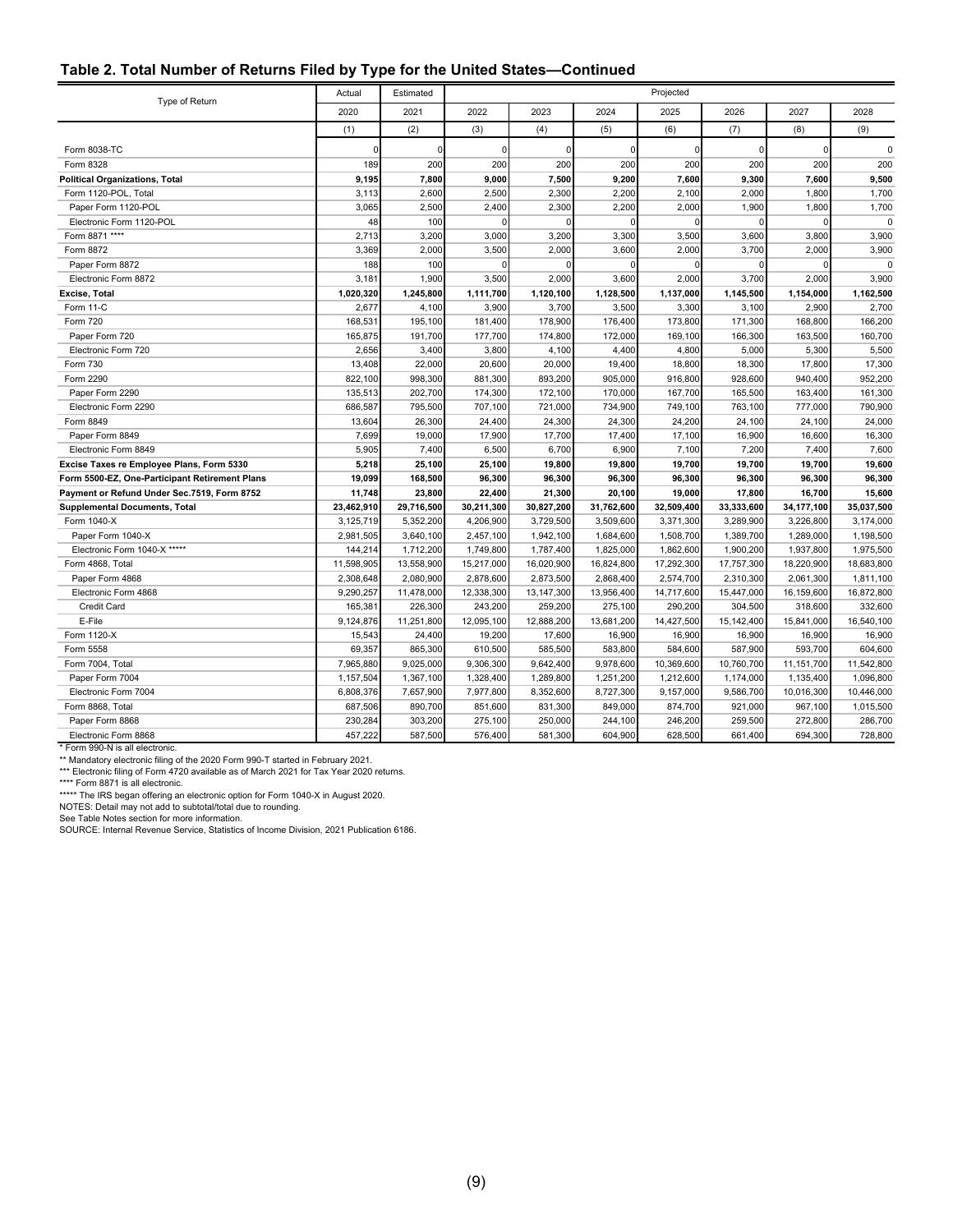## Table 2. Total Number of Returns Filed by Type for the United States—Continued

| Type of Return | Actual | Estimated | Projected | | | | | | |
|---|---|---|---|---|---|---|---|---|---|
| | 2020 | 2021 | 2022 | 2023 | 2024 | 2025 | 2026 | 2027 | 2028 |
| | (1) | (2) | (3) | (4) | (5) | (6) | (7) | (8) | (9) |
| Form 8038-TC | 0 | 0 | 0 | 0 | 0 | 0 | 0 | 0 | 0 |
| Form 8328 | 189 | 200 | 200 | 200 | 200 | 200 | 200 | 200 | 200 |
| **Political Organizations, Total** | **9,195** | **7,800** | **9,000** | **7,500** | **9,200** | **7,600** | **9,300** | **7,600** | **9,500** |
| Form 1120-POL, Total | 3,113 | 2,600 | 2,500 | 2,300 | 2,200 | 2,100 | 2,000 | 1,800 | 1,700 |
| Paper Form 1120-POL | 3,065 | 2,500 | 2,400 | 2,300 | 2,200 | 2,000 | 1,900 | 1,800 | 1,700 |
| Electronic Form 1120-POL | 48 | 100 | 0 | 0 | 0 | 0 | 0 | 0 | 0 |
| Form 8871 **** | 2,713 | 3,200 | 3,000 | 3,200 | 3,300 | 3,500 | 3,600 | 3,800 | 3,900 |
| Form 8872 | 3,369 | 2,000 | 3,500 | 2,000 | 3,600 | 2,000 | 3,700 | 2,000 | 3,900 |
| Paper Form 8872 | 188 | 100 | 0 | 0 | 0 | 0 | 0 | 0 | 0 |
| Electronic Form 8872 | 3,181 | 1,900 | 3,500 | 2,000 | 3,600 | 2,000 | 3,700 | 2,000 | 3,900 |
| **Excise, Total** | **1,020,320** | **1,245,800** | **1,111,700** | **1,120,100** | **1,128,500** | **1,137,000** | **1,145,500** | **1,154,000** | **1,162,500** |
| Form 11-C | 2,677 | 4,100 | 3,900 | 3,700 | 3,500 | 3,300 | 3,100 | 2,900 | 2,700 |
| Form 720 | 168,531 | 195,100 | 181,400 | 178,900 | 176,400 | 173,800 | 171,300 | 168,800 | 166,200 |
| Paper Form 720 | 165,875 | 191,700 | 177,700 | 174,800 | 172,000 | 169,100 | 166,300 | 163,500 | 160,700 |
| Electronic Form 720 | 2,656 | 3,400 | 3,800 | 4,100 | 4,400 | 4,800 | 5,000 | 5,300 | 5,500 |
| Form 730 | 13,408 | 22,000 | 20,600 | 20,000 | 19,400 | 18,800 | 18,300 | 17,800 | 17,300 |
| Form 2290 | 822,100 | 998,300 | 881,300 | 893,200 | 905,000 | 916,800 | 928,600 | 940,400 | 952,200 |
| Paper Form 2290 | 135,513 | 202,700 | 174,300 | 172,100 | 170,000 | 167,700 | 165,500 | 163,400 | 161,300 |
| Electronic Form 2290 | 686,587 | 795,500 | 707,100 | 721,000 | 734,900 | 749,100 | 763,100 | 777,000 | 790,900 |
| Form 8849 | 13,604 | 26,300 | 24,400 | 24,300 | 24,300 | 24,200 | 24,100 | 24,100 | 24,000 |
| Paper Form 8849 | 7,699 | 19,000 | 17,900 | 17,700 | 17,400 | 17,100 | 16,900 | 16,600 | 16,300 |
| Electronic Form 8849 | 5,905 | 7,400 | 6,500 | 6,700 | 6,900 | 7,100 | 7,200 | 7,400 | 7,600 |
| **Excise Taxes re Employee Plans, Form 5330** | **5,218** | **25,100** | **25,100** | **19,800** | **19,800** | **19,700** | **19,700** | **19,700** | **19,600** |
| **Form 5500-EZ, One-Participant Retirement Plans** | **19,099** | **168,500** | **96,300** | **96,300** | **96,300** | **96,300** | **96,300** | **96,300** | **96,300** |
| **Payment or Refund Under Sec.7519, Form 8752** | **11,748** | **23,800** | **22,400** | **21,300** | **20,100** | **19,000** | **17,800** | **16,700** | **15,600** |
| **Supplemental Documents, Total** | **23,462,910** | **29,716,500** | **30,211,300** | **30,827,200** | **31,762,600** | **32,509,400** | **33,333,600** | **34,177,100** | **35,037,500** |
| Form 1040-X | 3,125,719 | 5,352,200 | 4,206,900 | 3,729,500 | 3,509,600 | 3,371,300 | 3,289,900 | 3,226,800 | 3,174,000 |
| Paper Form 1040-X | 2,981,505 | 3,640,100 | 2,457,100 | 1,942,100 | 1,684,600 | 1,508,700 | 1,389,700 | 1,289,000 | 1,198,500 |
| Electronic Form 1040-X ***** | 144,214 | 1,712,200 | 1,749,800 | 1,787,400 | 1,825,000 | 1,862,600 | 1,900,200 | 1,937,800 | 1,975,500 |
| Form 4868, Total | 11,598,905 | 13,558,900 | 15,217,000 | 16,020,900 | 16,824,800 | 17,292,300 | 17,757,300 | 18,220,900 | 18,683,800 |
| Paper Form 4868 | 2,308,648 | 2,080,900 | 2,878,600 | 2,873,500 | 2,868,400 | 2,574,700 | 2,310,300 | 2,061,300 | 1,811,100 |
| Electronic Form 4868 | 9,290,257 | 11,478,000 | 12,338,300 | 13,147,300 | 13,956,400 | 14,717,600 | 15,447,000 | 16,159,600 | 16,872,800 |
| Credit Card | 165,381 | 226,300 | 243,200 | 259,200 | 275,100 | 290,200 | 304,500 | 318,600 | 332,600 |
| E-File | 9,124,876 | 11,251,800 | 12,095,100 | 12,888,200 | 13,681,200 | 14,427,500 | 15,142,400 | 15,841,000 | 16,540,100 |
| Form 1120-X | 15,543 | 24,400 | 19,200 | 17,600 | 16,900 | 16,900 | 16,900 | 16,900 | 16,900 |
| Form 5558 | 69,357 | 865,300 | 610,500 | 585,500 | 583,800 | 584,600 | 587,900 | 593,700 | 604,600 |
| Form 7004, Total | 7,965,880 | 9,025,000 | 9,306,300 | 9,642,400 | 9,978,600 | 10,369,600 | 10,760,700 | 11,151,700 | 11,542,800 |
| Paper Form 7004 | 1,157,504 | 1,367,100 | 1,328,400 | 1,289,800 | 1,251,200 | 1,212,600 | 1,174,000 | 1,135,400 | 1,096,800 |
| Electronic Form 7004 | 6,808,376 | 7,657,900 | 7,977,800 | 8,352,600 | 8,727,300 | 9,157,000 | 9,586,700 | 10,016,300 | 10,446,000 |
| Form 8868, Total | 687,506 | 890,700 | 851,600 | 831,300 | 849,000 | 874,700 | 921,000 | 967,100 | 1,015,500 |
| Paper Form 8868 | 230,284 | 303,200 | 275,100 | 250,000 | 244,100 | 246,200 | 259,500 | 272,800 | 286,700 |
| Electronic Form 8868 | 457,222 | 587,500 | 576,400 | 581,300 | 604,900 | 628,500 | 661,400 | 694,300 | 728,800 |

\* Form 990-N is all electronic.

** Mandatory electronic filing of the 2020 Form 990-T started in February 2021.

*** Electronic filing of Form 4720 available as of March 2021 for Tax Year 2020 returns.

**** Form 8871 is all electronic.

***** The IRS began offering an electronic option for Form 1040-X in August 2020.

NOTES: Detail may not add to subtotal/total due to rounding.

See Table Notes section for more information.

SOURCE: Internal Revenue Service, Statistics of Income Division, 2021 Publication 6186.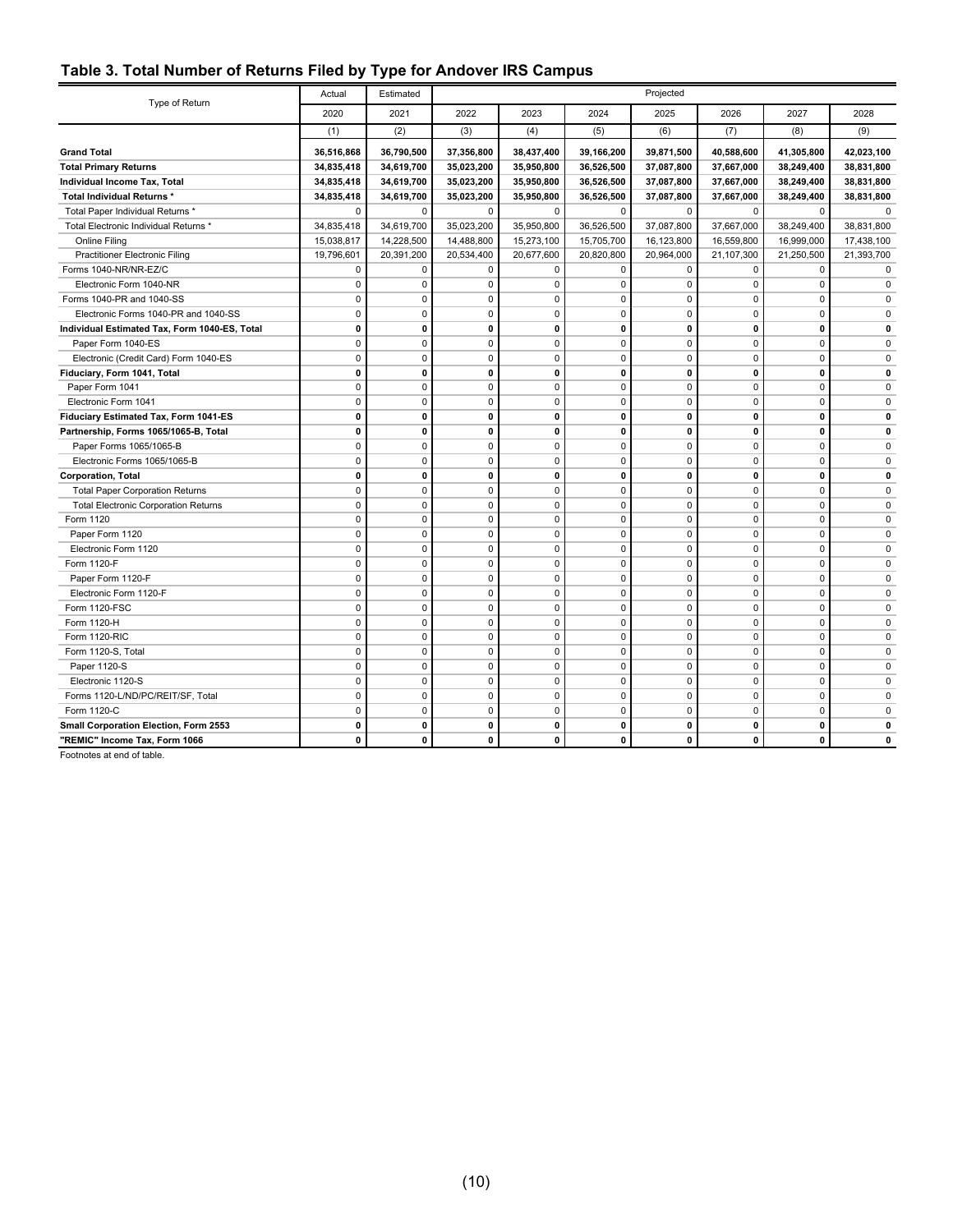## Table 3. Total Number of Returns Filed by Type for Andover IRS Campus

| Type of Return | Actual | Estimated | Projected | | | | | | |
|---|---|---|---|---|---|---|---|---|---|
| | 2020 | 2021 | 2022 | 2023 | 2024 | 2025 | 2026 | 2027 | 2028 |
| | (1) | (2) | (3) | (4) | (5) | (6) | (7) | (8) | (9) |
| **Grand Total** | **36,516,868** | **36,790,500** | **37,356,800** | **38,437,400** | **39,166,200** | **39,871,500** | **40,588,600** | **41,305,800** | **42,023,100** |
| **Total Primary Returns** | **34,835,418** | **34,619,700** | **35,023,200** | **35,950,800** | **36,526,500** | **37,087,800** | **37,667,000** | **38,249,400** | **38,831,800** |
| **Individual Income Tax, Total** | **34,835,418** | **34,619,700** | **35,023,200** | **35,950,800** | **36,526,500** | **37,087,800** | **37,667,000** | **38,249,400** | **38,831,800** |
| **Total Individual Returns *** | **34,835,418** | **34,619,700** | **35,023,200** | **35,950,800** | **36,526,500** | **37,087,800** | **37,667,000** | **38,249,400** | **38,831,800** |
| Total Paper Individual Returns * | 0 | 0 | 0 | 0 | 0 | 0 | 0 | 0 | 0 |
| Total Electronic Individual Returns * | 34,835,418 | 34,619,700 | 35,023,200 | 35,950,800 | 36,526,500 | 37,087,800 | 37,667,000 | 38,249,400 | 38,831,800 |
| Online Filing | 15,038,817 | 14,228,500 | 14,488,800 | 15,273,100 | 15,705,700 | 16,123,800 | 16,559,800 | 16,999,000 | 17,438,100 |
| Practitioner Electronic Filing | 19,796,601 | 20,391,200 | 20,534,400 | 20,677,600 | 20,820,800 | 20,964,000 | 21,107,300 | 21,250,500 | 21,393,700 |
| Forms 1040-NR/NR-EZ/C | 0 | 0 | 0 | 0 | 0 | 0 | 0 | 0 | 0 |
| Electronic Form 1040-NR | 0 | 0 | 0 | 0 | 0 | 0 | 0 | 0 | 0 |
| Forms 1040-PR and 1040-SS | 0 | 0 | 0 | 0 | 0 | 0 | 0 | 0 | 0 |
| Electronic Forms 1040-PR and 1040-SS | 0 | 0 | 0 | 0 | 0 | 0 | 0 | 0 | 0 |
| **Individual Estimated Tax, Form 1040-ES, Total** | **0** | **0** | **0** | **0** | **0** | **0** | **0** | **0** | **0** |
| Paper Form 1040-ES | 0 | 0 | 0 | 0 | 0 | 0 | 0 | 0 | 0 |
| Electronic (Credit Card) Form 1040-ES | 0 | 0 | 0 | 0 | 0 | 0 | 0 | 0 | 0 |
| **Fiduciary, Form 1041, Total** | **0** | **0** | **0** | **0** | **0** | **0** | **0** | **0** | **0** |
| Paper Form 1041 | 0 | 0 | 0 | 0 | 0 | 0 | 0 | 0 | 0 |
| Electronic Form 1041 | 0 | 0 | 0 | 0 | 0 | 0 | 0 | 0 | 0 |
| **Fiduciary Estimated Tax, Form 1041-ES** | **0** | **0** | **0** | **0** | **0** | **0** | **0** | **0** | **0** |
| **Partnership, Forms 1065/1065-B, Total** | **0** | **0** | **0** | **0** | **0** | **0** | **0** | **0** | **0** |
| Paper Forms 1065/1065-B | 0 | 0 | 0 | 0 | 0 | 0 | 0 | 0 | 0 |
| Electronic Forms 1065/1065-B | 0 | 0 | 0 | 0 | 0 | 0 | 0 | 0 | 0 |
| **Corporation, Total** | **0** | **0** | **0** | **0** | **0** | **0** | **0** | **0** | **0** |
| Total Paper Corporation Returns | 0 | 0 | 0 | 0 | 0 | 0 | 0 | 0 | 0 |
| Total Electronic Corporation Returns | 0 | 0 | 0 | 0 | 0 | 0 | 0 | 0 | 0 |
| Form 1120 | 0 | 0 | 0 | 0 | 0 | 0 | 0 | 0 | 0 |
| Paper Form 1120 | 0 | 0 | 0 | 0 | 0 | 0 | 0 | 0 | 0 |
| Electronic Form 1120 | 0 | 0 | 0 | 0 | 0 | 0 | 0 | 0 | 0 |
| Form 1120-F | 0 | 0 | 0 | 0 | 0 | 0 | 0 | 0 | 0 |
| Paper Form 1120-F | 0 | 0 | 0 | 0 | 0 | 0 | 0 | 0 | 0 |
| Electronic Form 1120-F | 0 | 0 | 0 | 0 | 0 | 0 | 0 | 0 | 0 |
| Form 1120-FSC | 0 | 0 | 0 | 0 | 0 | 0 | 0 | 0 | 0 |
| Form 1120-H | 0 | 0 | 0 | 0 | 0 | 0 | 0 | 0 | 0 |
| Form 1120-RIC | 0 | 0 | 0 | 0 | 0 | 0 | 0 | 0 | 0 |
| Form 1120-S, Total | 0 | 0 | 0 | 0 | 0 | 0 | 0 | 0 | 0 |
| Paper 1120-S | 0 | 0 | 0 | 0 | 0 | 0 | 0 | 0 | 0 |
| Electronic 1120-S | 0 | 0 | 0 | 0 | 0 | 0 | 0 | 0 | 0 |
| Forms 1120-L/ND/PC/REIT/SF, Total | 0 | 0 | 0 | 0 | 0 | 0 | 0 | 0 | 0 |
| Form 1120-C | 0 | 0 | 0 | 0 | 0 | 0 | 0 | 0 | 0 |
| **Small Corporation Election, Form 2553** | **0** | **0** | **0** | **0** | **0** | **0** | **0** | **0** | **0** |
| **"REMIC" Income Tax, Form 1066** | **0** | **0** | **0** | **0** | **0** | **0** | **0** | **0** | **0** |

Footnotes at end of table.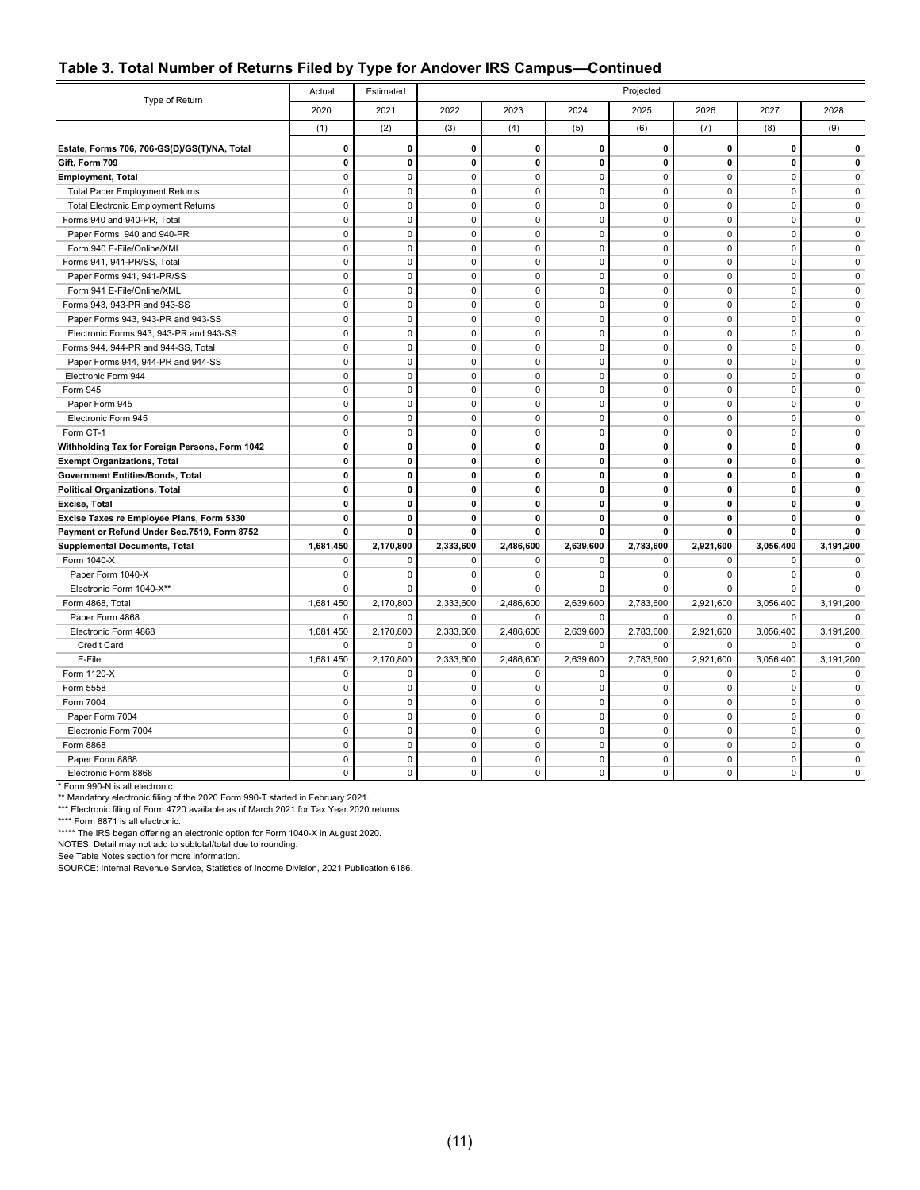## Table 3. Total Number of Returns Filed by Type for Andover IRS Campus—Continued

| Type of Return | Actual | Estimated | Projected | | | | | | |
|---|---|---|---|---|---|---|---|---|---|
| | 2020 | 2021 | 2022 | 2023 | 2024 | 2025 | 2026 | 2027 | 2028 |
| | (1) | (2) | (3) | (4) | (5) | (6) | (7) | (8) | (9) |
| **Estate, Forms 706, 706-GS(D)/GS(T)/NA, Total** | **0** | **0** | **0** | **0** | **0** | **0** | **0** | **0** | **0** |
| **Gift, Form 709** | **0** | **0** | **0** | **0** | **0** | **0** | **0** | **0** | **0** |
| **Employment, Total** | 0 | 0 | 0 | 0 | 0 | 0 | 0 | 0 | 0 |
| Total Paper Employment Returns | 0 | 0 | 0 | 0 | 0 | 0 | 0 | 0 | 0 |
| Total Electronic Employment Returns | 0 | 0 | 0 | 0 | 0 | 0 | 0 | 0 | 0 |
| Forms 940 and 940-PR, Total | 0 | 0 | 0 | 0 | 0 | 0 | 0 | 0 | 0 |
| Paper Forms 940 and 940-PR | 0 | 0 | 0 | 0 | 0 | 0 | 0 | 0 | 0 |
| Form 940 E-File/Online/XML | 0 | 0 | 0 | 0 | 0 | 0 | 0 | 0 | 0 |
| Forms 941, 941-PR/SS, Total | 0 | 0 | 0 | 0 | 0 | 0 | 0 | 0 | 0 |
| Paper Forms 941, 941-PR/SS | 0 | 0 | 0 | 0 | 0 | 0 | 0 | 0 | 0 |
| Form 941 E-File/Online/XML | 0 | 0 | 0 | 0 | 0 | 0 | 0 | 0 | 0 |
| Forms 943, 943-PR and 943-SS | 0 | 0 | 0 | 0 | 0 | 0 | 0 | 0 | 0 |
| Paper Forms 943, 943-PR and 943-SS | 0 | 0 | 0 | 0 | 0 | 0 | 0 | 0 | 0 |
| Electronic Forms 943, 943-PR and 943-SS | 0 | 0 | 0 | 0 | 0 | 0 | 0 | 0 | 0 |
| Forms 944, 944-PR and 944-SS, Total | 0 | 0 | 0 | 0 | 0 | 0 | 0 | 0 | 0 |
| Paper Forms 944, 944-PR and 944-SS | 0 | 0 | 0 | 0 | 0 | 0 | 0 | 0 | 0 |
| Electronic Form 944 | 0 | 0 | 0 | 0 | 0 | 0 | 0 | 0 | 0 |
| Form 945 | 0 | 0 | 0 | 0 | 0 | 0 | 0 | 0 | 0 |
| Paper Form 945 | 0 | 0 | 0 | 0 | 0 | 0 | 0 | 0 | 0 |
| Electronic Form 945 | 0 | 0 | 0 | 0 | 0 | 0 | 0 | 0 | 0 |
| Form CT-1 | 0 | 0 | 0 | 0 | 0 | 0 | 0 | 0 | 0 |
| **Withholding Tax for Foreign Persons, Form 1042** | **0** | **0** | **0** | **0** | **0** | **0** | **0** | **0** | **0** |
| **Exempt Organizations, Total** | **0** | **0** | **0** | **0** | **0** | **0** | **0** | **0** | **0** |
| **Government Entities/Bonds, Total** | **0** | **0** | **0** | **0** | **0** | **0** | **0** | **0** | **0** |
| **Political Organizations, Total** | **0** | **0** | **0** | **0** | **0** | **0** | **0** | **0** | **0** |
| **Excise, Total** | **0** | **0** | **0** | **0** | **0** | **0** | **0** | **0** | **0** |
| **Excise Taxes re Employee Plans, Form 5330** | **0** | **0** | **0** | **0** | **0** | **0** | **0** | **0** | **0** |
| **Payment or Refund Under Sec.7519, Form 8752** | **0** | **0** | **0** | **0** | **0** | **0** | **0** | **0** | **0** |
| **Supplemental Documents, Total** | **1,681,450** | **2,170,800** | **2,333,600** | **2,486,600** | **2,639,600** | **2,783,600** | **2,921,600** | **3,056,400** | **3,191,200** |
| Form 1040-X | 0 | 0 | 0 | 0 | 0 | 0 | 0 | 0 | 0 |
| Paper Form 1040-X | 0 | 0 | 0 | 0 | 0 | 0 | 0 | 0 | 0 |
| Electronic Form 1040-X** | 0 | 0 | 0 | 0 | 0 | 0 | 0 | 0 | 0 |
| Form 4868, Total | 1,681,450 | 2,170,800 | 2,333,600 | 2,486,600 | 2,639,600 | 2,783,600 | 2,921,600 | 3,056,400 | 3,191,200 |
| Paper Form 4868 | 0 | 0 | 0 | 0 | 0 | 0 | 0 | 0 | 0 |
| Electronic Form 4868 | 1,681,450 | 2,170,800 | 2,333,600 | 2,486,600 | 2,639,600 | 2,783,600 | 2,921,600 | 3,056,400 | 3,191,200 |
| Credit Card | 0 | 0 | 0 | 0 | 0 | 0 | 0 | 0 | 0 |
| E-File | 1,681,450 | 2,170,800 | 2,333,600 | 2,486,600 | 2,639,600 | 2,783,600 | 2,921,600 | 3,056,400 | 3,191,200 |
| Form 1120-X | 0 | 0 | 0 | 0 | 0 | 0 | 0 | 0 | 0 |
| Form 5558 | 0 | 0 | 0 | 0 | 0 | 0 | 0 | 0 | 0 |
| Form 7004 | 0 | 0 | 0 | 0 | 0 | 0 | 0 | 0 | 0 |
| Paper Form 7004 | 0 | 0 | 0 | 0 | 0 | 0 | 0 | 0 | 0 |
| Electronic Form 7004 | 0 | 0 | 0 | 0 | 0 | 0 | 0 | 0 | 0 |
| Form 8868 | 0 | 0 | 0 | 0 | 0 | 0 | 0 | 0 | 0 |
| Paper Form 8868 | 0 | 0 | 0 | 0 | 0 | 0 | 0 | 0 | 0 |
| Electronic Form 8868 | 0 | 0 | 0 | 0 | 0 | 0 | 0 | 0 | 0 |

* Form 990-N is all electronic.

** Mandatory electronic filing of the 2020 Form 990-T started in February 2021.

*** Electronic filing of Form 4720 available as of March 2021 for Tax Year 2020 returns.

**** Form 8871 is all electronic.

***** The IRS began offering an electronic option for Form 1040-X in August 2020.

NOTES: Detail may not add to subtotal/total due to rounding.

See Table Notes section for more information.

SOURCE: Internal Revenue Service, Statistics of Income Division, 2021 Publication 6186.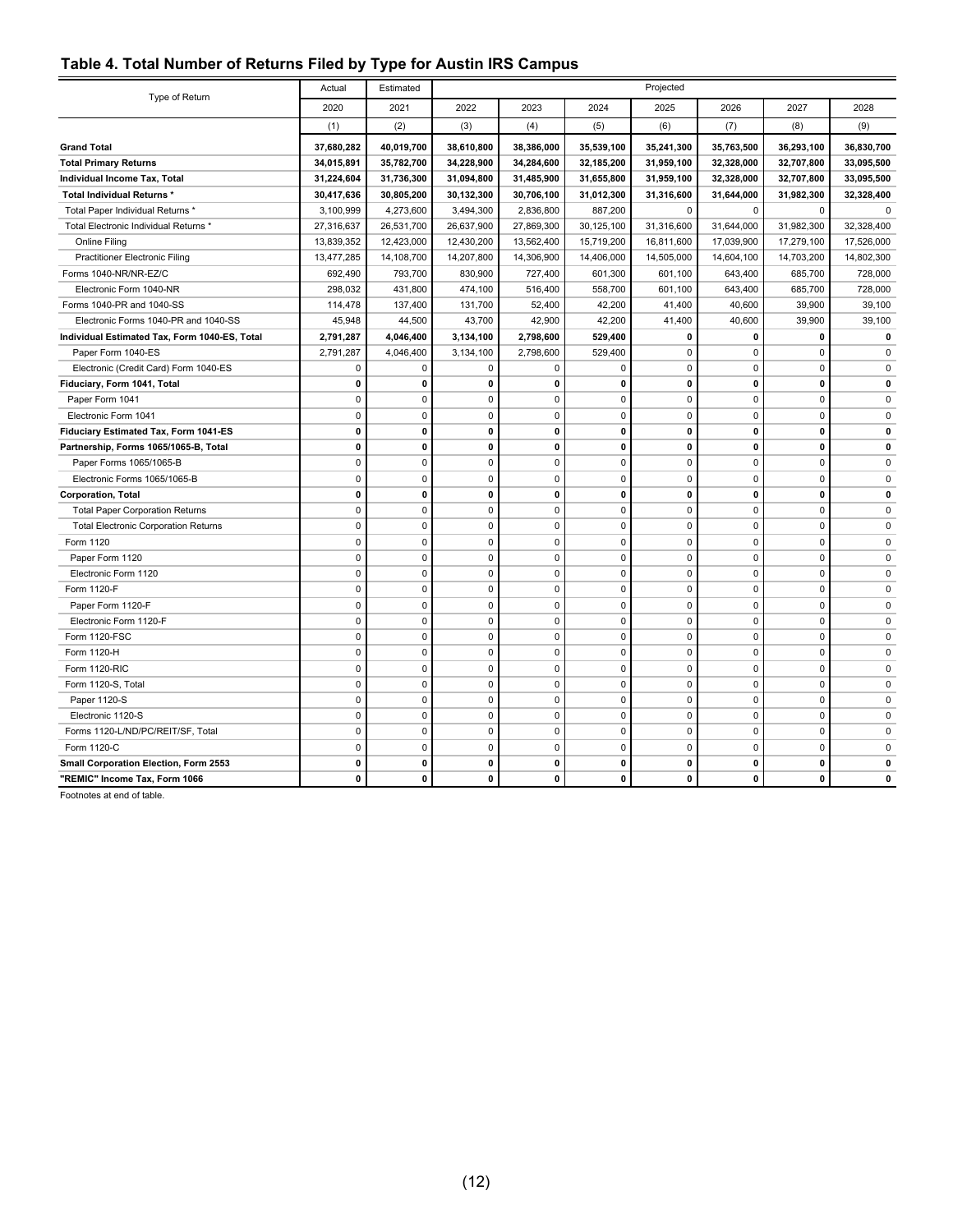## Table 4. Total Number of Returns Filed by Type for Austin IRS Campus

| Type of Return | Actual | Estimated | Projected | | | | | | |
|---|---|---|---|---|---|---|---|---|---|
| | 2020 | 2021 | 2022 | 2023 | 2024 | 2025 | 2026 | 2027 | 2028 |
| | (1) | (2) | (3) | (4) | (5) | (6) | (7) | (8) | (9) |
| **Grand Total** | **37,680,282** | **40,019,700** | **38,610,800** | **38,386,000** | **35,539,100** | **35,241,300** | **35,763,500** | **36,293,100** | **36,830,700** |
| **Total Primary Returns** | **34,015,891** | **35,782,700** | **34,228,900** | **34,284,600** | **32,185,200** | **31,959,100** | **32,328,000** | **32,707,800** | **33,095,500** |
| **Individual Income Tax, Total** | **31,224,604** | **31,736,300** | **31,094,800** | **31,485,900** | **31,655,800** | **31,959,100** | **32,328,000** | **32,707,800** | **33,095,500** |
| **Total Individual Returns *** | **30,417,636** | **30,805,200** | **30,132,300** | **30,706,100** | **31,012,300** | **31,316,600** | **31,644,000** | **31,982,300** | **32,328,400** |
| Total Paper Individual Returns * | 3,100,999 | 4,273,600 | 3,494,300 | 2,836,800 | 887,200 | 0 | 0 | 0 | 0 |
| Total Electronic Individual Returns * | 27,316,637 | 26,531,700 | 26,637,900 | 27,869,300 | 30,125,100 | 31,316,600 | 31,644,000 | 31,982,300 | 32,328,400 |
| Online Filing | 13,839,352 | 12,423,000 | 12,430,200 | 13,562,400 | 15,719,200 | 16,811,600 | 17,039,900 | 17,279,100 | 17,526,000 |
| Practitioner Electronic Filing | 13,477,285 | 14,108,700 | 14,207,800 | 14,306,900 | 14,406,000 | 14,505,000 | 14,604,100 | 14,703,200 | 14,802,300 |
| Forms 1040-NR/NR-EZ/C | 692,490 | 793,700 | 830,900 | 727,400 | 601,300 | 601,100 | 643,400 | 685,700 | 728,000 |
| Electronic Form 1040-NR | 298,032 | 431,800 | 474,100 | 516,400 | 558,700 | 601,100 | 643,400 | 685,700 | 728,000 |
| Forms 1040-PR and 1040-SS | 114,478 | 137,400 | 131,700 | 52,400 | 42,200 | 41,400 | 40,600 | 39,900 | 39,100 |
| Electronic Forms 1040-PR and 1040-SS | 45,948 | 44,500 | 43,700 | 42,900 | 42,200 | 41,400 | 40,600 | 39,900 | 39,100 |
| **Individual Estimated Tax, Form 1040-ES, Total** | **2,791,287** | **4,046,400** | **3,134,100** | **2,798,600** | **529,400** | **0** | **0** | **0** | **0** |
| Paper Form 1040-ES | 2,791,287 | 4,046,400 | 3,134,100 | 2,798,600 | 529,400 | 0 | 0 | 0 | 0 |
| Electronic (Credit Card) Form 1040-ES | 0 | 0 | 0 | 0 | 0 | 0 | 0 | 0 | 0 |
| **Fiduciary, Form 1041, Total** | **0** | **0** | **0** | **0** | **0** | **0** | **0** | **0** | **0** |
| Paper Form 1041 | 0 | 0 | 0 | 0 | 0 | 0 | 0 | 0 | 0 |
| Electronic Form 1041 | 0 | 0 | 0 | 0 | 0 | 0 | 0 | 0 | 0 |
| **Fiduciary Estimated Tax, Form 1041-ES** | **0** | **0** | **0** | **0** | **0** | **0** | **0** | **0** | **0** |
| **Partnership, Forms 1065/1065-B, Total** | **0** | **0** | **0** | **0** | **0** | **0** | **0** | **0** | **0** |
| Paper Forms 1065/1065-B | 0 | 0 | 0 | 0 | 0 | 0 | 0 | 0 | 0 |
| Electronic Forms 1065/1065-B | 0 | 0 | 0 | 0 | 0 | 0 | 0 | 0 | 0 |
| **Corporation, Total** | **0** | **0** | **0** | **0** | **0** | **0** | **0** | **0** | **0** |
| Total Paper Corporation Returns | 0 | 0 | 0 | 0 | 0 | 0 | 0 | 0 | 0 |
| Total Electronic Corporation Returns | 0 | 0 | 0 | 0 | 0 | 0 | 0 | 0 | 0 |
| Form 1120 | 0 | 0 | 0 | 0 | 0 | 0 | 0 | 0 | 0 |
| Paper Form 1120 | 0 | 0 | 0 | 0 | 0 | 0 | 0 | 0 | 0 |
| Electronic Form 1120 | 0 | 0 | 0 | 0 | 0 | 0 | 0 | 0 | 0 |
| Form 1120-F | 0 | 0 | 0 | 0 | 0 | 0 | 0 | 0 | 0 |
| Paper Form 1120-F | 0 | 0 | 0 | 0 | 0 | 0 | 0 | 0 | 0 |
| Electronic Form 1120-F | 0 | 0 | 0 | 0 | 0 | 0 | 0 | 0 | 0 |
| Form 1120-FSC | 0 | 0 | 0 | 0 | 0 | 0 | 0 | 0 | 0 |
| Form 1120-H | 0 | 0 | 0 | 0 | 0 | 0 | 0 | 0 | 0 |
| Form 1120-RIC | 0 | 0 | 0 | 0 | 0 | 0 | 0 | 0 | 0 |
| Form 1120-S, Total | 0 | 0 | 0 | 0 | 0 | 0 | 0 | 0 | 0 |
| Paper 1120-S | 0 | 0 | 0 | 0 | 0 | 0 | 0 | 0 | 0 |
| Electronic 1120-S | 0 | 0 | 0 | 0 | 0 | 0 | 0 | 0 | 0 |
| Forms 1120-L/ND/PC/REIT/SF, Total | 0 | 0 | 0 | 0 | 0 | 0 | 0 | 0 | 0 |
| Form 1120-C | 0 | 0 | 0 | 0 | 0 | 0 | 0 | 0 | 0 |
| **Small Corporation Election, Form 2553** | **0** | **0** | **0** | **0** | **0** | **0** | **0** | **0** | **0** |
| **"REMIC" Income Tax, Form 1066** | **0** | **0** | **0** | **0** | **0** | **0** | **0** | **0** | **0** |

Footnotes at end of table.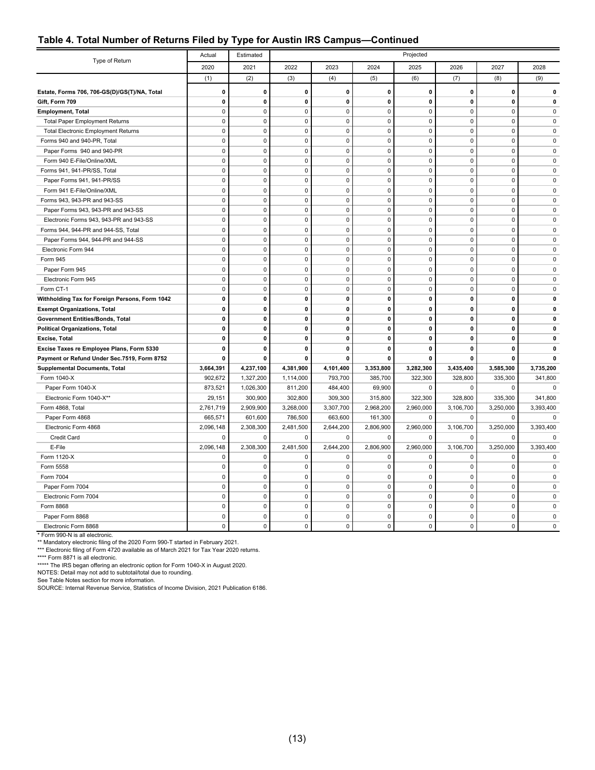## Table 4. Total Number of Returns Filed by Type for Austin IRS Campus—Continued

| Type of Return | Actual | Estimated | Projected | | | | | | |
|---|---|---|---|---|---|---|---|---|---|
| | 2020 | 2021 | 2022 | 2023 | 2024 | 2025 | 2026 | 2027 | 2028 |
| | (1) | (2) | (3) | (4) | (5) | (6) | (7) | (8) | (9) |
| **Estate, Forms 706, 706-GS(D)/GS(T)/NA, Total** | **0** | **0** | **0** | **0** | **0** | **0** | **0** | **0** | **0** |
| **Gift, Form 709** | **0** | **0** | **0** | **0** | **0** | **0** | **0** | **0** | **0** |
| **Employment, Total** | 0 | 0 | 0 | 0 | 0 | 0 | 0 | 0 | 0 |
| Total Paper Employment Returns | 0 | 0 | 0 | 0 | 0 | 0 | 0 | 0 | 0 |
| Total Electronic Employment Returns | 0 | 0 | 0 | 0 | 0 | 0 | 0 | 0 | 0 |
| Forms 940 and 940-PR, Total | 0 | 0 | 0 | 0 | 0 | 0 | 0 | 0 | 0 |
| Paper Forms 940 and 940-PR | 0 | 0 | 0 | 0 | 0 | 0 | 0 | 0 | 0 |
| Form 940 E-File/Online/XML | 0 | 0 | 0 | 0 | 0 | 0 | 0 | 0 | 0 |
| Forms 941, 941-PR/SS, Total | 0 | 0 | 0 | 0 | 0 | 0 | 0 | 0 | 0 |
| Paper Forms 941, 941-PR/SS | 0 | 0 | 0 | 0 | 0 | 0 | 0 | 0 | 0 |
| Form 941 E-File/Online/XML | 0 | 0 | 0 | 0 | 0 | 0 | 0 | 0 | 0 |
| Forms 943, 943-PR and 943-SS | 0 | 0 | 0 | 0 | 0 | 0 | 0 | 0 | 0 |
| Paper Forms 943, 943-PR and 943-SS | 0 | 0 | 0 | 0 | 0 | 0 | 0 | 0 | 0 |
| Electronic Forms 943, 943-PR and 943-SS | 0 | 0 | 0 | 0 | 0 | 0 | 0 | 0 | 0 |
| Forms 944, 944-PR and 944-SS, Total | 0 | 0 | 0 | 0 | 0 | 0 | 0 | 0 | 0 |
| Paper Forms 944, 944-PR and 944-SS | 0 | 0 | 0 | 0 | 0 | 0 | 0 | 0 | 0 |
| Electronic Form 944 | 0 | 0 | 0 | 0 | 0 | 0 | 0 | 0 | 0 |
| Form 945 | 0 | 0 | 0 | 0 | 0 | 0 | 0 | 0 | 0 |
| Paper Form 945 | 0 | 0 | 0 | 0 | 0 | 0 | 0 | 0 | 0 |
| Electronic Form 945 | 0 | 0 | 0 | 0 | 0 | 0 | 0 | 0 | 0 |
| Form CT-1 | 0 | 0 | 0 | 0 | 0 | 0 | 0 | 0 | 0 |
| **Withholding Tax for Foreign Persons, Form 1042** | **0** | **0** | **0** | **0** | **0** | **0** | **0** | **0** | **0** |
| **Exempt Organizations, Total** | **0** | **0** | **0** | **0** | **0** | **0** | **0** | **0** | **0** |
| **Government Entities/Bonds, Total** | **0** | **0** | **0** | **0** | **0** | **0** | **0** | **0** | **0** |
| **Political Organizations, Total** | **0** | **0** | **0** | **0** | **0** | **0** | **0** | **0** | **0** |
| **Excise, Total** | **0** | **0** | **0** | **0** | **0** | **0** | **0** | **0** | **0** |
| **Excise Taxes re Employee Plans, Form 5330** | **0** | **0** | **0** | **0** | **0** | **0** | **0** | **0** | **0** |
| **Payment or Refund Under Sec.7519, Form 8752** | **0** | **0** | **0** | **0** | **0** | **0** | **0** | **0** | **0** |
| **Supplemental Documents, Total** | **3,664,391** | **4,237,100** | **4,381,900** | **4,101,400** | **3,353,800** | **3,282,300** | **3,435,400** | **3,585,300** | **3,735,200** |
| Form 1040-X | 902,672 | 1,327,200 | 1,114,000 | 793,700 | 385,700 | 322,300 | 328,800 | 335,300 | 341,800 |
| Paper Form 1040-X | 873,521 | 1,026,300 | 811,200 | 484,400 | 69,900 | 0 | 0 | 0 | 0 |
| Electronic Form 1040-X** | 29,151 | 300,900 | 302,800 | 309,300 | 315,800 | 322,300 | 328,800 | 335,300 | 341,800 |
| Form 4868, Total | 2,761,719 | 2,909,900 | 3,268,000 | 3,307,700 | 2,968,200 | 2,960,000 | 3,106,700 | 3,250,000 | 3,393,400 |
| Paper Form 4868 | 665,571 | 601,600 | 786,500 | 663,600 | 161,300 | 0 | 0 | 0 | 0 |
| Electronic Form 4868 | 2,096,148 | 2,308,300 | 2,481,500 | 2,644,200 | 2,806,900 | 2,960,000 | 3,106,700 | 3,250,000 | 3,393,400 |
| Credit Card | 0 | 0 | 0 | 0 | 0 | 0 | 0 | 0 | 0 |
| E-File | 2,096,148 | 2,308,300 | 2,481,500 | 2,644,200 | 2,806,900 | 2,960,000 | 3,106,700 | 3,250,000 | 3,393,400 |
| Form 1120-X | 0 | 0 | 0 | 0 | 0 | 0 | 0 | 0 | 0 |
| Form 5558 | 0 | 0 | 0 | 0 | 0 | 0 | 0 | 0 | 0 |
| Form 7004 | 0 | 0 | 0 | 0 | 0 | 0 | 0 | 0 | 0 |
| Paper Form 7004 | 0 | 0 | 0 | 0 | 0 | 0 | 0 | 0 | 0 |
| Electronic Form 7004 | 0 | 0 | 0 | 0 | 0 | 0 | 0 | 0 | 0 |
| Form 8868 | 0 | 0 | 0 | 0 | 0 | 0 | 0 | 0 | 0 |
| Paper Form 8868 | 0 | 0 | 0 | 0 | 0 | 0 | 0 | 0 | 0 |
| Electronic Form 8868 | 0 | 0 | 0 | 0 | 0 | 0 | 0 | 0 | 0 |

* Form 990-N is all electronic.
** Mandatory electronic filing of the 2020 Form 990-T started in February 2021.
*** Electronic filing of Form 4720 available as of March 2021 for Tax Year 2020 returns.
**** Form 8871 is all electronic.
***** The IRS began offering an electronic option for Form 1040-X in August 2020.
NOTES: Detail may not add to subtotal/total due to rounding.
See Table Notes section for more information.
SOURCE: Internal Revenue Service, Statistics of Income Division, 2021 Publication 6186.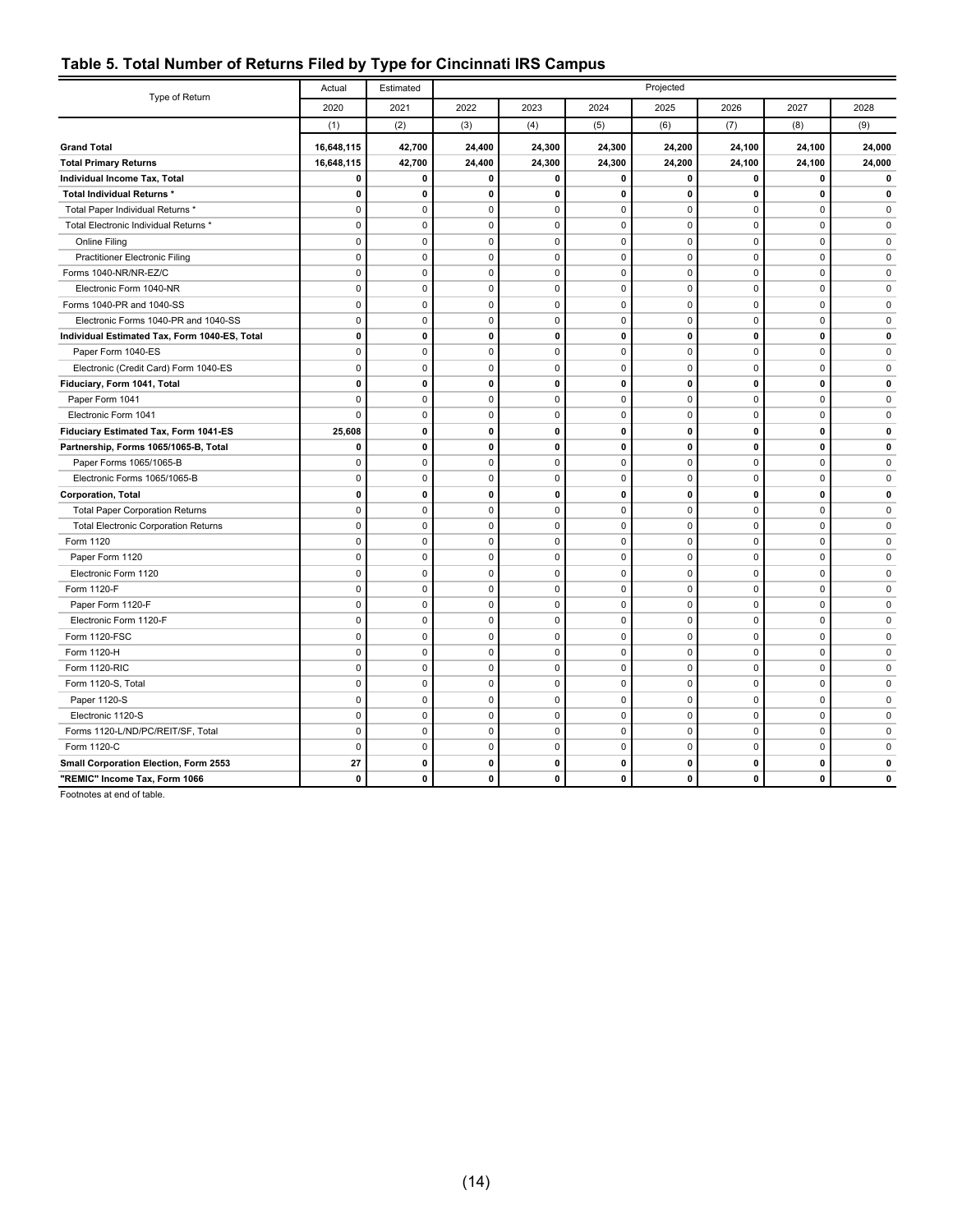## Table 5. Total Number of Returns Filed by Type for Cincinnati IRS Campus

| Type of Return | Actual | Estimated | Projected | | | | | | |
|---|---|---|---|---|---|---|---|---|---|
| | 2020 | 2021 | 2022 | 2023 | 2024 | 2025 | 2026 | 2027 | 2028 |
| | (1) | (2) | (3) | (4) | (5) | (6) | (7) | (8) | (9) |
| **Grand Total** | **16,648,115** | **42,700** | **24,400** | **24,300** | **24,300** | **24,200** | **24,100** | **24,100** | **24,000** |
| **Total Primary Returns** | **16,648,115** | **42,700** | **24,400** | **24,300** | **24,300** | **24,200** | **24,100** | **24,100** | **24,000** |
| **Individual Income Tax, Total** | **0** | **0** | **0** | **0** | **0** | **0** | **0** | **0** | **0** |
| **Total Individual Returns *** | **0** | **0** | **0** | **0** | **0** | **0** | **0** | **0** | **0** |
| Total Paper Individual Returns * | 0 | 0 | 0 | 0 | 0 | 0 | 0 | 0 | 0 |
| Total Electronic Individual Returns * | 0 | 0 | 0 | 0 | 0 | 0 | 0 | 0 | 0 |
| Online Filing | 0 | 0 | 0 | 0 | 0 | 0 | 0 | 0 | 0 |
| Practitioner Electronic Filing | 0 | 0 | 0 | 0 | 0 | 0 | 0 | 0 | 0 |
| Forms 1040-NR/NR-EZ/C | 0 | 0 | 0 | 0 | 0 | 0 | 0 | 0 | 0 |
| Electronic Form 1040-NR | 0 | 0 | 0 | 0 | 0 | 0 | 0 | 0 | 0 |
| Forms 1040-PR and 1040-SS | 0 | 0 | 0 | 0 | 0 | 0 | 0 | 0 | 0 |
| Electronic Forms 1040-PR and 1040-SS | 0 | 0 | 0 | 0 | 0 | 0 | 0 | 0 | 0 |
| **Individual Estimated Tax, Form 1040-ES, Total** | **0** | **0** | **0** | **0** | **0** | **0** | **0** | **0** | **0** |
| Paper Form 1040-ES | 0 | 0 | 0 | 0 | 0 | 0 | 0 | 0 | 0 |
| Electronic (Credit Card) Form 1040-ES | 0 | 0 | 0 | 0 | 0 | 0 | 0 | 0 | 0 |
| **Fiduciary, Form 1041, Total** | **0** | **0** | **0** | **0** | **0** | **0** | **0** | **0** | **0** |
| Paper Form 1041 | 0 | 0 | 0 | 0 | 0 | 0 | 0 | 0 | 0 |
| Electronic Form 1041 | 0 | 0 | 0 | 0 | 0 | 0 | 0 | 0 | 0 |
| **Fiduciary Estimated Tax, Form 1041-ES** | **25,608** | **0** | **0** | **0** | **0** | **0** | **0** | **0** | **0** |
| **Partnership, Forms 1065/1065-B, Total** | **0** | **0** | **0** | **0** | **0** | **0** | **0** | **0** | **0** |
| Paper Forms 1065/1065-B | 0 | 0 | 0 | 0 | 0 | 0 | 0 | 0 | 0 |
| Electronic Forms 1065/1065-B | 0 | 0 | 0 | 0 | 0 | 0 | 0 | 0 | 0 |
| **Corporation, Total** | **0** | **0** | **0** | **0** | **0** | **0** | **0** | **0** | **0** |
| Total Paper Corporation Returns | 0 | 0 | 0 | 0 | 0 | 0 | 0 | 0 | 0 |
| Total Electronic Corporation Returns | 0 | 0 | 0 | 0 | 0 | 0 | 0 | 0 | 0 |
| Form 1120 | 0 | 0 | 0 | 0 | 0 | 0 | 0 | 0 | 0 |
| Paper Form 1120 | 0 | 0 | 0 | 0 | 0 | 0 | 0 | 0 | 0 |
| Electronic Form 1120 | 0 | 0 | 0 | 0 | 0 | 0 | 0 | 0 | 0 |
| Form 1120-F | 0 | 0 | 0 | 0 | 0 | 0 | 0 | 0 | 0 |
| Paper Form 1120-F | 0 | 0 | 0 | 0 | 0 | 0 | 0 | 0 | 0 |
| Electronic Form 1120-F | 0 | 0 | 0 | 0 | 0 | 0 | 0 | 0 | 0 |
| Form 1120-FSC | 0 | 0 | 0 | 0 | 0 | 0 | 0 | 0 | 0 |
| Form 1120-H | 0 | 0 | 0 | 0 | 0 | 0 | 0 | 0 | 0 |
| Form 1120-RIC | 0 | 0 | 0 | 0 | 0 | 0 | 0 | 0 | 0 |
| Form 1120-S, Total | 0 | 0 | 0 | 0 | 0 | 0 | 0 | 0 | 0 |
| Paper 1120-S | 0 | 0 | 0 | 0 | 0 | 0 | 0 | 0 | 0 |
| Electronic 1120-S | 0 | 0 | 0 | 0 | 0 | 0 | 0 | 0 | 0 |
| Forms 1120-L/ND/PC/REIT/SF, Total | 0 | 0 | 0 | 0 | 0 | 0 | 0 | 0 | 0 |
| Form 1120-C | 0 | 0 | 0 | 0 | 0 | 0 | 0 | 0 | 0 |
| **Small Corporation Election, Form 2553** | **27** | **0** | **0** | **0** | **0** | **0** | **0** | **0** | **0** |
| **"REMIC" Income Tax, Form 1066** | **0** | **0** | **0** | **0** | **0** | **0** | **0** | **0** | **0** |

Footnotes at end of table.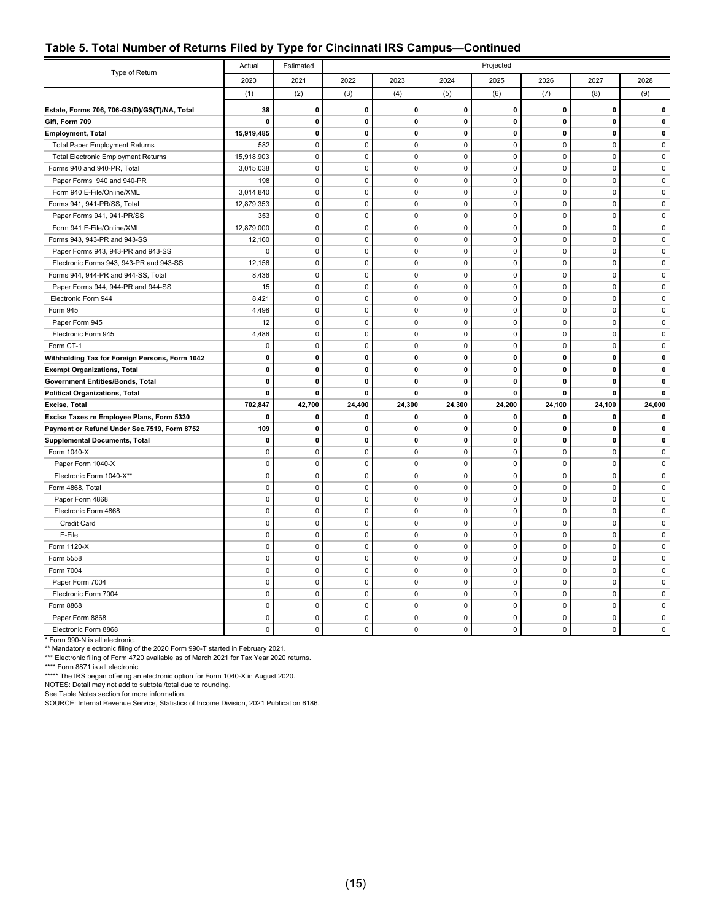## Table 5. Total Number of Returns Filed by Type for Cincinnati IRS Campus—Continued

| Type of Return | Actual | Estimated | Projected | | | | | | |
|---|---|---|---|---|---|---|---|---|---|
| | 2020 | 2021 | 2022 | 2023 | 2024 | 2025 | 2026 | 2027 | 2028 |
| | (1) | (2) | (3) | (4) | (5) | (6) | (7) | (8) | (9) |
| **Estate, Forms 706, 706-GS(D)/GS(T)/NA, Total** | **38** | **0** | **0** | **0** | **0** | **0** | **0** | **0** | **0** |
| **Gift, Form 709** | **0** | **0** | **0** | **0** | **0** | **0** | **0** | **0** | **0** |
| **Employment, Total** | **15,919,485** | **0** | **0** | **0** | **0** | **0** | **0** | **0** | **0** |
| Total Paper Employment Returns | 582 | 0 | 0 | 0 | 0 | 0 | 0 | 0 | 0 |
| Total Electronic Employment Returns | 15,918,903 | 0 | 0 | 0 | 0 | 0 | 0 | 0 | 0 |
| Forms 940 and 940-PR, Total | 3,015,038 | 0 | 0 | 0 | 0 | 0 | 0 | 0 | 0 |
| Paper Forms 940 and 940-PR | 198 | 0 | 0 | 0 | 0 | 0 | 0 | 0 | 0 |
| Form 940 E-File/Online/XML | 3,014,840 | 0 | 0 | 0 | 0 | 0 | 0 | 0 | 0 |
| Forms 941, 941-PR/SS, Total | 12,879,353 | 0 | 0 | 0 | 0 | 0 | 0 | 0 | 0 |
| Paper Forms 941, 941-PR/SS | 353 | 0 | 0 | 0 | 0 | 0 | 0 | 0 | 0 |
| Form 941 E-File/Online/XML | 12,879,000 | 0 | 0 | 0 | 0 | 0 | 0 | 0 | 0 |
| Forms 943, 943-PR and 943-SS | 12,160 | 0 | 0 | 0 | 0 | 0 | 0 | 0 | 0 |
| Paper Forms 943, 943-PR and 943-SS | 0 | 0 | 0 | 0 | 0 | 0 | 0 | 0 | 0 |
| Electronic Forms 943, 943-PR and 943-SS | 12,156 | 0 | 0 | 0 | 0 | 0 | 0 | 0 | 0 |
| Forms 944, 944-PR and 944-SS, Total | 8,436 | 0 | 0 | 0 | 0 | 0 | 0 | 0 | 0 |
| Paper Forms 944, 944-PR and 944-SS | 15 | 0 | 0 | 0 | 0 | 0 | 0 | 0 | 0 |
| Electronic Form 944 | 8,421 | 0 | 0 | 0 | 0 | 0 | 0 | 0 | 0 |
| Form 945 | 4,498 | 0 | 0 | 0 | 0 | 0 | 0 | 0 | 0 |
| Paper Form 945 | 12 | 0 | 0 | 0 | 0 | 0 | 0 | 0 | 0 |
| Electronic Form 945 | 4,486 | 0 | 0 | 0 | 0 | 0 | 0 | 0 | 0 |
| Form CT-1 | 0 | 0 | 0 | 0 | 0 | 0 | 0 | 0 | 0 |
| **Withholding Tax for Foreign Persons, Form 1042** | **0** | **0** | **0** | **0** | **0** | **0** | **0** | **0** | **0** |
| **Exempt Organizations, Total** | **0** | **0** | **0** | **0** | **0** | **0** | **0** | **0** | **0** |
| **Government Entities/Bonds, Total** | **0** | **0** | **0** | **0** | **0** | **0** | **0** | **0** | **0** |
| **Political Organizations, Total** | **0** | **0** | **0** | **0** | **0** | **0** | **0** | **0** | **0** |
| **Excise, Total** | **702,847** | **42,700** | **24,400** | **24,300** | **24,300** | **24,200** | **24,100** | **24,100** | **24,000** |
| **Excise Taxes re Employee Plans, Form 5330** | **0** | **0** | **0** | **0** | **0** | **0** | **0** | **0** | **0** |
| **Payment or Refund Under Sec.7519, Form 8752** | **109** | **0** | **0** | **0** | **0** | **0** | **0** | **0** | **0** |
| **Supplemental Documents, Total** | **0** | **0** | **0** | **0** | **0** | **0** | **0** | **0** | **0** |
| Form 1040-X | 0 | 0 | 0 | 0 | 0 | 0 | 0 | 0 | 0 |
| Paper Form 1040-X | 0 | 0 | 0 | 0 | 0 | 0 | 0 | 0 | 0 |
| Electronic Form 1040-X** | 0 | 0 | 0 | 0 | 0 | 0 | 0 | 0 | 0 |
| Form 4868, Total | 0 | 0 | 0 | 0 | 0 | 0 | 0 | 0 | 0 |
| Paper Form 4868 | 0 | 0 | 0 | 0 | 0 | 0 | 0 | 0 | 0 |
| Electronic Form 4868 | 0 | 0 | 0 | 0 | 0 | 0 | 0 | 0 | 0 |
| Credit Card | 0 | 0 | 0 | 0 | 0 | 0 | 0 | 0 | 0 |
| E-File | 0 | 0 | 0 | 0 | 0 | 0 | 0 | 0 | 0 |
| Form 1120-X | 0 | 0 | 0 | 0 | 0 | 0 | 0 | 0 | 0 |
| Form 5558 | 0 | 0 | 0 | 0 | 0 | 0 | 0 | 0 | 0 |
| Form 7004 | 0 | 0 | 0 | 0 | 0 | 0 | 0 | 0 | 0 |
| Paper Form 7004 | 0 | 0 | 0 | 0 | 0 | 0 | 0 | 0 | 0 |
| Electronic Form 7004 | 0 | 0 | 0 | 0 | 0 | 0 | 0 | 0 | 0 |
| Form 8868 | 0 | 0 | 0 | 0 | 0 | 0 | 0 | 0 | 0 |
| Paper Form 8868 | 0 | 0 | 0 | 0 | 0 | 0 | 0 | 0 | 0 |
| Electronic Form 8868 | 0 | 0 | 0 | 0 | 0 | 0 | 0 | 0 | 0 |

* Form 990-N is all electronic.
** Mandatory electronic filing of the 2020 Form 990-T started in February 2021.
*** Electronic filing of Form 4720 available as of March 2021 for Tax Year 2020 returns.
**** Form 8871 is all electronic.
***** The IRS began offering an electronic option for Form 1040-X in August 2020.
NOTES: Detail may not add to subtotal/total due to rounding.
See Table Notes section for more information.
SOURCE: Internal Revenue Service, Statistics of Income Division, 2021 Publication 6186.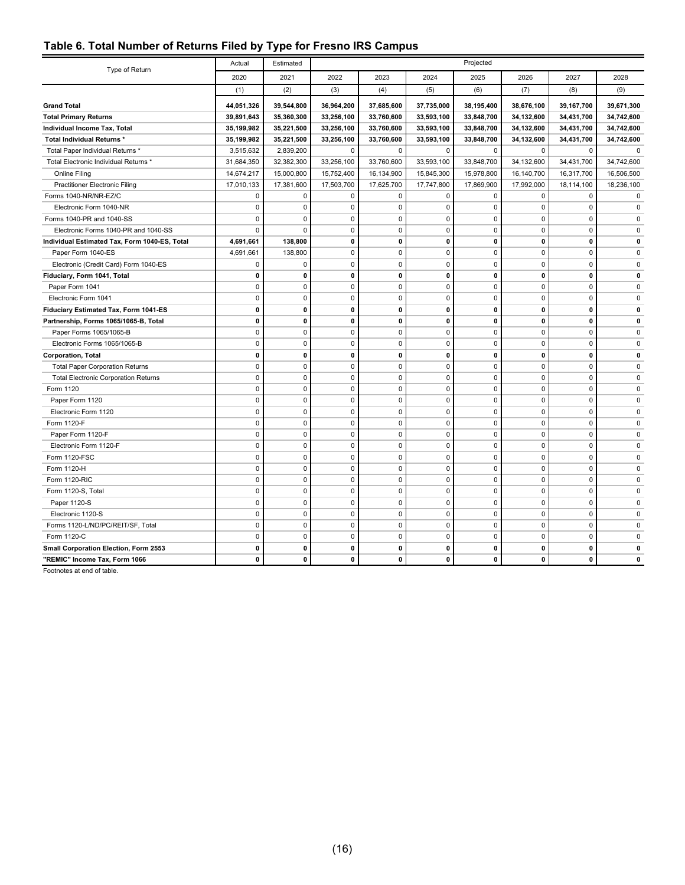## Table 6. Total Number of Returns Filed by Type for Fresno IRS Campus

| Type of Return | Actual | Estimated | Projected | | | | | | |
|---|---|---|---|---|---|---|---|---|---|
| | 2020 | 2021 | 2022 | 2023 | 2024 | 2025 | 2026 | 2027 | 2028 |
| | (1) | (2) | (3) | (4) | (5) | (6) | (7) | (8) | (9) |
| **Grand Total** | **44,051,326** | **39,544,800** | **36,964,200** | **37,685,600** | **37,735,000** | **38,195,400** | **38,676,100** | **39,167,700** | **39,671,300** |
| **Total Primary Returns** | **39,891,643** | **35,360,300** | **33,256,100** | **33,760,600** | **33,593,100** | **33,848,700** | **34,132,600** | **34,431,700** | **34,742,600** |
| **Individual Income Tax, Total** | **35,199,982** | **35,221,500** | **33,256,100** | **33,760,600** | **33,593,100** | **33,848,700** | **34,132,600** | **34,431,700** | **34,742,600** |
| **Total Individual Returns *** | **35,199,982** | **35,221,500** | **33,256,100** | **33,760,600** | **33,593,100** | **33,848,700** | **34,132,600** | **34,431,700** | **34,742,600** |
| Total Paper Individual Returns * | 3,515,632 | 2,839,200 | 0 | 0 | 0 | 0 | 0 | 0 | 0 |
| Total Electronic Individual Returns * | 31,684,350 | 32,382,300 | 33,256,100 | 33,760,600 | 33,593,100 | 33,848,700 | 34,132,600 | 34,431,700 | 34,742,600 |
| Online Filing | 14,674,217 | 15,000,800 | 15,752,400 | 16,134,900 | 15,845,300 | 15,978,800 | 16,140,700 | 16,317,700 | 16,506,500 |
| Practitioner Electronic Filing | 17,010,133 | 17,381,600 | 17,503,700 | 17,625,700 | 17,747,800 | 17,869,900 | 17,992,000 | 18,114,100 | 18,236,100 |
| Forms 1040-NR/NR-EZ/C | 0 | 0 | 0 | 0 | 0 | 0 | 0 | 0 | 0 |
| Electronic Form 1040-NR | 0 | 0 | 0 | 0 | 0 | 0 | 0 | 0 | 0 |
| Forms 1040-PR and 1040-SS | 0 | 0 | 0 | 0 | 0 | 0 | 0 | 0 | 0 |
| Electronic Forms 1040-PR and 1040-SS | 0 | 0 | 0 | 0 | 0 | 0 | 0 | 0 | 0 |
| **Individual Estimated Tax, Form 1040-ES, Total** | **4,691,661** | **138,800** | **0** | **0** | **0** | **0** | **0** | **0** | **0** |
| Paper Form 1040-ES | 4,691,661 | 138,800 | 0 | 0 | 0 | 0 | 0 | 0 | 0 |
| Electronic (Credit Card) Form 1040-ES | 0 | 0 | 0 | 0 | 0 | 0 | 0 | 0 | 0 |
| **Fiduciary, Form 1041, Total** | **0** | **0** | **0** | **0** | **0** | **0** | **0** | **0** | **0** |
| Paper Form 1041 | 0 | 0 | 0 | 0 | 0 | 0 | 0 | 0 | 0 |
| Electronic Form 1041 | 0 | 0 | 0 | 0 | 0 | 0 | 0 | 0 | 0 |
| **Fiduciary Estimated Tax, Form 1041-ES** | **0** | **0** | **0** | **0** | **0** | **0** | **0** | **0** | **0** |
| **Partnership, Forms 1065/1065-B, Total** | **0** | **0** | **0** | **0** | **0** | **0** | **0** | **0** | **0** |
| Paper Forms 1065/1065-B | 0 | 0 | 0 | 0 | 0 | 0 | 0 | 0 | 0 |
| Electronic Forms 1065/1065-B | 0 | 0 | 0 | 0 | 0 | 0 | 0 | 0 | 0 |
| **Corporation, Total** | **0** | **0** | **0** | **0** | **0** | **0** | **0** | **0** | **0** |
| Total Paper Corporation Returns | 0 | 0 | 0 | 0 | 0 | 0 | 0 | 0 | 0 |
| Total Electronic Corporation Returns | 0 | 0 | 0 | 0 | 0 | 0 | 0 | 0 | 0 |
| Form 1120 | 0 | 0 | 0 | 0 | 0 | 0 | 0 | 0 | 0 |
| Paper Form 1120 | 0 | 0 | 0 | 0 | 0 | 0 | 0 | 0 | 0 |
| Electronic Form 1120 | 0 | 0 | 0 | 0 | 0 | 0 | 0 | 0 | 0 |
| Form 1120-F | 0 | 0 | 0 | 0 | 0 | 0 | 0 | 0 | 0 |
| Paper Form 1120-F | 0 | 0 | 0 | 0 | 0 | 0 | 0 | 0 | 0 |
| Electronic Form 1120-F | 0 | 0 | 0 | 0 | 0 | 0 | 0 | 0 | 0 |
| Form 1120-FSC | 0 | 0 | 0 | 0 | 0 | 0 | 0 | 0 | 0 |
| Form 1120-H | 0 | 0 | 0 | 0 | 0 | 0 | 0 | 0 | 0 |
| Form 1120-RIC | 0 | 0 | 0 | 0 | 0 | 0 | 0 | 0 | 0 |
| Form 1120-S, Total | 0 | 0 | 0 | 0 | 0 | 0 | 0 | 0 | 0 |
| Paper 1120-S | 0 | 0 | 0 | 0 | 0 | 0 | 0 | 0 | 0 |
| Electronic 1120-S | 0 | 0 | 0 | 0 | 0 | 0 | 0 | 0 | 0 |
| Forms 1120-L/ND/PC/REIT/SF, Total | 0 | 0 | 0 | 0 | 0 | 0 | 0 | 0 | 0 |
| Form 1120-C | 0 | 0 | 0 | 0 | 0 | 0 | 0 | 0 | 0 |
| **Small Corporation Election, Form 2553** | **0** | **0** | **0** | **0** | **0** | **0** | **0** | **0** | **0** |
| **"REMIC" Income Tax, Form 1066** | **0** | **0** | **0** | **0** | **0** | **0** | **0** | **0** | **0** |

Footnotes at end of table.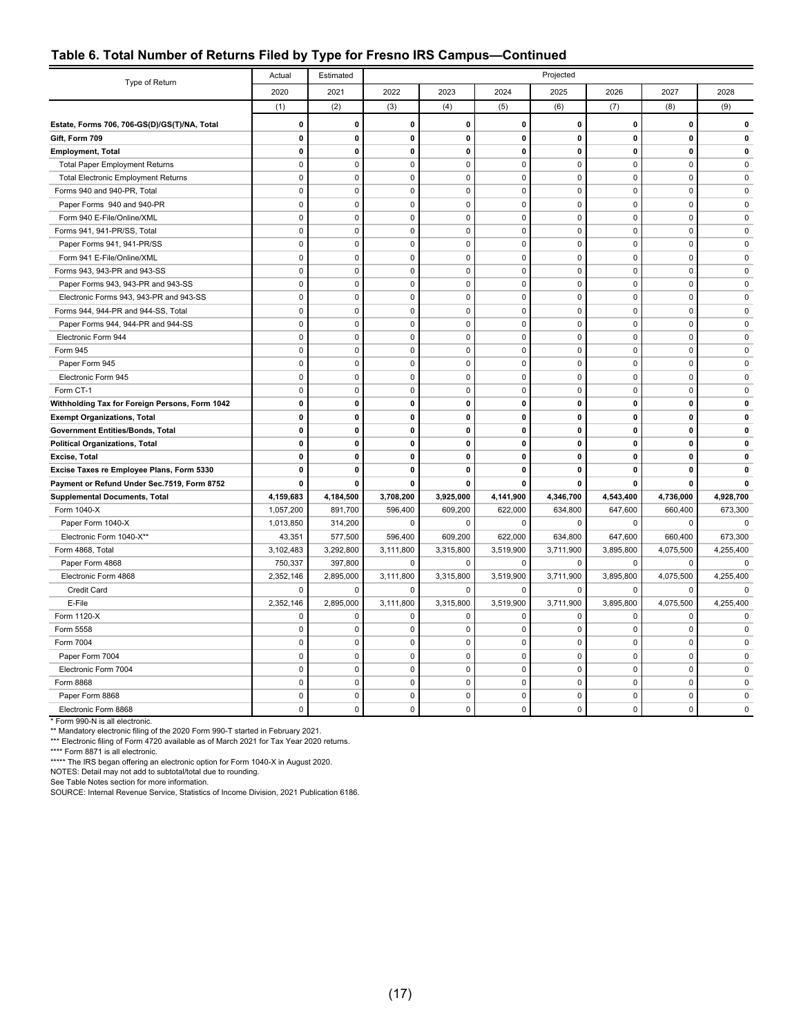## Table 6. Total Number of Returns Filed by Type for Fresno IRS Campus—Continued

| Type of Return | Actual | Estimated | Projected | | | | | | |
|---|---|---|---|---|---|---|---|---|---|
| | 2020 | 2021 | 2022 | 2023 | 2024 | 2025 | 2026 | 2027 | 2028 |
| | (1) | (2) | (3) | (4) | (5) | (6) | (7) | (8) | (9) |
| **Estate, Forms 706, 706-GS(D)/GS(T)/NA, Total** | **0** | **0** | **0** | **0** | **0** | **0** | **0** | **0** | **0** |
| **Gift, Form 709** | **0** | **0** | **0** | **0** | **0** | **0** | **0** | **0** | **0** |
| **Employment, Total** | **0** | **0** | **0** | **0** | **0** | **0** | **0** | **0** | **0** |
| Total Paper Employment Returns | 0 | 0 | 0 | 0 | 0 | 0 | 0 | 0 | 0 |
| Total Electronic Employment Returns | 0 | 0 | 0 | 0 | 0 | 0 | 0 | 0 | 0 |
| Forms 940 and 940-PR, Total | 0 | 0 | 0 | 0 | 0 | 0 | 0 | 0 | 0 |
| Paper Forms 940 and 940-PR | 0 | 0 | 0 | 0 | 0 | 0 | 0 | 0 | 0 |
| Form 940 E-File/Online/XML | 0 | 0 | 0 | 0 | 0 | 0 | 0 | 0 | 0 |
| Forms 941, 941-PR/SS, Total | 0 | 0 | 0 | 0 | 0 | 0 | 0 | 0 | 0 |
| Paper Forms 941, 941-PR/SS | 0 | 0 | 0 | 0 | 0 | 0 | 0 | 0 | 0 |
| Form 941 E-File/Online/XML | 0 | 0 | 0 | 0 | 0 | 0 | 0 | 0 | 0 |
| Forms 943, 943-PR and 943-SS | 0 | 0 | 0 | 0 | 0 | 0 | 0 | 0 | 0 |
| Paper Forms 943, 943-PR and 943-SS | 0 | 0 | 0 | 0 | 0 | 0 | 0 | 0 | 0 |
| Electronic Forms 943, 943-PR and 943-SS | 0 | 0 | 0 | 0 | 0 | 0 | 0 | 0 | 0 |
| Forms 944, 944-PR and 944-SS, Total | 0 | 0 | 0 | 0 | 0 | 0 | 0 | 0 | 0 |
| Paper Forms 944, 944-PR and 944-SS | 0 | 0 | 0 | 0 | 0 | 0 | 0 | 0 | 0 |
| Electronic Form 944 | 0 | 0 | 0 | 0 | 0 | 0 | 0 | 0 | 0 |
| Form 945 | 0 | 0 | 0 | 0 | 0 | 0 | 0 | 0 | 0 |
| Paper Form 945 | 0 | 0 | 0 | 0 | 0 | 0 | 0 | 0 | 0 |
| Electronic Form 945 | 0 | 0 | 0 | 0 | 0 | 0 | 0 | 0 | 0 |
| Form CT-1 | 0 | 0 | 0 | 0 | 0 | 0 | 0 | 0 | 0 |
| **Withholding Tax for Foreign Persons, Form 1042** | **0** | **0** | **0** | **0** | **0** | **0** | **0** | **0** | **0** |
| **Exempt Organizations, Total** | **0** | **0** | **0** | **0** | **0** | **0** | **0** | **0** | **0** |
| **Government Entities/Bonds, Total** | **0** | **0** | **0** | **0** | **0** | **0** | **0** | **0** | **0** |
| **Political Organizations, Total** | **0** | **0** | **0** | **0** | **0** | **0** | **0** | **0** | **0** |
| **Excise, Total** | **0** | **0** | **0** | **0** | **0** | **0** | **0** | **0** | **0** |
| **Excise Taxes re Employee Plans, Form 5330** | **0** | **0** | **0** | **0** | **0** | **0** | **0** | **0** | **0** |
| **Payment or Refund Under Sec.7519, Form 8752** | **0** | **0** | **0** | **0** | **0** | **0** | **0** | **0** | **0** |
| **Supplemental Documents, Total** | **4,159,683** | **4,184,500** | **3,708,200** | **3,925,000** | **4,141,900** | **4,346,700** | **4,543,400** | **4,736,000** | **4,928,700** |
| Form 1040-X | 1,057,200 | 891,700 | 596,400 | 609,200 | 622,000 | 634,800 | 647,600 | 660,400 | 673,300 |
| Paper Form 1040-X | 1,013,850 | 314,200 | 0 | 0 | 0 | 0 | 0 | 0 | 0 |
| Electronic Form 1040-X** | 43,351 | 577,500 | 596,400 | 609,200 | 622,000 | 634,800 | 647,600 | 660,400 | 673,300 |
| Form 4868, Total | 3,102,483 | 3,292,800 | 3,111,800 | 3,315,800 | 3,519,900 | 3,711,900 | 3,895,800 | 4,075,500 | 4,255,400 |
| Paper Form 4868 | 750,337 | 397,800 | 0 | 0 | 0 | 0 | 0 | 0 | 0 |
| Electronic Form 4868 | 2,352,146 | 2,895,000 | 3,111,800 | 3,315,800 | 3,519,900 | 3,711,900 | 3,895,800 | 4,075,500 | 4,255,400 |
| Credit Card | 0 | 0 | 0 | 0 | 0 | 0 | 0 | 0 | 0 |
| E-File | 2,352,146 | 2,895,000 | 3,111,800 | 3,315,800 | 3,519,900 | 3,711,900 | 3,895,800 | 4,075,500 | 4,255,400 |
| Form 1120-X | 0 | 0 | 0 | 0 | 0 | 0 | 0 | 0 | 0 |
| Form 5558 | 0 | 0 | 0 | 0 | 0 | 0 | 0 | 0 | 0 |
| Form 7004 | 0 | 0 | 0 | 0 | 0 | 0 | 0 | 0 | 0 |
| Paper Form 7004 | 0 | 0 | 0 | 0 | 0 | 0 | 0 | 0 | 0 |
| Electronic Form 7004 | 0 | 0 | 0 | 0 | 0 | 0 | 0 | 0 | 0 |
| Form 8868 | 0 | 0 | 0 | 0 | 0 | 0 | 0 | 0 | 0 |
| Paper Form 8868 | 0 | 0 | 0 | 0 | 0 | 0 | 0 | 0 | 0 |
| Electronic Form 8868 | 0 | 0 | 0 | 0 | 0 | 0 | 0 | 0 | 0 |

* Form 990-N is all electronic.

** Mandatory electronic filing of the 2020 Form 990-T started in February 2021.

*** Electronic filing of Form 4720 available as of March 2021 for Tax Year 2020 returns.

**** Form 8871 is all electronic.

***** The IRS began offering an electronic option for Form 1040-X in August 2020.

NOTES: Detail may not add to subtotal/total due to rounding.

See Table Notes section for more information.

SOURCE: Internal Revenue Service, Statistics of Income Division, 2021 Publication 6186.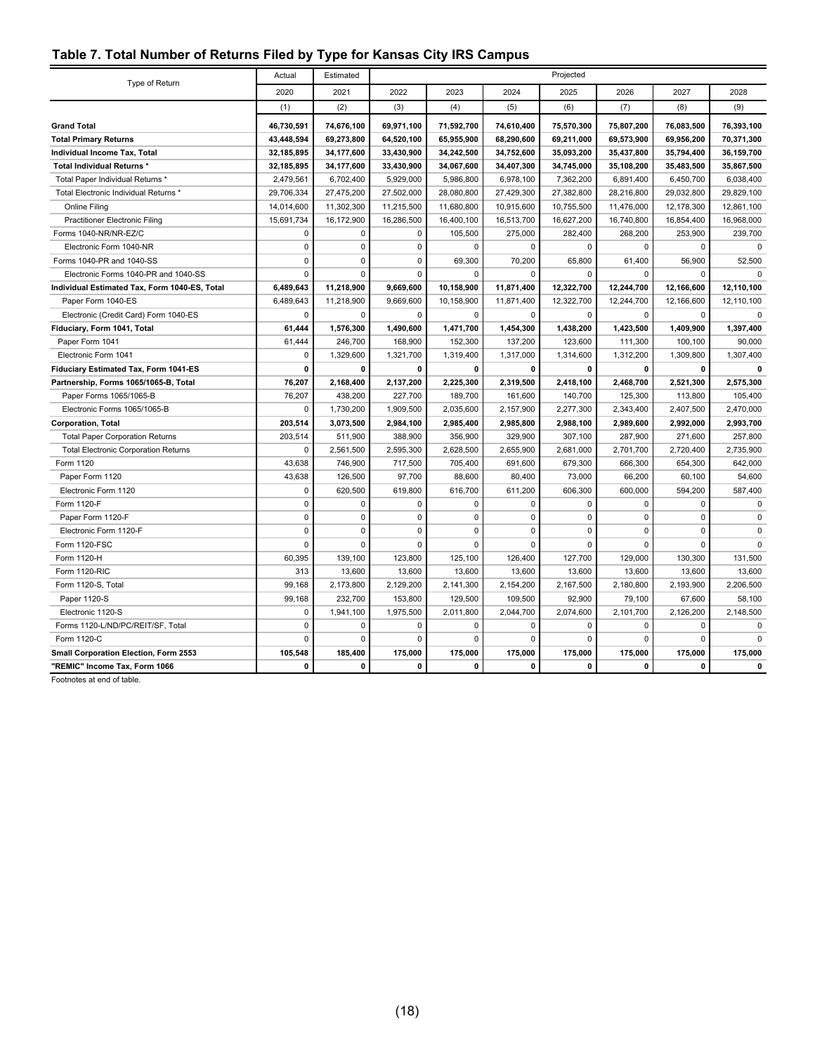## Table 7. Total Number of Returns Filed by Type for Kansas City IRS Campus

| Type of Return | Actual | Estimated | Projected | | | | | | |
|---|---|---|---|---|---|---|---|---|---|
| | 2020 | 2021 | 2022 | 2023 | 2024 | 2025 | 2026 | 2027 | 2028 |
| | (1) | (2) | (3) | (4) | (5) | (6) | (7) | (8) | (9) |
| **Grand Total** | **46,730,591** | **74,676,100** | **69,971,100** | **71,592,700** | **74,610,400** | **75,570,300** | **75,807,200** | **76,083,500** | **76,393,100** |
| **Total Primary Returns** | **43,448,594** | **69,273,800** | **64,520,100** | **65,955,900** | **68,290,600** | **69,211,000** | **69,573,900** | **69,956,200** | **70,371,300** |
| **Individual Income Tax, Total** | **32,185,895** | **34,177,600** | **33,430,900** | **34,242,500** | **34,752,600** | **35,093,200** | **35,437,800** | **35,794,400** | **36,159,700** |
| **Total Individual Returns *** | **32,185,895** | **34,177,600** | **33,430,900** | **34,067,600** | **34,407,300** | **34,745,000** | **35,108,200** | **35,483,500** | **35,867,500** |
| Total Paper Individual Returns * | 2,479,561 | 6,702,400 | 5,929,000 | 5,986,800 | 6,978,100 | 7,362,200 | 6,891,400 | 6,450,700 | 6,038,400 |
| Total Electronic Individual Returns * | 29,706,334 | 27,475,200 | 27,502,000 | 28,080,800 | 27,429,300 | 27,382,800 | 28,216,800 | 29,032,800 | 29,829,100 |
| Online Filing | 14,014,600 | 11,302,300 | 11,215,500 | 11,680,800 | 10,915,600 | 10,755,500 | 11,476,000 | 12,178,300 | 12,861,100 |
| Practitioner Electronic Filing | 15,691,734 | 16,172,900 | 16,286,500 | 16,400,100 | 16,513,700 | 16,627,200 | 16,740,800 | 16,854,400 | 16,968,000 |
| Forms 1040-NR/NR-EZ/C | 0 | 0 | 0 | 105,500 | 275,000 | 282,400 | 268,200 | 253,900 | 239,700 |
| Electronic Form 1040-NR | 0 | 0 | 0 | 0 | 0 | 0 | 0 | 0 | 0 |
| Forms 1040-PR and 1040-SS | 0 | 0 | 0 | 69,300 | 70,200 | 65,800 | 61,400 | 56,900 | 52,500 |
| Electronic Forms 1040-PR and 1040-SS | 0 | 0 | 0 | 0 | 0 | 0 | 0 | 0 | 0 |
| **Individual Estimated Tax, Form 1040-ES, Total** | **6,489,643** | **11,218,900** | **9,669,600** | **10,158,900** | **11,871,400** | **12,322,700** | **12,244,700** | **12,166,600** | **12,110,100** |
| Paper Form 1040-ES | 6,489,643 | 11,218,900 | 9,669,600 | 10,158,900 | 11,871,400 | 12,322,700 | 12,244,700 | 12,166,600 | 12,110,100 |
| Electronic (Credit Card) Form 1040-ES | 0 | 0 | 0 | 0 | 0 | 0 | 0 | 0 | 0 |
| **Fiduciary, Form 1041, Total** | **61,444** | **1,576,300** | **1,490,600** | **1,471,700** | **1,454,300** | **1,438,200** | **1,423,500** | **1,409,900** | **1,397,400** |
| Paper Form 1041 | 61,444 | 246,700 | 168,900 | 152,300 | 137,200 | 123,600 | 111,300 | 100,100 | 90,000 |
| Electronic Form 1041 | 0 | 1,329,600 | 1,321,700 | 1,319,400 | 1,317,000 | 1,314,600 | 1,312,200 | 1,309,800 | 1,307,400 |
| **Fiduciary Estimated Tax, Form 1041-ES** | **0** | **0** | **0** | **0** | **0** | **0** | **0** | **0** | **0** |
| **Partnership, Forms 1065/1065-B, Total** | **76,207** | **2,168,400** | **2,137,200** | **2,225,300** | **2,319,500** | **2,418,100** | **2,468,700** | **2,521,300** | **2,575,300** |
| Paper Forms 1065/1065-B | 76,207 | 438,200 | 227,700 | 189,700 | 161,600 | 140,700 | 125,300 | 113,800 | 105,400 |
| Electronic Forms 1065/1065-B | 0 | 1,730,200 | 1,909,500 | 2,035,600 | 2,157,900 | 2,277,300 | 2,343,400 | 2,407,500 | 2,470,000 |
| **Corporation, Total** | **203,514** | **3,073,500** | **2,984,100** | **2,985,400** | **2,985,800** | **2,988,100** | **2,989,600** | **2,992,000** | **2,993,700** |
| Total Paper Corporation Returns | 203,514 | 511,900 | 388,900 | 356,900 | 329,900 | 307,100 | 287,900 | 271,600 | 257,800 |
| Total Electronic Corporation Returns | 0 | 2,561,500 | 2,595,300 | 2,628,500 | 2,655,900 | 2,681,000 | 2,701,700 | 2,720,400 | 2,735,900 |
| Form 1120 | 43,638 | 746,900 | 717,500 | 705,400 | 691,600 | 679,300 | 666,300 | 654,300 | 642,000 |
| Paper Form 1120 | 43,638 | 126,500 | 97,700 | 88,600 | 80,400 | 73,000 | 66,200 | 60,100 | 54,600 |
| Electronic Form 1120 | 0 | 620,500 | 619,800 | 616,700 | 611,200 | 606,300 | 600,000 | 594,200 | 587,400 |
| Form 1120-F | 0 | 0 | 0 | 0 | 0 | 0 | 0 | 0 | 0 |
| Paper Form 1120-F | 0 | 0 | 0 | 0 | 0 | 0 | 0 | 0 | 0 |
| Electronic Form 1120-F | 0 | 0 | 0 | 0 | 0 | 0 | 0 | 0 | 0 |
| Form 1120-FSC | 0 | 0 | 0 | 0 | 0 | 0 | 0 | 0 | 0 |
| Form 1120-H | 60,395 | 139,100 | 123,800 | 125,100 | 126,400 | 127,700 | 129,000 | 130,300 | 131,500 |
| Form 1120-RIC | 313 | 13,600 | 13,600 | 13,600 | 13,600 | 13,600 | 13,600 | 13,600 | 13,600 |
| Form 1120-S, Total | 99,168 | 2,173,800 | 2,129,200 | 2,141,300 | 2,154,200 | 2,167,500 | 2,180,800 | 2,193,900 | 2,206,500 |
| Paper 1120-S | 99,168 | 232,700 | 153,800 | 129,500 | 109,500 | 92,900 | 79,100 | 67,600 | 58,100 |
| Electronic 1120-S | 0 | 1,941,100 | 1,975,500 | 2,011,800 | 2,044,700 | 2,074,600 | 2,101,700 | 2,126,200 | 2,148,500 |
| Forms 1120-L/ND/PC/REIT/SF, Total | 0 | 0 | 0 | 0 | 0 | 0 | 0 | 0 | 0 |
| Form 1120-C | 0 | 0 | 0 | 0 | 0 | 0 | 0 | 0 | 0 |
| **Small Corporation Election, Form 2553** | **105,548** | **185,400** | **175,000** | **175,000** | **175,000** | **175,000** | **175,000** | **175,000** | **175,000** |
| **"REMIC" Income Tax, Form 1066** | **0** | **0** | **0** | **0** | **0** | **0** | **0** | **0** | **0** |

Footnotes at end of table.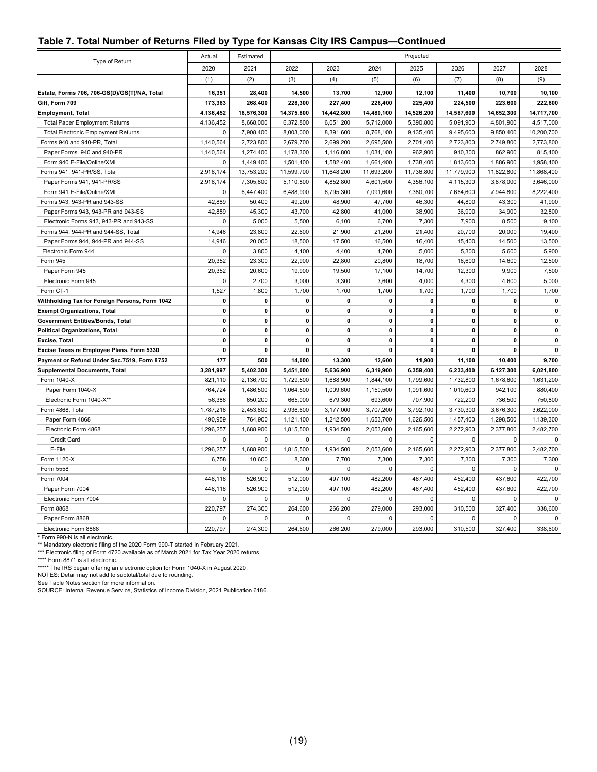## Table 7. Total Number of Returns Filed by Type for Kansas City IRS Campus—Continued

| Type of Return | Actual | Estimated | Projected | | | | | | |
|---|---|---|---|---|---|---|---|---|---|
| | 2020 | 2021 | 2022 | 2023 | 2024 | 2025 | 2026 | 2027 | 2028 |
| | (1) | (2) | (3) | (4) | (5) | (6) | (7) | (8) | (9) |
| **Estate, Forms 706, 706-GS(D)/GS(T)/NA, Total** | **16,351** | **28,400** | **14,500** | **13,700** | **12,900** | **12,100** | **11,400** | **10,700** | **10,100** |
| **Gift, Form 709** | **173,363** | **268,400** | **228,300** | **227,400** | **226,400** | **225,400** | **224,500** | **223,600** | **222,600** |
| **Employment, Total** | **4,136,452** | **16,576,300** | **14,375,800** | **14,442,800** | **14,480,100** | **14,526,200** | **14,587,600** | **14,652,300** | **14,717,700** |
| Total Paper Employment Returns | 4,136,452 | 8,668,000 | 6,372,800 | 6,051,200 | 5,712,000 | 5,390,800 | 5,091,900 | 4,801,900 | 4,517,000 |
| Total Electronic Employment Returns | 0 | 7,908,400 | 8,003,000 | 8,391,600 | 8,768,100 | 9,135,400 | 9,495,600 | 9,850,400 | 10,200,700 |
| Forms 940 and 940-PR, Total | 1,140,564 | 2,723,800 | 2,679,700 | 2,699,200 | 2,695,500 | 2,701,400 | 2,723,800 | 2,749,800 | 2,773,800 |
| Paper Forms 940 and 940-PR | 1,140,564 | 1,274,400 | 1,178,300 | 1,116,800 | 1,034,100 | 962,900 | 910,300 | 862,900 | 815,400 |
| Form 940 E-File/Online/XML | 0 | 1,449,400 | 1,501,400 | 1,582,400 | 1,661,400 | 1,738,400 | 1,813,600 | 1,886,900 | 1,958,400 |
| Forms 941, 941-PR/SS, Total | 2,916,174 | 13,753,200 | 11,599,700 | 11,648,200 | 11,693,200 | 11,736,800 | 11,779,900 | 11,822,800 | 11,868,400 |
| Paper Forms 941, 941-PR/SS | 2,916,174 | 7,305,800 | 5,110,800 | 4,852,800 | 4,601,500 | 4,356,100 | 4,115,300 | 3,878,000 | 3,646,000 |
| Form 941 E-File/Online/XML | 0 | 6,447,400 | 6,488,900 | 6,795,300 | 7,091,600 | 7,380,700 | 7,664,600 | 7,944,800 | 8,222,400 |
| Forms 943, 943-PR and 943-SS | 42,889 | 50,400 | 49,200 | 48,900 | 47,700 | 46,300 | 44,800 | 43,300 | 41,900 |
| Paper Forms 943, 943-PR and 943-SS | 42,889 | 45,300 | 43,700 | 42,800 | 41,000 | 38,900 | 36,900 | 34,900 | 32,800 |
| Electronic Forms 943, 943-PR and 943-SS | 0 | 5,000 | 5,500 | 6,100 | 6,700 | 7,300 | 7,900 | 8,500 | 9,100 |
| Forms 944, 944-PR and 944-SS, Total | 14,946 | 23,800 | 22,600 | 21,900 | 21,200 | 21,400 | 20,700 | 20,000 | 19,400 |
| Paper Forms 944, 944-PR and 944-SS | 14,946 | 20,000 | 18,500 | 17,500 | 16,500 | 16,400 | 15,400 | 14,500 | 13,500 |
| Electronic Form 944 | 0 | 3,800 | 4,100 | 4,400 | 4,700 | 5,000 | 5,300 | 5,600 | 5,900 |
| Form 945 | 20,352 | 23,300 | 22,900 | 22,800 | 20,800 | 18,700 | 16,600 | 14,600 | 12,500 |
| Paper Form 945 | 20,352 | 20,600 | 19,900 | 19,500 | 17,100 | 14,700 | 12,300 | 9,900 | 7,500 |
| Electronic Form 945 | 0 | 2,700 | 3,000 | 3,300 | 3,600 | 4,000 | 4,300 | 4,600 | 5,000 |
| Form CT-1 | 1,527 | 1,800 | 1,700 | 1,700 | 1,700 | 1,700 | 1,700 | 1,700 | 1,700 |
| **Withholding Tax for Foreign Persons, Form 1042** | **0** | **0** | **0** | **0** | **0** | **0** | **0** | **0** | **0** |
| **Exempt Organizations, Total** | **0** | **0** | **0** | **0** | **0** | **0** | **0** | **0** | **0** |
| **Government Entities/Bonds, Total** | **0** | **0** | **0** | **0** | **0** | **0** | **0** | **0** | **0** |
| **Political Organizations, Total** | **0** | **0** | **0** | **0** | **0** | **0** | **0** | **0** | **0** |
| **Excise, Total** | **0** | **0** | **0** | **0** | **0** | **0** | **0** | **0** | **0** |
| **Excise Taxes re Employee Plans, Form 5330** | **0** | **0** | **0** | **0** | **0** | **0** | **0** | **0** | **0** |
| **Payment or Refund Under Sec.7519, Form 8752** | **177** | **500** | **14,000** | **13,300** | **12,600** | **11,900** | **11,100** | **10,400** | **9,700** |
| **Supplemental Documents, Total** | **3,281,997** | **5,402,300** | **5,451,000** | **5,636,900** | **6,319,900** | **6,359,400** | **6,233,400** | **6,127,300** | **6,021,800** |
| Form 1040-X | 821,110 | 2,136,700 | 1,729,500 | 1,688,900 | 1,844,100 | 1,799,600 | 1,732,800 | 1,678,600 | 1,631,200 |
| Paper Form 1040-X | 764,724 | 1,486,500 | 1,064,500 | 1,009,600 | 1,150,500 | 1,091,600 | 1,010,600 | 942,100 | 880,400 |
| Electronic Form 1040-X** | 56,386 | 650,200 | 665,000 | 679,300 | 693,600 | 707,900 | 722,200 | 736,500 | 750,800 |
| Form 4868, Total | 1,787,216 | 2,453,800 | 2,936,600 | 3,177,000 | 3,707,200 | 3,792,100 | 3,730,300 | 3,676,300 | 3,622,000 |
| Paper Form 4868 | 490,959 | 764,900 | 1,121,100 | 1,242,500 | 1,653,700 | 1,626,500 | 1,457,400 | 1,298,500 | 1,139,300 |
| Electronic Form 4868 | 1,296,257 | 1,688,900 | 1,815,500 | 1,934,500 | 2,053,600 | 2,165,600 | 2,272,900 | 2,377,800 | 2,482,700 |
| Credit Card | 0 | 0 | 0 | 0 | 0 | 0 | 0 | 0 | 0 |
| E-File | 1,296,257 | 1,688,900 | 1,815,500 | 1,934,500 | 2,053,600 | 2,165,600 | 2,272,900 | 2,377,800 | 2,482,700 |
| Form 1120-X | 6,758 | 10,600 | 8,300 | 7,700 | 7,300 | 7,300 | 7,300 | 7,300 | 7,300 |
| Form 5558 | 0 | 0 | 0 | 0 | 0 | 0 | 0 | 0 | 0 |
| Form 7004 | 446,116 | 526,900 | 512,000 | 497,100 | 482,200 | 467,400 | 452,400 | 437,600 | 422,700 |
| Paper Form 7004 | 446,116 | 526,900 | 512,000 | 497,100 | 482,200 | 467,400 | 452,400 | 437,600 | 422,700 |
| Electronic Form 7004 | 0 | 0 | 0 | 0 | 0 | 0 | 0 | 0 | 0 |
| Form 8868 | 220,797 | 274,300 | 264,600 | 266,200 | 279,000 | 293,000 | 310,500 | 327,400 | 338,600 |
| Paper Form 8868 | 0 | 0 | 0 | 0 | 0 | 0 | 0 | 0 | 0 |
| Electronic Form 8868 | 220,797 | 274,300 | 264,600 | 266,200 | 279,000 | 293,000 | 310,500 | 327,400 | 338,600 |

* Form 990-N is all electronic.

** Mandatory electronic filing of the 2020 Form 990-T started in February 2021.

*** Electronic filing of Form 4720 available as of March 2021 for Tax Year 2020 returns.

**** Form 8871 is all electronic.

***** The IRS began offering an electronic option for Form 1040-X in August 2020.

NOTES: Detail may not add to subtotal/total due to rounding.

See Table Notes section for more information.

SOURCE: Internal Revenue Service, Statistics of Income Division, 2021 Publication 6186.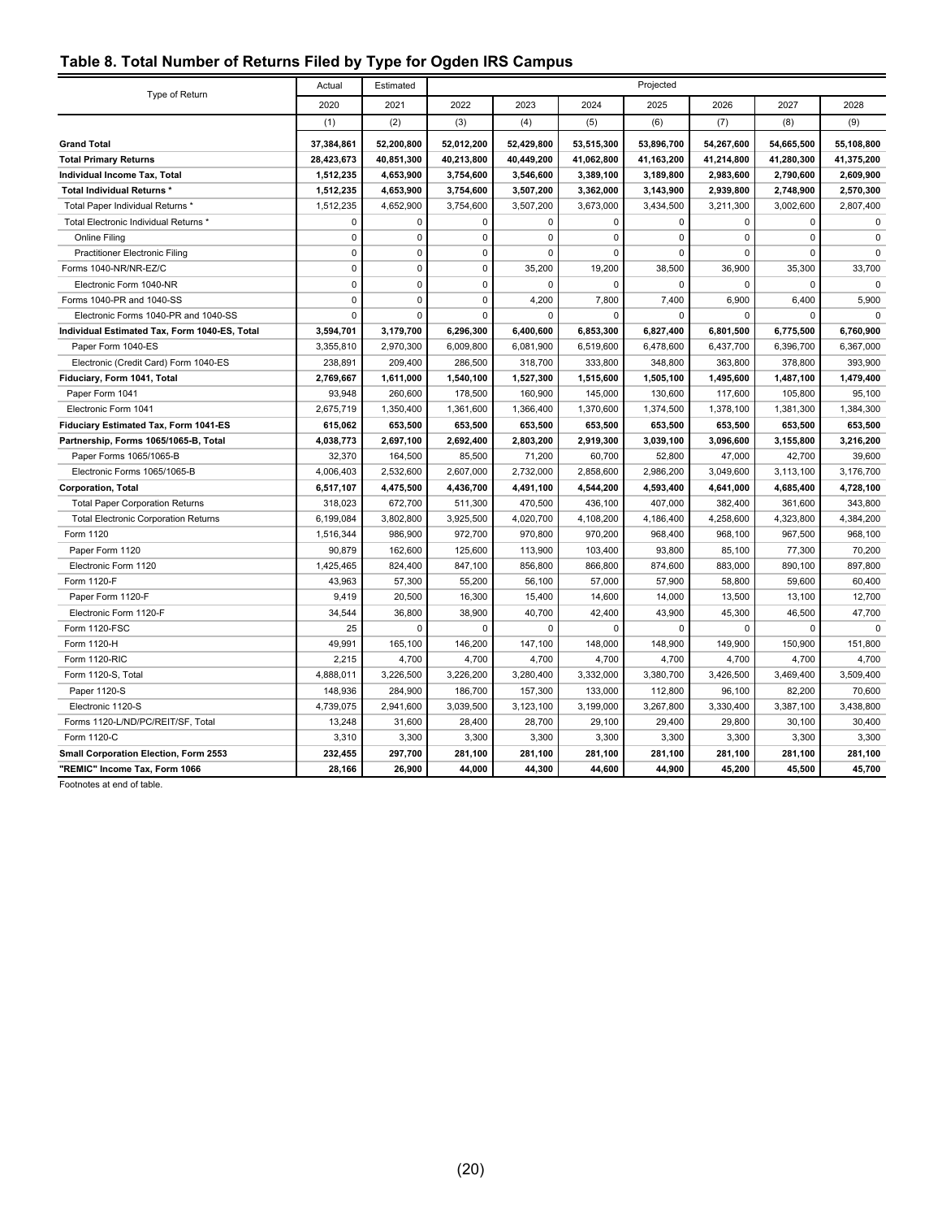## Table 8. Total Number of Returns Filed by Type for Ogden IRS Campus

| Type of Return | Actual | Estimated | Projected | | | | | | |
|---|---|---|---|---|---|---|---|---|---|
| | 2020 | 2021 | 2022 | 2023 | 2024 | 2025 | 2026 | 2027 | 2028 |
| | (1) | (2) | (3) | (4) | (5) | (6) | (7) | (8) | (9) |
| **Grand Total** | **37,384,861** | **52,200,800** | **52,012,200** | **52,429,800** | **53,515,300** | **53,896,700** | **54,267,600** | **54,665,500** | **55,108,800** |
| **Total Primary Returns** | **28,423,673** | **40,851,300** | **40,213,800** | **40,449,200** | **41,062,800** | **41,163,200** | **41,214,800** | **41,280,300** | **41,375,200** |
| **Individual Income Tax, Total** | **1,512,235** | **4,653,900** | **3,754,600** | **3,546,600** | **3,389,100** | **3,189,800** | **2,983,600** | **2,790,600** | **2,609,900** |
| **Total Individual Returns *** | **1,512,235** | **4,653,900** | **3,754,600** | **3,507,200** | **3,362,000** | **3,143,900** | **2,939,800** | **2,748,900** | **2,570,300** |
| Total Paper Individual Returns * | 1,512,235 | 4,652,900 | 3,754,600 | 3,507,200 | 3,673,000 | 3,434,500 | 3,211,300 | 3,002,600 | 2,807,400 |
| Total Electronic Individual Returns * | 0 | 0 | 0 | 0 | 0 | 0 | 0 | 0 | 0 |
| Online Filing | 0 | 0 | 0 | 0 | 0 | 0 | 0 | 0 | 0 |
| Practitioner Electronic Filing | 0 | 0 | 0 | 0 | 0 | 0 | 0 | 0 | 0 |
| Forms 1040-NR/NR-EZ/C | 0 | 0 | 0 | 35,200 | 19,200 | 38,500 | 36,900 | 35,300 | 33,700 |
| Electronic Form 1040-NR | 0 | 0 | 0 | 0 | 0 | 0 | 0 | 0 | 0 |
| Forms 1040-PR and 1040-SS | 0 | 0 | 0 | 4,200 | 7,800 | 7,400 | 6,900 | 6,400 | 5,900 |
| Electronic Forms 1040-PR and 1040-SS | 0 | 0 | 0 | 0 | 0 | 0 | 0 | 0 | 0 |
| **Individual Estimated Tax, Form 1040-ES, Total** | **3,594,701** | **3,179,700** | **6,296,300** | **6,400,600** | **6,853,300** | **6,827,400** | **6,801,500** | **6,775,500** | **6,760,900** |
| Paper Form 1040-ES | 3,355,810 | 2,970,300 | 6,009,800 | 6,081,900 | 6,519,600 | 6,478,600 | 6,437,700 | 6,396,700 | 6,367,000 |
| Electronic (Credit Card) Form 1040-ES | 238,891 | 209,400 | 286,500 | 318,700 | 333,800 | 348,800 | 363,800 | 378,800 | 393,900 |
| **Fiduciary, Form 1041, Total** | **2,769,667** | **1,611,000** | **1,540,100** | **1,527,300** | **1,515,600** | **1,505,100** | **1,495,600** | **1,487,100** | **1,479,400** |
| Paper Form 1041 | 93,948 | 260,600 | 178,500 | 160,900 | 145,000 | 130,600 | 117,600 | 105,800 | 95,100 |
| Electronic Form 1041 | 2,675,719 | 1,350,400 | 1,361,600 | 1,366,400 | 1,370,600 | 1,374,500 | 1,378,100 | 1,381,300 | 1,384,300 |
| **Fiduciary Estimated Tax, Form 1041-ES** | **615,062** | **653,500** | **653,500** | **653,500** | **653,500** | **653,500** | **653,500** | **653,500** | **653,500** |
| **Partnership, Forms 1065/1065-B, Total** | **4,038,773** | **2,697,100** | **2,692,400** | **2,803,200** | **2,919,300** | **3,039,100** | **3,096,600** | **3,155,800** | **3,216,200** |
| Paper Forms 1065/1065-B | 32,370 | 164,500 | 85,500 | 71,200 | 60,700 | 52,800 | 47,000 | 42,700 | 39,600 |
| Electronic Forms 1065/1065-B | 4,006,403 | 2,532,600 | 2,607,000 | 2,732,000 | 2,858,600 | 2,986,200 | 3,049,600 | 3,113,100 | 3,176,700 |
| **Corporation, Total** | **6,517,107** | **4,475,500** | **4,436,700** | **4,491,100** | **4,544,200** | **4,593,400** | **4,641,000** | **4,685,400** | **4,728,100** |
| Total Paper Corporation Returns | 318,023 | 672,700 | 511,300 | 470,500 | 436,100 | 407,000 | 382,400 | 361,600 | 343,800 |
| Total Electronic Corporation Returns | 6,199,084 | 3,802,800 | 3,925,500 | 4,020,700 | 4,108,200 | 4,186,400 | 4,258,600 | 4,323,800 | 4,384,200 |
| Form 1120 | 1,516,344 | 986,900 | 972,700 | 970,800 | 970,200 | 968,400 | 968,100 | 967,500 | 968,100 |
| Paper Form 1120 | 90,879 | 162,600 | 125,600 | 113,900 | 103,400 | 93,800 | 85,100 | 77,300 | 70,200 |
| Electronic Form 1120 | 1,425,465 | 824,400 | 847,100 | 856,800 | 866,800 | 874,600 | 883,000 | 890,100 | 897,800 |
| Form 1120-F | 43,963 | 57,300 | 55,200 | 56,100 | 57,000 | 57,900 | 58,800 | 59,600 | 60,400 |
| Paper Form 1120-F | 9,419 | 20,500 | 16,300 | 15,400 | 14,600 | 14,000 | 13,500 | 13,100 | 12,700 |
| Electronic Form 1120-F | 34,544 | 36,800 | 38,900 | 40,700 | 42,400 | 43,900 | 45,300 | 46,500 | 47,700 |
| Form 1120-FSC | 25 | 0 | 0 | 0 | 0 | 0 | 0 | 0 | 0 |
| Form 1120-H | 49,991 | 165,100 | 146,200 | 147,100 | 148,000 | 148,900 | 149,900 | 150,900 | 151,800 |
| Form 1120-RIC | 2,215 | 4,700 | 4,700 | 4,700 | 4,700 | 4,700 | 4,700 | 4,700 | 4,700 |
| Form 1120-S, Total | 4,888,011 | 3,226,500 | 3,226,200 | 3,280,400 | 3,332,000 | 3,380,700 | 3,426,500 | 3,469,400 | 3,509,400 |
| Paper 1120-S | 148,936 | 284,900 | 186,700 | 157,300 | 133,000 | 112,800 | 96,100 | 82,200 | 70,600 |
| Electronic 1120-S | 4,739,075 | 2,941,600 | 3,039,500 | 3,123,100 | 3,199,000 | 3,267,800 | 3,330,400 | 3,387,100 | 3,438,800 |
| Forms 1120-L/ND/PC/REIT/SF, Total | 13,248 | 31,600 | 28,400 | 28,700 | 29,100 | 29,400 | 29,800 | 30,100 | 30,400 |
| Form 1120-C | 3,310 | 3,300 | 3,300 | 3,300 | 3,300 | 3,300 | 3,300 | 3,300 | 3,300 |
| **Small Corporation Election, Form 2553** | **232,455** | **297,700** | **281,100** | **281,100** | **281,100** | **281,100** | **281,100** | **281,100** | **281,100** |
| **"REMIC" Income Tax, Form 1066** | **28,166** | **26,900** | **44,000** | **44,300** | **44,600** | **44,900** | **45,200** | **45,500** | **45,700** |

Footnotes at end of table.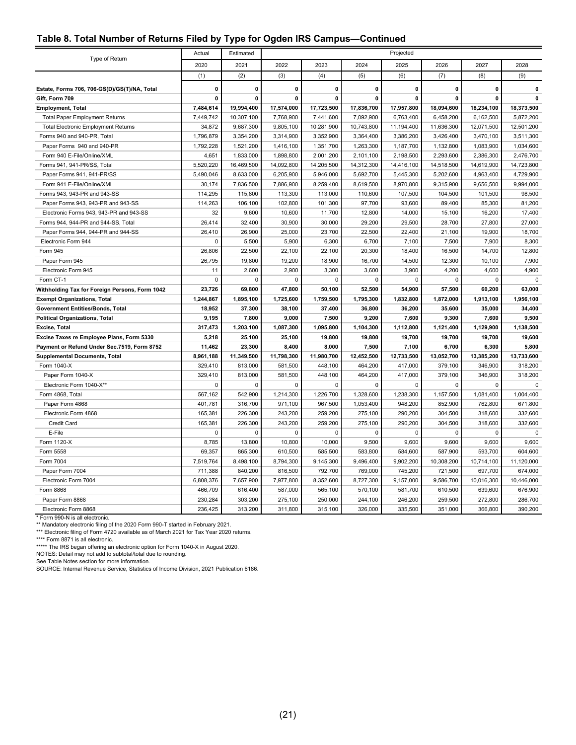## Table 8. Total Number of Returns Filed by Type for Ogden IRS Campus—Continued

| Type of Return | Actual | Estimated | Projected | | | | | | |
|---|---|---|---|---|---|---|---|---|---|
| | 2020 | 2021 | 2022 | 2023 | 2024 | 2025 | 2026 | 2027 | 2028 |
| | (1) | (2) | (3) | (4) | (5) | (6) | (7) | (8) | (9) |
| **Estate, Forms 706, 706-GS(D)/GS(T)/NA, Total** | **0** | **0** | **0** | **0** | **0** | **0** | **0** | **0** | **0** |
| **Gift, Form 709** | **0** | **0** | **0** | **0** | **0** | **0** | **0** | **0** | **0** |
| **Employment, Total** | **7,484,614** | **19,994,400** | **17,574,000** | **17,723,500** | **17,836,700** | **17,957,800** | **18,094,600** | **18,234,100** | **18,373,500** |
| Total Paper Employment Returns | 7,449,742 | 10,307,100 | 7,768,900 | 7,441,600 | 7,092,900 | 6,763,400 | 6,458,200 | 6,162,500 | 5,872,200 |
| Total Electronic Employment Returns | 34,872 | 9,687,300 | 9,805,100 | 10,281,900 | 10,743,800 | 11,194,400 | 11,636,300 | 12,071,500 | 12,501,200 |
| Forms 940 and 940-PR, Total | 1,796,879 | 3,354,200 | 3,314,900 | 3,352,900 | 3,364,400 | 3,386,200 | 3,426,400 | 3,470,100 | 3,511,300 |
| Paper Forms 940 and 940-PR | 1,792,228 | 1,521,200 | 1,416,100 | 1,351,700 | 1,263,300 | 1,187,700 | 1,132,800 | 1,083,900 | 1,034,600 |
| Form 940 E-File/Online/XML | 4,651 | 1,833,000 | 1,898,800 | 2,001,200 | 2,101,100 | 2,198,500 | 2,293,600 | 2,386,300 | 2,476,700 |
| Forms 941, 941-PR/SS, Total | 5,520,220 | 16,469,500 | 14,092,800 | 14,205,500 | 14,312,300 | 14,416,100 | 14,518,500 | 14,619,900 | 14,723,800 |
| Paper Forms 941, 941-PR/SS | 5,490,046 | 8,633,000 | 6,205,900 | 5,946,000 | 5,692,700 | 5,445,300 | 5,202,600 | 4,963,400 | 4,729,900 |
| Form 941 E-File/Online/XML | 30,174 | 7,836,500 | 7,886,900 | 8,259,400 | 8,619,500 | 8,970,800 | 9,315,900 | 9,656,500 | 9,994,000 |
| Forms 943, 943-PR and 943-SS | 114,295 | 115,800 | 113,300 | 113,000 | 110,600 | 107,500 | 104,500 | 101,500 | 98,500 |
| Paper Forms 943, 943-PR and 943-SS | 114,263 | 106,100 | 102,800 | 101,300 | 97,700 | 93,600 | 89,400 | 85,300 | 81,200 |
| Electronic Forms 943, 943-PR and 943-SS | 32 | 9,600 | 10,600 | 11,700 | 12,800 | 14,000 | 15,100 | 16,200 | 17,400 |
| Forms 944, 944-PR and 944-SS, Total | 26,414 | 32,400 | 30,900 | 30,000 | 29,200 | 29,500 | 28,700 | 27,800 | 27,000 |
| Paper Forms 944, 944-PR and 944-SS | 26,410 | 26,900 | 25,000 | 23,700 | 22,500 | 22,400 | 21,100 | 19,900 | 18,700 |
| Electronic Form 944 | 0 | 5,500 | 5,900 | 6,300 | 6,700 | 7,100 | 7,500 | 7,900 | 8,300 |
| Form 945 | 26,806 | 22,500 | 22,100 | 22,100 | 20,300 | 18,400 | 16,500 | 14,700 | 12,800 |
| Paper Form 945 | 26,795 | 19,800 | 19,200 | 18,900 | 16,700 | 14,500 | 12,300 | 10,100 | 7,900 |
| Electronic Form 945 | 11 | 2,600 | 2,900 | 3,300 | 3,600 | 3,900 | 4,200 | 4,600 | 4,900 |
| Form CT-1 | 0 | 0 | 0 | 0 | 0 | 0 | 0 | 0 | 0 |
| **Withholding Tax for Foreign Persons, Form 1042** | **23,726** | **69,800** | **47,800** | **50,100** | **52,500** | **54,900** | **57,500** | **60,200** | **63,000** |
| **Exempt Organizations, Total** | **1,244,867** | **1,895,100** | **1,725,600** | **1,759,500** | **1,795,300** | **1,832,800** | **1,872,000** | **1,913,100** | **1,956,100** |
| **Government Entities/Bonds, Total** | **18,952** | **37,300** | **38,100** | **37,400** | **36,800** | **36,200** | **35,600** | **35,000** | **34,400** |
| **Political Organizations, Total** | **9,195** | **7,800** | **9,000** | **7,500** | **9,200** | **7,600** | **9,300** | **7,600** | **9,500** |
| **Excise, Total** | **317,473** | **1,203,100** | **1,087,300** | **1,095,800** | **1,104,300** | **1,112,800** | **1,121,400** | **1,129,900** | **1,138,500** |
| **Excise Taxes re Employee Plans, Form 5330** | **5,218** | **25,100** | **25,100** | **19,800** | **19,800** | **19,700** | **19,700** | **19,700** | **19,600** |
| **Payment or Refund Under Sec.7519, Form 8752** | **11,462** | **23,300** | **8,400** | **8,000** | **7,500** | **7,100** | **6,700** | **6,300** | **5,800** |
| **Supplemental Documents, Total** | **8,961,188** | **11,349,500** | **11,798,300** | **11,980,700** | **12,452,500** | **12,733,500** | **13,052,700** | **13,385,200** | **13,733,600** |
| Form 1040-X | 329,410 | 813,000 | 581,500 | 448,100 | 464,200 | 417,000 | 379,100 | 346,900 | 318,200 |
| Paper Form 1040-X | 329,410 | 813,000 | 581,500 | 448,100 | 464,200 | 417,000 | 379,100 | 346,900 | 318,200 |
| Electronic Form 1040-X** | 0 | 0 | 0 | 0 | 0 | 0 | 0 | 0 | 0 |
| Form 4868, Total | 567,162 | 542,900 | 1,214,300 | 1,226,700 | 1,328,600 | 1,238,300 | 1,157,500 | 1,081,400 | 1,004,400 |
| Paper Form 4868 | 401,781 | 316,700 | 971,100 | 967,500 | 1,053,400 | 948,200 | 852,900 | 762,800 | 671,800 |
| Electronic Form 4868 | 165,381 | 226,300 | 243,200 | 259,200 | 275,100 | 290,200 | 304,500 | 318,600 | 332,600 |
| Credit Card | 165,381 | 226,300 | 243,200 | 259,200 | 275,100 | 290,200 | 304,500 | 318,600 | 332,600 |
| E-File | 0 | 0 | 0 | 0 | 0 | 0 | 0 | 0 | 0 |
| Form 1120-X | 8,785 | 13,800 | 10,800 | 10,000 | 9,500 | 9,600 | 9,600 | 9,600 | 9,600 |
| Form 5558 | 69,357 | 865,300 | 610,500 | 585,500 | 583,800 | 584,600 | 587,900 | 593,700 | 604,600 |
| Form 7004 | 7,519,764 | 8,498,100 | 8,794,300 | 9,145,300 | 9,496,400 | 9,902,200 | 10,308,200 | 10,714,100 | 11,120,000 |
| Paper Form 7004 | 711,388 | 840,200 | 816,500 | 792,700 | 769,000 | 745,200 | 721,500 | 697,700 | 674,000 |
| Electronic Form 7004 | 6,808,376 | 7,657,900 | 7,977,800 | 8,352,600 | 8,727,300 | 9,157,000 | 9,586,700 | 10,016,300 | 10,446,000 |
| Form 8868 | 466,709 | 616,400 | 587,000 | 565,100 | 570,100 | 581,700 | 610,500 | 639,600 | 676,900 |
| Paper Form 8868 | 230,284 | 303,200 | 275,100 | 250,000 | 244,100 | 246,200 | 259,500 | 272,800 | 286,700 |
| Electronic Form 8868 | 236,425 | 313,200 | 311,800 | 315,100 | 326,000 | 335,500 | 351,000 | 366,800 | 390,200 |

\* Form 990-N is all electronic.

** Mandatory electronic filing of the 2020 Form 990-T started in February 2021.

*** Electronic filing of Form 4720 available as of March 2021 for Tax Year 2020 returns.

**** Form 8871 is all electronic.

***** The IRS began offering an electronic option for Form 1040-X in August 2020.

NOTES: Detail may not add to subtotal/total due to rounding.

See Table Notes section for more information.

SOURCE: Internal Revenue Service, Statistics of Income Division, 2021 Publication 6186.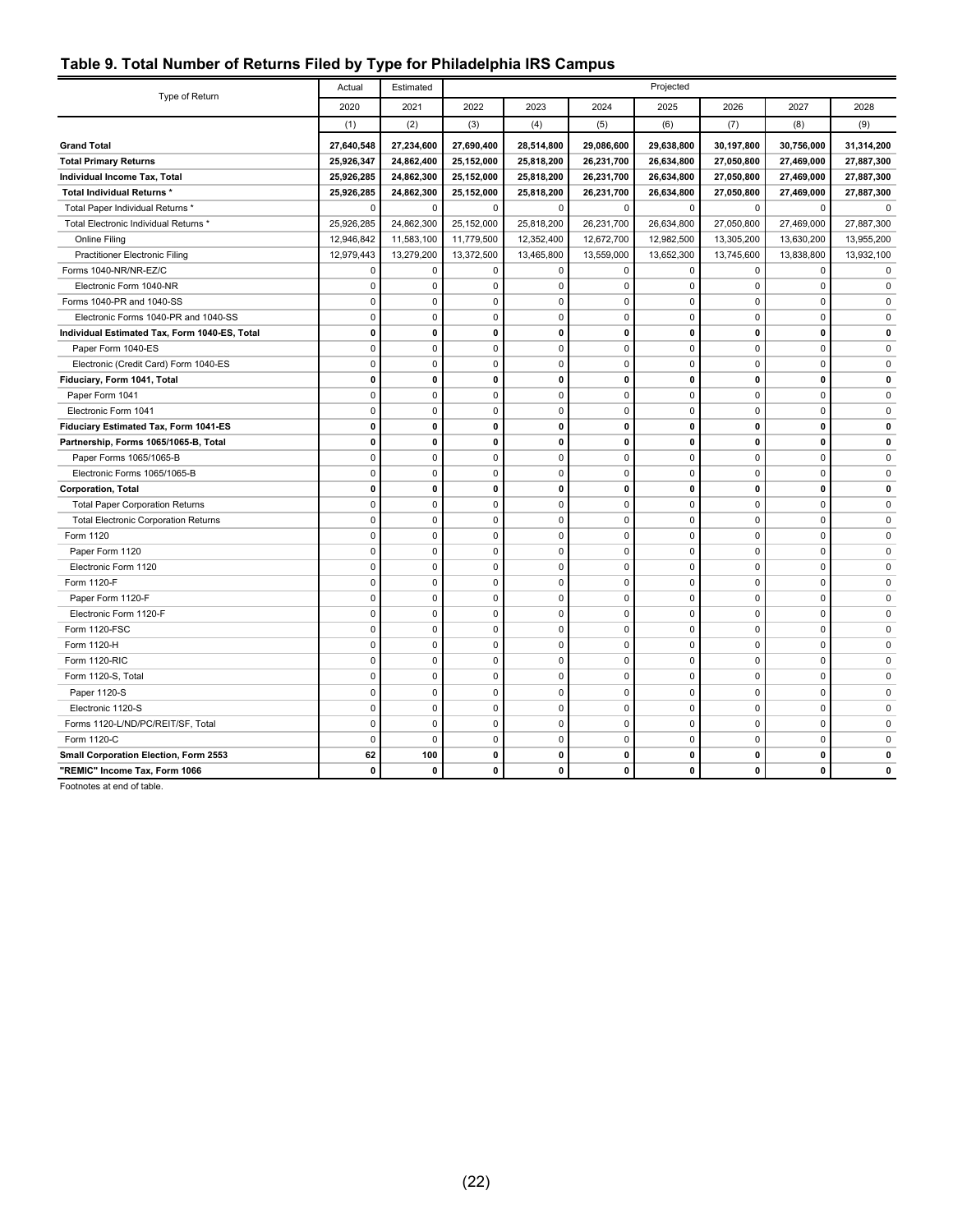## Table 9. Total Number of Returns Filed by Type for Philadelphia IRS Campus

| Type of Return | Actual | Estimated | Projected | | | | | | |
|---|---|---|---|---|---|---|---|---|---|
| | 2020 | 2021 | 2022 | 2023 | 2024 | 2025 | 2026 | 2027 | 2028 |
| | (1) | (2) | (3) | (4) | (5) | (6) | (7) | (8) | (9) |
| **Grand Total** | **27,640,548** | **27,234,600** | **27,690,400** | **28,514,800** | **29,086,600** | **29,638,800** | **30,197,800** | **30,756,000** | **31,314,200** |
| **Total Primary Returns** | **25,926,347** | **24,862,400** | **25,152,000** | **25,818,200** | **26,231,700** | **26,634,800** | **27,050,800** | **27,469,000** | **27,887,300** |
| **Individual Income Tax, Total** | **25,926,285** | **24,862,300** | **25,152,000** | **25,818,200** | **26,231,700** | **26,634,800** | **27,050,800** | **27,469,000** | **27,887,300** |
| **Total Individual Returns *** | **25,926,285** | **24,862,300** | **25,152,000** | **25,818,200** | **26,231,700** | **26,634,800** | **27,050,800** | **27,469,000** | **27,887,300** |
| Total Paper Individual Returns * | 0 | 0 | 0 | 0 | 0 | 0 | 0 | 0 | 0 |
| Total Electronic Individual Returns * | 25,926,285 | 24,862,300 | 25,152,000 | 25,818,200 | 26,231,700 | 26,634,800 | 27,050,800 | 27,469,000 | 27,887,300 |
| Online Filing | 12,946,842 | 11,583,100 | 11,779,500 | 12,352,400 | 12,672,700 | 12,982,500 | 13,305,200 | 13,630,200 | 13,955,200 |
| Practitioner Electronic Filing | 12,979,443 | 13,279,200 | 13,372,500 | 13,465,800 | 13,559,000 | 13,652,300 | 13,745,600 | 13,838,800 | 13,932,100 |
| Forms 1040-NR/NR-EZ/C | 0 | 0 | 0 | 0 | 0 | 0 | 0 | 0 | 0 |
| Electronic Form 1040-NR | 0 | 0 | 0 | 0 | 0 | 0 | 0 | 0 | 0 |
| Forms 1040-PR and 1040-SS | 0 | 0 | 0 | 0 | 0 | 0 | 0 | 0 | 0 |
| Electronic Forms 1040-PR and 1040-SS | 0 | 0 | 0 | 0 | 0 | 0 | 0 | 0 | 0 |
| **Individual Estimated Tax, Form 1040-ES, Total** | **0** | **0** | **0** | **0** | **0** | **0** | **0** | **0** | **0** |
| Paper Form 1040-ES | 0 | 0 | 0 | 0 | 0 | 0 | 0 | 0 | 0 |
| Electronic (Credit Card) Form 1040-ES | 0 | 0 | 0 | 0 | 0 | 0 | 0 | 0 | 0 |
| **Fiduciary, Form 1041, Total** | **0** | **0** | **0** | **0** | **0** | **0** | **0** | **0** | **0** |
| Paper Form 1041 | 0 | 0 | 0 | 0 | 0 | 0 | 0 | 0 | 0 |
| Electronic Form 1041 | 0 | 0 | 0 | 0 | 0 | 0 | 0 | 0 | 0 |
| **Fiduciary Estimated Tax, Form 1041-ES** | **0** | **0** | **0** | **0** | **0** | **0** | **0** | **0** | **0** |
| **Partnership, Forms 1065/1065-B, Total** | **0** | **0** | **0** | **0** | **0** | **0** | **0** | **0** | **0** |
| Paper Forms 1065/1065-B | 0 | 0 | 0 | 0 | 0 | 0 | 0 | 0 | 0 |
| Electronic Forms 1065/1065-B | 0 | 0 | 0 | 0 | 0 | 0 | 0 | 0 | 0 |
| **Corporation, Total** | **0** | **0** | **0** | **0** | **0** | **0** | **0** | **0** | **0** |
| Total Paper Corporation Returns | 0 | 0 | 0 | 0 | 0 | 0 | 0 | 0 | 0 |
| Total Electronic Corporation Returns | 0 | 0 | 0 | 0 | 0 | 0 | 0 | 0 | 0 |
| Form 1120 | 0 | 0 | 0 | 0 | 0 | 0 | 0 | 0 | 0 |
| Paper Form 1120 | 0 | 0 | 0 | 0 | 0 | 0 | 0 | 0 | 0 |
| Electronic Form 1120 | 0 | 0 | 0 | 0 | 0 | 0 | 0 | 0 | 0 |
| Form 1120-F | 0 | 0 | 0 | 0 | 0 | 0 | 0 | 0 | 0 |
| Paper Form 1120-F | 0 | 0 | 0 | 0 | 0 | 0 | 0 | 0 | 0 |
| Electronic Form 1120-F | 0 | 0 | 0 | 0 | 0 | 0 | 0 | 0 | 0 |
| Form 1120-FSC | 0 | 0 | 0 | 0 | 0 | 0 | 0 | 0 | 0 |
| Form 1120-H | 0 | 0 | 0 | 0 | 0 | 0 | 0 | 0 | 0 |
| Form 1120-RIC | 0 | 0 | 0 | 0 | 0 | 0 | 0 | 0 | 0 |
| Form 1120-S, Total | 0 | 0 | 0 | 0 | 0 | 0 | 0 | 0 | 0 |
| Paper 1120-S | 0 | 0 | 0 | 0 | 0 | 0 | 0 | 0 | 0 |
| Electronic 1120-S | 0 | 0 | 0 | 0 | 0 | 0 | 0 | 0 | 0 |
| Forms 1120-L/ND/PC/REIT/SF, Total | 0 | 0 | 0 | 0 | 0 | 0 | 0 | 0 | 0 |
| Form 1120-C | 0 | 0 | 0 | 0 | 0 | 0 | 0 | 0 | 0 |
| **Small Corporation Election, Form 2553** | **62** | **100** | **0** | **0** | **0** | **0** | **0** | **0** | **0** |
| **"REMIC" Income Tax, Form 1066** | **0** | **0** | **0** | **0** | **0** | **0** | **0** | **0** | **0** |

Footnotes at end of table.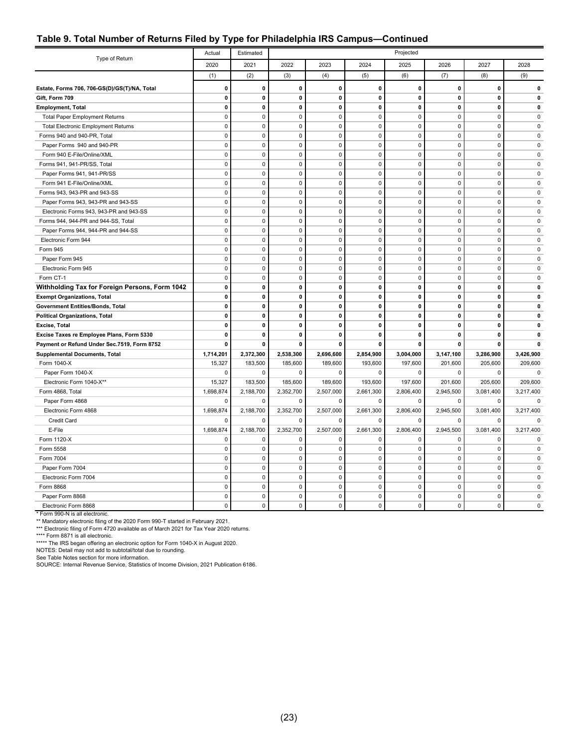## Table 9. Total Number of Returns Filed by Type for Philadelphia IRS Campus—Continued

| Type of Return | Actual | Estimated | Projected | | | | | | |
|---|---|---|---|---|---|---|---|---|---|
| | 2020 | 2021 | 2022 | 2023 | 2024 | 2025 | 2026 | 2027 | 2028 |
| | (1) | (2) | (3) | (4) | (5) | (6) | (7) | (8) | (9) |
| **Estate, Forms 706, 706-GS(D)/GS(T)/NA, Total** | **0** | **0** | **0** | **0** | **0** | **0** | **0** | **0** | **0** |
| **Gift, Form 709** | **0** | **0** | **0** | **0** | **0** | **0** | **0** | **0** | **0** |
| **Employment, Total** | **0** | **0** | **0** | **0** | **0** | **0** | **0** | **0** | **0** |
| Total Paper Employment Returns | 0 | 0 | 0 | 0 | 0 | 0 | 0 | 0 | 0 |
| Total Electronic Employment Returns | 0 | 0 | 0 | 0 | 0 | 0 | 0 | 0 | 0 |
| Forms 940 and 940-PR, Total | 0 | 0 | 0 | 0 | 0 | 0 | 0 | 0 | 0 |
| Paper Forms 940 and 940-PR | 0 | 0 | 0 | 0 | 0 | 0 | 0 | 0 | 0 |
| Form 940 E-File/Online/XML | 0 | 0 | 0 | 0 | 0 | 0 | 0 | 0 | 0 |
| Forms 941, 941-PR/SS, Total | 0 | 0 | 0 | 0 | 0 | 0 | 0 | 0 | 0 |
| Paper Forms 941, 941-PR/SS | 0 | 0 | 0 | 0 | 0 | 0 | 0 | 0 | 0 |
| Form 941 E-File/Online/XML | 0 | 0 | 0 | 0 | 0 | 0 | 0 | 0 | 0 |
| Forms 943, 943-PR and 943-SS | 0 | 0 | 0 | 0 | 0 | 0 | 0 | 0 | 0 |
| Paper Forms 943, 943-PR and 943-SS | 0 | 0 | 0 | 0 | 0 | 0 | 0 | 0 | 0 |
| Electronic Forms 943, 943-PR and 943-SS | 0 | 0 | 0 | 0 | 0 | 0 | 0 | 0 | 0 |
| Forms 944, 944-PR and 944-SS, Total | 0 | 0 | 0 | 0 | 0 | 0 | 0 | 0 | 0 |
| Paper Forms 944, 944-PR and 944-SS | 0 | 0 | 0 | 0 | 0 | 0 | 0 | 0 | 0 |
| Electronic Form 944 | 0 | 0 | 0 | 0 | 0 | 0 | 0 | 0 | 0 |
| Form 945 | 0 | 0 | 0 | 0 | 0 | 0 | 0 | 0 | 0 |
| Paper Form 945 | 0 | 0 | 0 | 0 | 0 | 0 | 0 | 0 | 0 |
| Electronic Form 945 | 0 | 0 | 0 | 0 | 0 | 0 | 0 | 0 | 0 |
| Form CT-1 | 0 | 0 | 0 | 0 | 0 | 0 | 0 | 0 | 0 |
| **Withholding Tax for Foreign Persons, Form 1042** | **0** | **0** | **0** | **0** | **0** | **0** | **0** | **0** | **0** |
| **Exempt Organizations, Total** | **0** | **0** | **0** | **0** | **0** | **0** | **0** | **0** | **0** |
| **Government Entities/Bonds, Total** | **0** | **0** | **0** | **0** | **0** | **0** | **0** | **0** | **0** |
| **Political Organizations, Total** | **0** | **0** | **0** | **0** | **0** | **0** | **0** | **0** | **0** |
| **Excise, Total** | **0** | **0** | **0** | **0** | **0** | **0** | **0** | **0** | **0** |
| **Excise Taxes re Employee Plans, Form 5330** | **0** | **0** | **0** | **0** | **0** | **0** | **0** | **0** | **0** |
| **Payment or Refund Under Sec.7519, Form 8752** | **0** | **0** | **0** | **0** | **0** | **0** | **0** | **0** | **0** |
| **Supplemental Documents, Total** | **1,714,201** | **2,372,300** | **2,538,300** | **2,696,600** | **2,854,900** | **3,004,000** | **3,147,100** | **3,286,900** | **3,426,900** |
| Form 1040-X | 15,327 | 183,500 | 185,600 | 189,600 | 193,600 | 197,600 | 201,600 | 205,600 | 209,600 |
| Paper Form 1040-X | 0 | 0 | 0 | 0 | 0 | 0 | 0 | 0 | 0 |
| Electronic Form 1040-X** | 15,327 | 183,500 | 185,600 | 189,600 | 193,600 | 197,600 | 201,600 | 205,600 | 209,600 |
| Form 4868, Total | 1,698,874 | 2,188,700 | 2,352,700 | 2,507,000 | 2,661,300 | 2,806,400 | 2,945,500 | 3,081,400 | 3,217,400 |
| Paper Form 4868 | 0 | 0 | 0 | 0 | 0 | 0 | 0 | 0 | 0 |
| Electronic Form 4868 | 1,698,874 | 2,188,700 | 2,352,700 | 2,507,000 | 2,661,300 | 2,806,400 | 2,945,500 | 3,081,400 | 3,217,400 |
| Credit Card | 0 | 0 | 0 | 0 | 0 | 0 | 0 | 0 | 0 |
| E-File | 1,698,874 | 2,188,700 | 2,352,700 | 2,507,000 | 2,661,300 | 2,806,400 | 2,945,500 | 3,081,400 | 3,217,400 |
| Form 1120-X | 0 | 0 | 0 | 0 | 0 | 0 | 0 | 0 | 0 |
| Form 5558 | 0 | 0 | 0 | 0 | 0 | 0 | 0 | 0 | 0 |
| Form 7004 | 0 | 0 | 0 | 0 | 0 | 0 | 0 | 0 | 0 |
| Paper Form 7004 | 0 | 0 | 0 | 0 | 0 | 0 | 0 | 0 | 0 |
| Electronic Form 7004 | 0 | 0 | 0 | 0 | 0 | 0 | 0 | 0 | 0 |
| Form 8868 | 0 | 0 | 0 | 0 | 0 | 0 | 0 | 0 | 0 |
| Paper Form 8868 | 0 | 0 | 0 | 0 | 0 | 0 | 0 | 0 | 0 |
| Electronic Form 8868 | 0 | 0 | 0 | 0 | 0 | 0 | 0 | 0 | 0 |

\* Form 990-N is all electronic.
** Mandatory electronic filing of the 2020 Form 990-T started in February 2021.
*** Electronic filing of Form 4720 available as of March 2021 for Tax Year 2020 returns.
**** Form 8871 is all electronic.
***** The IRS began offering an electronic option for Form 1040-X in August 2020.
NOTES: Detail may not add to subtotal/total due to rounding.
See Table Notes section for more information.
SOURCE: Internal Revenue Service, Statistics of Income Division, 2021 Publication 6186.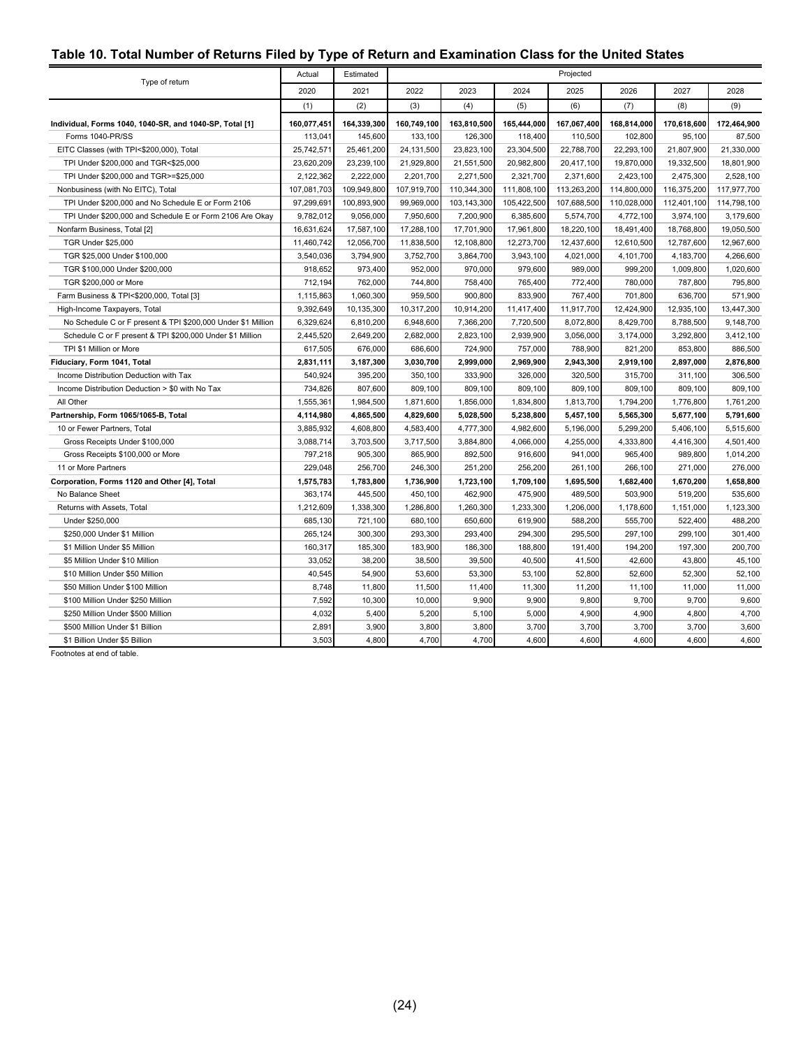## Table 10. Total Number of Returns Filed by Type of Return and Examination Class for the United States

| Type of return | Actual | Estimated | Projected | | | | | | |
|---|---|---|---|---|---|---|---|---|---|
| | 2020 | 2021 | 2022 | 2023 | 2024 | 2025 | 2026 | 2027 | 2028 |
| | (1) | (2) | (3) | (4) | (5) | (6) | (7) | (8) | (9) |
| **Individual, Forms 1040, 1040-SR, and 1040-SP, Total [1]** | **160,077,451** | **164,339,300** | **160,749,100** | **163,810,500** | **165,444,000** | **167,067,400** | **168,814,000** | **170,618,600** | **172,464,900** |
| Forms 1040-PR/SS | 113,041 | 145,600 | 133,100 | 126,300 | 118,400 | 110,500 | 102,800 | 95,100 | 87,500 |
| EITC Classes (with TPI<$200,000), Total | 25,742,571 | 25,461,200 | 24,131,500 | 23,823,100 | 23,304,500 | 22,788,700 | 22,293,100 | 21,807,900 | 21,330,000 |
| TPI Under $200,000 and TGR<$25,000 | 23,620,209 | 23,239,100 | 21,929,800 | 21,551,500 | 20,982,800 | 20,417,100 | 19,870,000 | 19,332,500 | 18,801,900 |
| TPI Under $200,000 and TGR>=$25,000 | 2,122,362 | 2,222,000 | 2,201,700 | 2,271,500 | 2,321,700 | 2,371,600 | 2,423,100 | 2,475,300 | 2,528,100 |
| Nonbusiness (with No EITC), Total | 107,081,703 | 109,949,800 | 107,919,700 | 110,344,300 | 111,808,100 | 113,263,200 | 114,800,000 | 116,375,200 | 117,977,700 |
| TPI Under $200,000 and No Schedule E or Form 2106 | 97,299,691 | 100,893,900 | 99,969,000 | 103,143,300 | 105,422,500 | 107,688,500 | 110,028,000 | 112,401,100 | 114,798,100 |
| TPI Under $200,000 and Schedule E or Form 2106 Are Okay | 9,782,012 | 9,056,000 | 7,950,600 | 7,200,900 | 6,385,600 | 5,574,700 | 4,772,100 | 3,974,100 | 3,179,600 |
| Nonfarm Business, Total [2] | 16,631,624 | 17,587,100 | 17,288,100 | 17,701,900 | 17,961,800 | 18,220,100 | 18,491,400 | 18,768,800 | 19,050,500 |
| TGR Under $25,000 | 11,460,742 | 12,056,700 | 11,838,500 | 12,108,800 | 12,273,700 | 12,437,600 | 12,610,500 | 12,787,600 | 12,967,600 |
| TGR $25,000 Under $100,000 | 3,540,036 | 3,794,900 | 3,752,700 | 3,864,700 | 3,943,100 | 4,021,000 | 4,101,700 | 4,183,700 | 4,266,600 |
| TGR $100,000 Under $200,000 | 918,652 | 973,400 | 952,000 | 970,000 | 979,600 | 989,000 | 999,200 | 1,009,800 | 1,020,600 |
| TGR $200,000 or More | 712,194 | 762,000 | 744,800 | 758,400 | 765,400 | 772,400 | 780,000 | 787,800 | 795,800 |
| Farm Business & TPI<$200,000, Total [3] | 1,115,863 | 1,060,300 | 959,500 | 900,800 | 833,900 | 767,400 | 701,800 | 636,700 | 571,900 |
| High-Income Taxpayers, Total | 9,392,649 | 10,135,300 | 10,317,200 | 10,914,200 | 11,417,400 | 11,917,700 | 12,424,900 | 12,935,100 | 13,447,300 |
| No Schedule C or F present & TPI $200,000 Under $1 Million | 6,329,624 | 6,810,200 | 6,948,600 | 7,366,200 | 7,720,500 | 8,072,800 | 8,429,700 | 8,788,500 | 9,148,700 |
| Schedule C or F present & TPI $200,000 Under $1 Million | 2,445,520 | 2,649,200 | 2,682,000 | 2,823,100 | 2,939,900 | 3,056,000 | 3,174,000 | 3,292,800 | 3,412,100 |
| TPI $1 Million or More | 617,505 | 676,000 | 686,600 | 724,900 | 757,000 | 788,900 | 821,200 | 853,800 | 886,500 |
| **Fiduciary, Form 1041, Total** | **2,831,111** | **3,187,300** | **3,030,700** | **2,999,000** | **2,969,900** | **2,943,300** | **2,919,100** | **2,897,000** | **2,876,800** |
| Income Distribution Deduction with Tax | 540,924 | 395,200 | 350,100 | 333,900 | 326,000 | 320,500 | 315,700 | 311,100 | 306,500 |
| Income Distribution Deduction > $0 with No Tax | 734,826 | 807,600 | 809,100 | 809,100 | 809,100 | 809,100 | 809,100 | 809,100 | 809,100 |
| All Other | 1,555,361 | 1,984,500 | 1,871,600 | 1,856,000 | 1,834,800 | 1,813,700 | 1,794,200 | 1,776,800 | 1,761,200 |
| **Partnership, Form 1065/1065-B, Total** | **4,114,980** | **4,865,500** | **4,829,600** | **5,028,500** | **5,238,800** | **5,457,100** | **5,565,300** | **5,677,100** | **5,791,600** |
| 10 or Fewer Partners, Total | 3,885,932 | 4,608,800 | 4,583,400 | 4,777,300 | 4,982,600 | 5,196,000 | 5,299,200 | 5,406,100 | 5,515,600 |
| Gross Receipts Under $100,000 | 3,088,714 | 3,703,500 | 3,717,500 | 3,884,800 | 4,066,000 | 4,255,000 | 4,333,800 | 4,416,300 | 4,501,400 |
| Gross Receipts $100,000 or More | 797,218 | 905,300 | 865,900 | 892,500 | 916,600 | 941,000 | 965,400 | 989,800 | 1,014,200 |
| 11 or More Partners | 229,048 | 256,700 | 246,300 | 251,200 | 256,200 | 261,100 | 266,100 | 271,000 | 276,000 |
| **Corporation, Forms 1120 and Other [4], Total** | **1,575,783** | **1,783,800** | **1,736,900** | **1,723,100** | **1,709,100** | **1,695,500** | **1,682,400** | **1,670,200** | **1,658,800** |
| No Balance Sheet | 363,174 | 445,500 | 450,100 | 462,900 | 475,900 | 489,500 | 503,900 | 519,200 | 535,600 |
| Returns with Assets, Total | 1,212,609 | 1,338,300 | 1,286,800 | 1,260,300 | 1,233,300 | 1,206,000 | 1,178,600 | 1,151,000 | 1,123,300 |
| Under $250,000 | 685,130 | 721,100 | 680,100 | 650,600 | 619,900 | 588,200 | 555,700 | 522,400 | 488,200 |
| $250,000 Under $1 Million | 265,124 | 300,300 | 293,300 | 293,400 | 294,300 | 295,500 | 297,100 | 299,100 | 301,400 |
| $1 Million Under $5 Million | 160,317 | 185,300 | 183,900 | 186,300 | 188,800 | 191,400 | 194,200 | 197,300 | 200,700 |
| $5 Million Under $10 Million | 33,052 | 38,200 | 38,500 | 39,500 | 40,500 | 41,500 | 42,600 | 43,800 | 45,100 |
| $10 Million Under $50 Million | 40,545 | 54,900 | 53,600 | 53,300 | 53,100 | 52,800 | 52,600 | 52,300 | 52,100 |
| $50 Million Under $100 Million | 8,748 | 11,800 | 11,500 | 11,400 | 11,300 | 11,200 | 11,100 | 11,000 | 11,000 |
| $100 Million Under $250 Million | 7,592 | 10,300 | 10,000 | 9,900 | 9,900 | 9,800 | 9,700 | 9,700 | 9,600 |
| $250 Million Under $500 Million | 4,032 | 5,400 | 5,200 | 5,100 | 5,000 | 4,900 | 4,900 | 4,800 | 4,700 |
| $500 Million Under $1 Billion | 2,891 | 3,900 | 3,800 | 3,800 | 3,700 | 3,700 | 3,700 | 3,700 | 3,600 |
| $1 Billion Under $5 Billion | 3,503 | 4,800 | 4,700 | 4,700 | 4,600 | 4,600 | 4,600 | 4,600 | 4,600 |

Footnotes at end of table.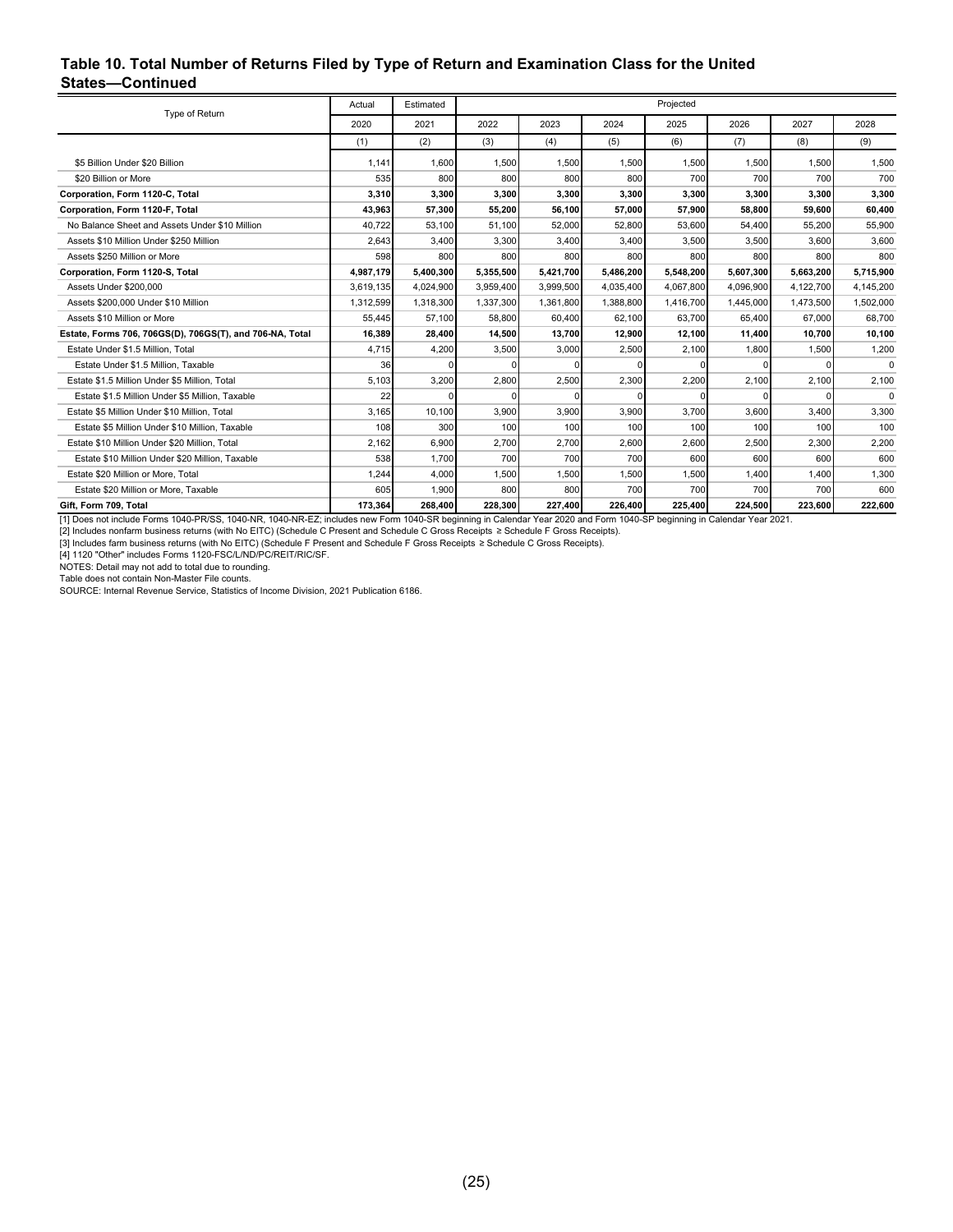## Table 10. Total Number of Returns Filed by Type of Return and Examination Class for the United States—Continued

| Type of Return | Actual | Estimated | Projected | | | | | | |
|---|---|---|---|---|---|---|---|---|---|
| | 2020 | 2021 | 2022 | 2023 | 2024 | 2025 | 2026 | 2027 | 2028 |
| | (1) | (2) | (3) | (4) | (5) | (6) | (7) | (8) | (9) |
| $5 Billion Under $20 Billion | 1,141 | 1,600 | 1,500 | 1,500 | 1,500 | 1,500 | 1,500 | 1,500 | 1,500 |
| $20 Billion or More | 535 | 800 | 800 | 800 | 800 | 700 | 700 | 700 | 700 |
| **Corporation, Form 1120-C, Total** | **3,310** | **3,300** | **3,300** | **3,300** | **3,300** | **3,300** | **3,300** | **3,300** | **3,300** |
| **Corporation, Form 1120-F, Total** | **43,963** | **57,300** | **55,200** | **56,100** | **57,000** | **57,900** | **58,800** | **59,600** | **60,400** |
| No Balance Sheet and Assets Under $10 Million | 40,722 | 53,100 | 51,100 | 52,000 | 52,800 | 53,600 | 54,400 | 55,200 | 55,900 |
| Assets $10 Million Under $250 Million | 2,643 | 3,400 | 3,300 | 3,400 | 3,400 | 3,500 | 3,500 | 3,600 | 3,600 |
| Assets $250 Million or More | 598 | 800 | 800 | 800 | 800 | 800 | 800 | 800 | 800 |
| **Corporation, Form 1120-S, Total** | **4,987,179** | **5,400,300** | **5,355,500** | **5,421,700** | **5,486,200** | **5,548,200** | **5,607,300** | **5,663,200** | **5,715,900** |
| Assets Under $200,000 | 3,619,135 | 4,024,900 | 3,959,400 | 3,999,500 | 4,035,400 | 4,067,800 | 4,096,900 | 4,122,700 | 4,145,200 |
| Assets $200,000 Under $10 Million | 1,312,599 | 1,318,300 | 1,337,300 | 1,361,800 | 1,388,800 | 1,416,700 | 1,445,000 | 1,473,500 | 1,502,000 |
| Assets $10 Million or More | 55,445 | 57,100 | 58,800 | 60,400 | 62,100 | 63,700 | 65,400 | 67,000 | 68,700 |
| **Estate, Forms 706, 706GS(D), 706GS(T), and 706-NA, Total** | **16,389** | **28,400** | **14,500** | **13,700** | **12,900** | **12,100** | **11,400** | **10,700** | **10,100** |
| Estate Under $1.5 Million, Total | 4,715 | 4,200 | 3,500 | 3,000 | 2,500 | 2,100 | 1,800 | 1,500 | 1,200 |
| Estate Under $1.5 Million, Taxable | 36 | 0 | 0 | 0 | 0 | 0 | 0 | 0 | 0 |
| Estate $1.5 Million Under $5 Million, Total | 5,103 | 3,200 | 2,800 | 2,500 | 2,300 | 2,200 | 2,100 | 2,100 | 2,100 |
| Estate $1.5 Million Under $5 Million, Taxable | 22 | 0 | 0 | 0 | 0 | 0 | 0 | 0 | 0 |
| Estate $5 Million Under $10 Million, Total | 3,165 | 10,100 | 3,900 | 3,900 | 3,900 | 3,700 | 3,600 | 3,400 | 3,300 |
| Estate $5 Million Under $10 Million, Taxable | 108 | 300 | 100 | 100 | 100 | 100 | 100 | 100 | 100 |
| Estate $10 Million Under $20 Million, Total | 2,162 | 6,900 | 2,700 | 2,700 | 2,600 | 2,600 | 2,500 | 2,300 | 2,200 |
| Estate $10 Million Under $20 Million, Taxable | 538 | 1,700 | 700 | 700 | 700 | 600 | 600 | 600 | 600 |
| Estate $20 Million or More, Total | 1,244 | 4,000 | 1,500 | 1,500 | 1,500 | 1,500 | 1,400 | 1,400 | 1,300 |
| Estate $20 Million or More, Taxable | 605 | 1,900 | 800 | 800 | 700 | 700 | 700 | 700 | 600 |
| **Gift, Form 709, Total** | **173,364** | **268,400** | **228,300** | **227,400** | **226,400** | **225,400** | **224,500** | **223,600** | **222,600** |

[1] Does not include Forms 1040-PR/SS, 1040-NR, 1040-NR-EZ; includes new Form 1040-SR beginning in Calendar Year 2020 and Form 1040-SP beginning in Calendar Year 2021.
[2] Includes nonfarm business returns (with No EITC) (Schedule C Present and Schedule C Gross Receipts ≥ Schedule F Gross Receipts).
[3] Includes farm business returns (with No EITC) (Schedule F Present and Schedule F Gross Receipts ≥ Schedule C Gross Receipts).
[4] 1120 "Other" includes Forms 1120-FSC/L/ND/PC/REIT/RIC/SF.
NOTES: Detail may not add to total due to rounding.
Table does not contain Non-Master File counts.
SOURCE: Internal Revenue Service, Statistics of Income Division, 2021 Publication 6186.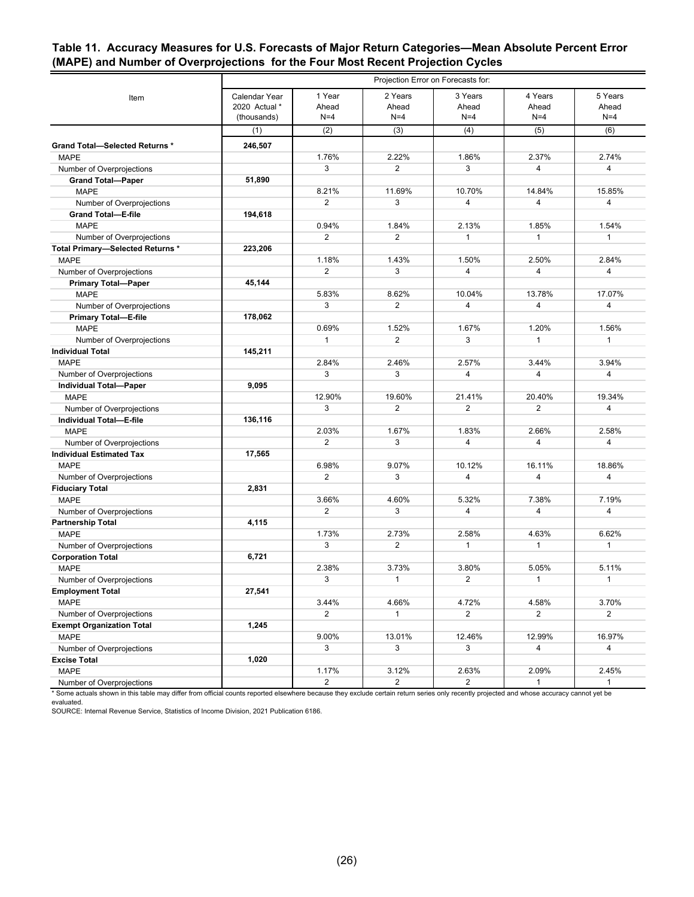## Table 11. Accuracy Measures for U.S. Forecasts of Major Return Categories—Mean Absolute Percent Error (MAPE) and Number of Overprojections for the Four Most Recent Projection Cycles

| Item | Calendar Year 2020 Actual * (thousands) | Projection Error on Forecasts for: 1 Year Ahead N=4 | 2 Years Ahead N=4 | 3 Years Ahead N=4 | 4 Years Ahead N=4 | 5 Years Ahead N=4 |
|---|---|---|---|---|---|---|
| | (1) | (2) | (3) | (4) | (5) | (6) |
| **Grand Total—Selected Returns *** | **246,507** | | | | | |
| MAPE | | 1.76% | 2.22% | 1.86% | 2.37% | 2.74% |
| Number of Overprojections | | 3 | 2 | 3 | 4 | 4 |
| **Grand Total—Paper** | **51,890** | | | | | |
| MAPE | | 8.21% | 11.69% | 10.70% | 14.84% | 15.85% |
| Number of Overprojections | | 2 | 3 | 4 | 4 | 4 |
| **Grand Total—E-file** | **194,618** | | | | | |
| MAPE | | 0.94% | 1.84% | 2.13% | 1.85% | 1.54% |
| Number of Overprojections | | 2 | 2 | 1 | 1 | 1 |
| **Total Primary—Selected Returns *** | **223,206** | | | | | |
| MAPE | | 1.18% | 1.43% | 1.50% | 2.50% | 2.84% |
| Number of Overprojections | | 2 | 3 | 4 | 4 | 4 |
| **Primary Total—Paper** | **45,144** | | | | | |
| MAPE | | 5.83% | 8.62% | 10.04% | 13.78% | 17.07% |
| Number of Overprojections | | 3 | 2 | 4 | 4 | 4 |
| **Primary Total—E-file** | **178,062** | | | | | |
| MAPE | | 0.69% | 1.52% | 1.67% | 1.20% | 1.56% |
| Number of Overprojections | | 1 | 2 | 3 | 1 | 1 |
| **Individual Total** | **145,211** | | | | | |
| MAPE | | 2.84% | 2.46% | 2.57% | 3.44% | 3.94% |
| Number of Overprojections | | 3 | 3 | 4 | 4 | 4 |
| **Individual Total—Paper** | **9,095** | | | | | |
| MAPE | | 12.90% | 19.60% | 21.41% | 20.40% | 19.34% |
| Number of Overprojections | | 3 | 2 | 2 | 2 | 4 |
| **Individual Total—E-file** | **136,116** | | | | | |
| MAPE | | 2.03% | 1.67% | 1.83% | 2.66% | 2.58% |
| Number of Overprojections | | 2 | 3 | 4 | 4 | 4 |
| **Individual Estimated Tax** | **17,565** | | | | | |
| MAPE | | 6.98% | 9.07% | 10.12% | 16.11% | 18.86% |
| Number of Overprojections | | 2 | 3 | 4 | 4 | 4 |
| **Fiduciary Total** | **2,831** | | | | | |
| MAPE | | 3.66% | 4.60% | 5.32% | 7.38% | 7.19% |
| Number of Overprojections | | 2 | 3 | 4 | 4 | 4 |
| **Partnership Total** | **4,115** | | | | | |
| MAPE | | 1.73% | 2.73% | 2.58% | 4.63% | 6.62% |
| Number of Overprojections | | 3 | 2 | 1 | 1 | 1 |
| **Corporation Total** | **6,721** | | | | | |
| MAPE | | 2.38% | 3.73% | 3.80% | 5.05% | 5.11% |
| Number of Overprojections | | 3 | 1 | 2 | 1 | 1 |
| **Employment Total** | **27,541** | | | | | |
| MAPE | | 3.44% | 4.66% | 4.72% | 4.58% | 3.70% |
| Number of Overprojections | | 2 | 1 | 2 | 2 | 2 |
| **Exempt Organization Total** | **1,245** | | | | | |
| MAPE | | 9.00% | 13.01% | 12.46% | 12.99% | 16.97% |
| Number of Overprojections | | 3 | 3 | 3 | 4 | 4 |
| **Excise Total** | **1,020** | | | | | |
| MAPE | | 1.17% | 3.12% | 2.63% | 2.09% | 2.45% |
| Number of Overprojections | | 2 | 2 | 2 | 1 | 1 |

* Some actuals shown in this table may differ from official counts reported elsewhere because they exclude certain return series only recently projected and whose accuracy cannot yet be evaluated.

SOURCE: Internal Revenue Service, Statistics of Income Division, 2021 Publication 6186.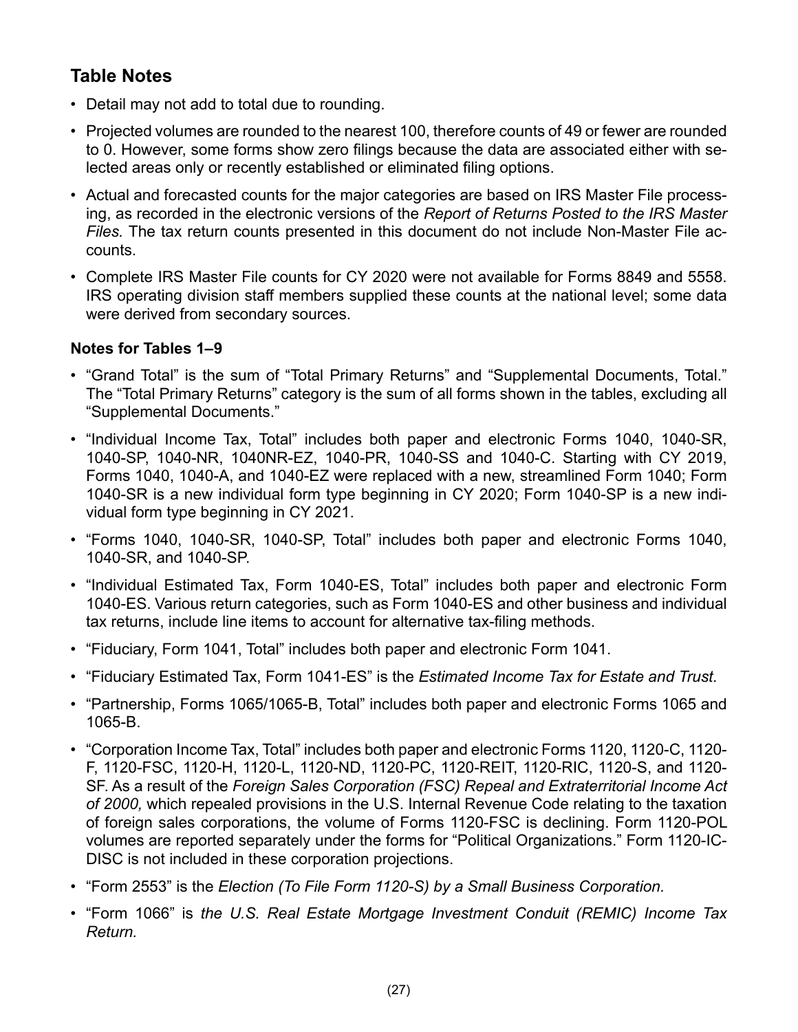## Table Notes

- Detail may not add to total due to rounding.
- Projected volumes are rounded to the nearest 100, therefore counts of 49 or fewer are rounded to 0. However, some forms show zero filings because the data are associated either with selected areas only or recently established or eliminated filing options.
- Actual and forecasted counts for the major categories are based on IRS Master File processing, as recorded in the electronic versions of the *Report of Returns Posted to the IRS Master Files.* The tax return counts presented in this document do not include Non-Master File accounts.
- Complete IRS Master File counts for CY 2020 were not available for Forms 8849 and 5558. IRS operating division staff members supplied these counts at the national level; some data were derived from secondary sources.

### Notes for Tables 1–9

- "Grand Total" is the sum of "Total Primary Returns" and "Supplemental Documents, Total." The "Total Primary Returns" category is the sum of all forms shown in the tables, excluding all "Supplemental Documents."
- "Individual Income Tax, Total" includes both paper and electronic Forms 1040, 1040-SR, 1040-SP, 1040-NR, 1040NR-EZ, 1040-PR, 1040-SS and 1040-C. Starting with CY 2019, Forms 1040, 1040-A, and 1040-EZ were replaced with a new, streamlined Form 1040; Form 1040-SR is a new individual form type beginning in CY 2020; Form 1040-SP is a new individual form type beginning in CY 2021.
- "Forms 1040, 1040-SR, 1040-SP, Total" includes both paper and electronic Forms 1040, 1040-SR, and 1040-SP.
- "Individual Estimated Tax, Form 1040-ES, Total" includes both paper and electronic Form 1040-ES. Various return categories, such as Form 1040-ES and other business and individual tax returns, include line items to account for alternative tax-filing methods.
- "Fiduciary, Form 1041, Total" includes both paper and electronic Form 1041.
- "Fiduciary Estimated Tax, Form 1041-ES" is the *Estimated Income Tax for Estate and Trust.*
- "Partnership, Forms 1065/1065-B, Total" includes both paper and electronic Forms 1065 and 1065-B.
- "Corporation Income Tax, Total" includes both paper and electronic Forms 1120, 1120-C, 1120-F, 1120-FSC, 1120-H, 1120-L, 1120-ND, 1120-PC, 1120-REIT, 1120-RIC, 1120-S, and 1120-SF. As a result of the *Foreign Sales Corporation (FSC) Repeal and Extraterritorial Income Act of 2000,* which repealed provisions in the U.S. Internal Revenue Code relating to the taxation of foreign sales corporations, the volume of Forms 1120-FSC is declining. Form 1120-POL volumes are reported separately under the forms for "Political Organizations." Form 1120-IC-DISC is not included in these corporation projections.
- "Form 2553" is the *Election (To File Form 1120-S) by a Small Business Corporation.*
- "Form 1066" is *the U.S. Real Estate Mortgage Investment Conduit (REMIC) Income Tax Return.*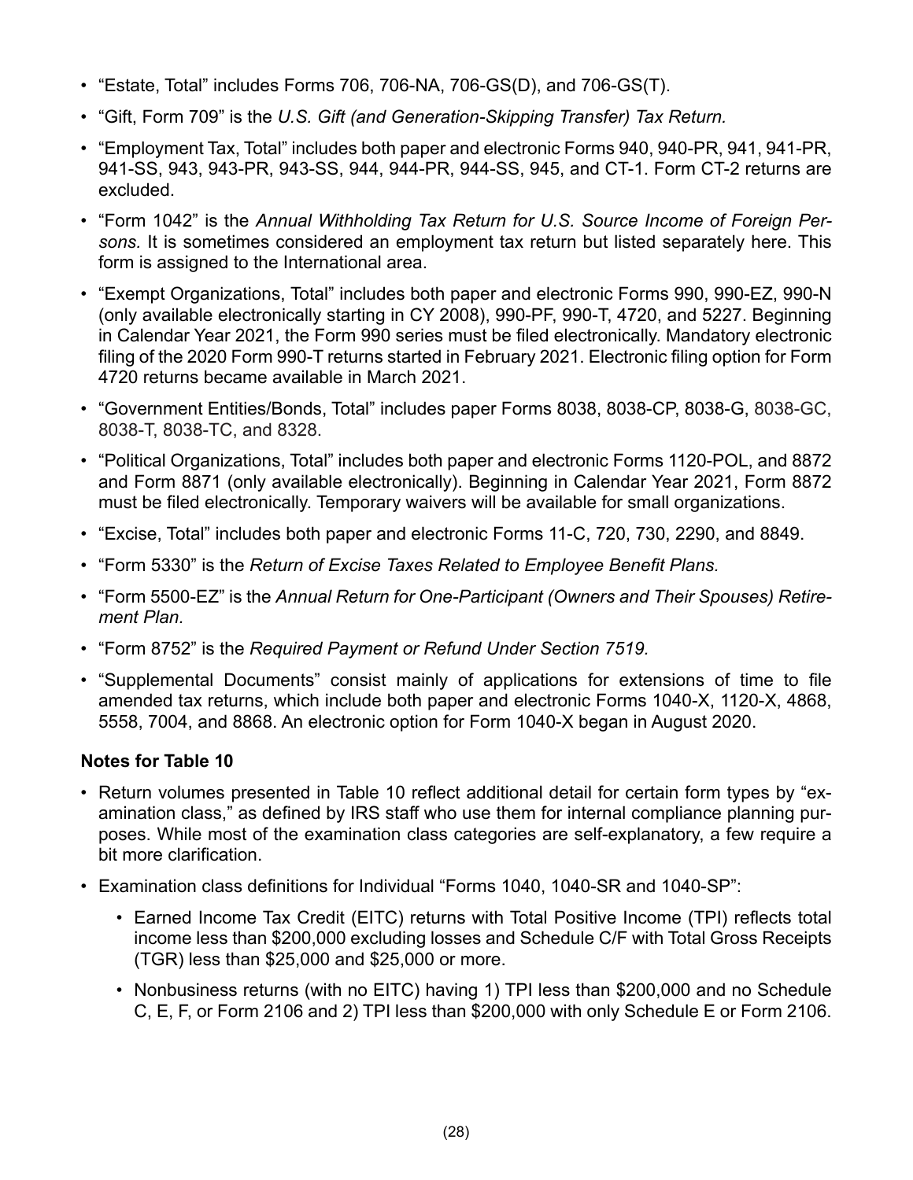- "Estate, Total" includes Forms 706, 706-NA, 706-GS(D), and 706-GS(T).
- "Gift, Form 709" is the *U.S. Gift (and Generation-Skipping Transfer) Tax Return.*
- "Employment Tax, Total" includes both paper and electronic Forms 940, 940-PR, 941, 941-PR, 941-SS, 943, 943-PR, 943-SS, 944, 944-PR, 944-SS, 945, and CT-1. Form CT-2 returns are excluded.
- "Form 1042" is the *Annual Withholding Tax Return for U.S. Source Income of Foreign Persons.* It is sometimes considered an employment tax return but listed separately here. This form is assigned to the International area.
- "Exempt Organizations, Total" includes both paper and electronic Forms 990, 990-EZ, 990-N (only available electronically starting in CY 2008), 990-PF, 990-T, 4720, and 5227. Beginning in Calendar Year 2021, the Form 990 series must be filed electronically. Mandatory electronic filing of the 2020 Form 990-T returns started in February 2021. Electronic filing option for Form 4720 returns became available in March 2021.
- "Government Entities/Bonds, Total" includes paper Forms 8038, 8038-CP, 8038-G, 8038-GC, 8038-T, 8038-TC, and 8328.
- "Political Organizations, Total" includes both paper and electronic Forms 1120-POL, and 8872 and Form 8871 (only available electronically). Beginning in Calendar Year 2021, Form 8872 must be filed electronically. Temporary waivers will be available for small organizations.
- "Excise, Total" includes both paper and electronic Forms 11-C, 720, 730, 2290, and 8849.
- "Form 5330" is the *Return of Excise Taxes Related to Employee Benefit Plans.*
- "Form 5500-EZ" is the *Annual Return for One-Participant (Owners and Their Spouses) Retirement Plan.*
- "Form 8752" is the *Required Payment or Refund Under Section 7519.*
- "Supplemental Documents" consist mainly of applications for extensions of time to file amended tax returns, which include both paper and electronic Forms 1040-X, 1120-X, 4868, 5558, 7004, and 8868. An electronic option for Form 1040-X began in August 2020.

**Notes for Table 10**

- Return volumes presented in Table 10 reflect additional detail for certain form types by "examination class," as defined by IRS staff who use them for internal compliance planning purposes. While most of the examination class categories are self-explanatory, a few require a bit more clarification.
- Examination class definitions for Individual "Forms 1040, 1040-SR and 1040-SP":
  - Earned Income Tax Credit (EITC) returns with Total Positive Income (TPI) reflects total income less than $200,000 excluding losses and Schedule C/F with Total Gross Receipts (TGR) less than $25,000 and $25,000 or more.
  - Nonbusiness returns (with no EITC) having 1) TPI less than $200,000 and no Schedule C, E, F, or Form 2106 and 2) TPI less than $200,000 with only Schedule E or Form 2106.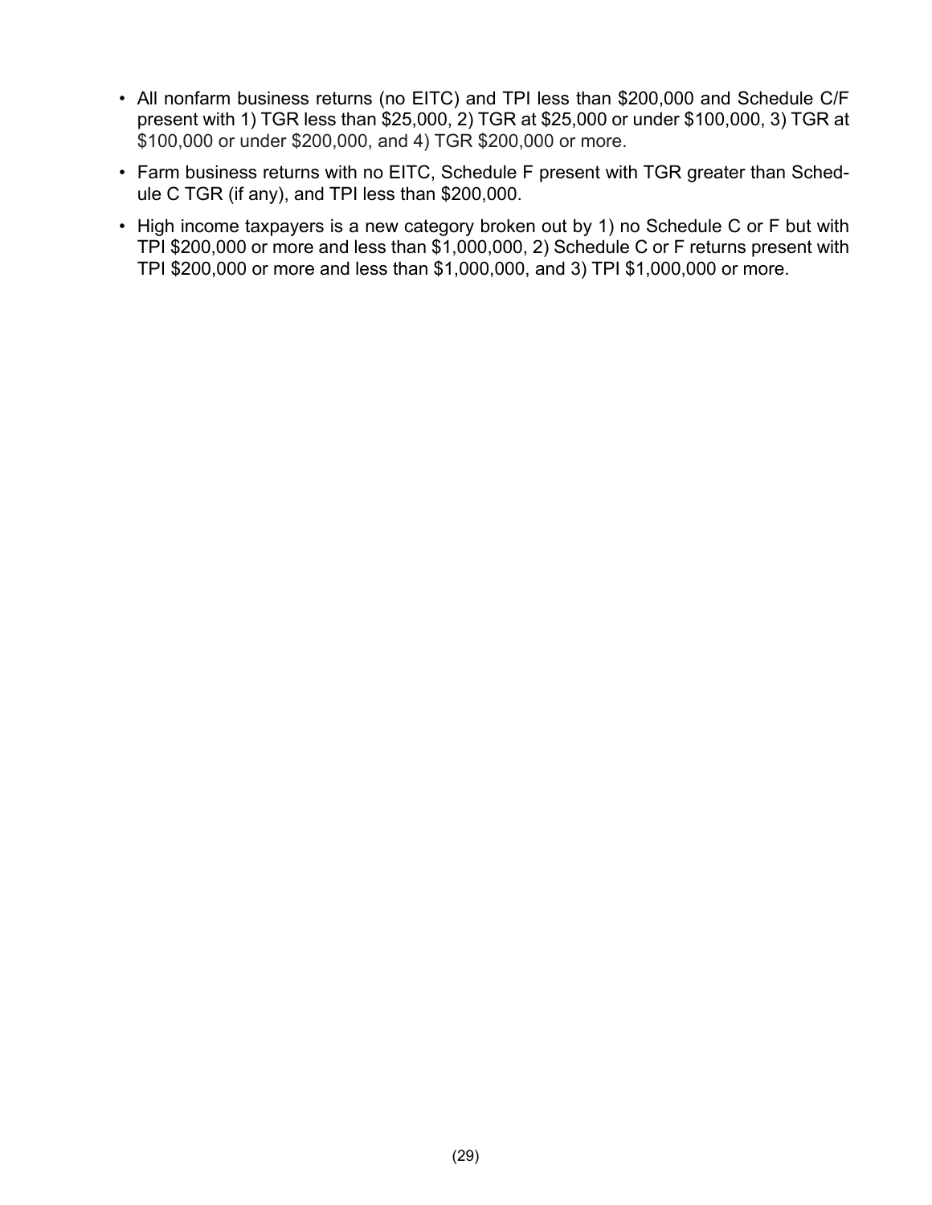- All nonfarm business returns (no EITC) and TPI less than $200,000 and Schedule C/F present with 1) TGR less than $25,000, 2) TGR at $25,000 or under $100,000, 3) TGR at $100,000 or under $200,000, and 4) TGR $200,000 or more.
- Farm business returns with no EITC, Schedule F present with TGR greater than Schedule C TGR (if any), and TPI less than $200,000.
- High income taxpayers is a new category broken out by 1) no Schedule C or F but with TPI $200,000 or more and less than $1,000,000, 2) Schedule C or F returns present with TPI $200,000 or more and less than $1,000,000, and 3) TPI $1,000,000 or more.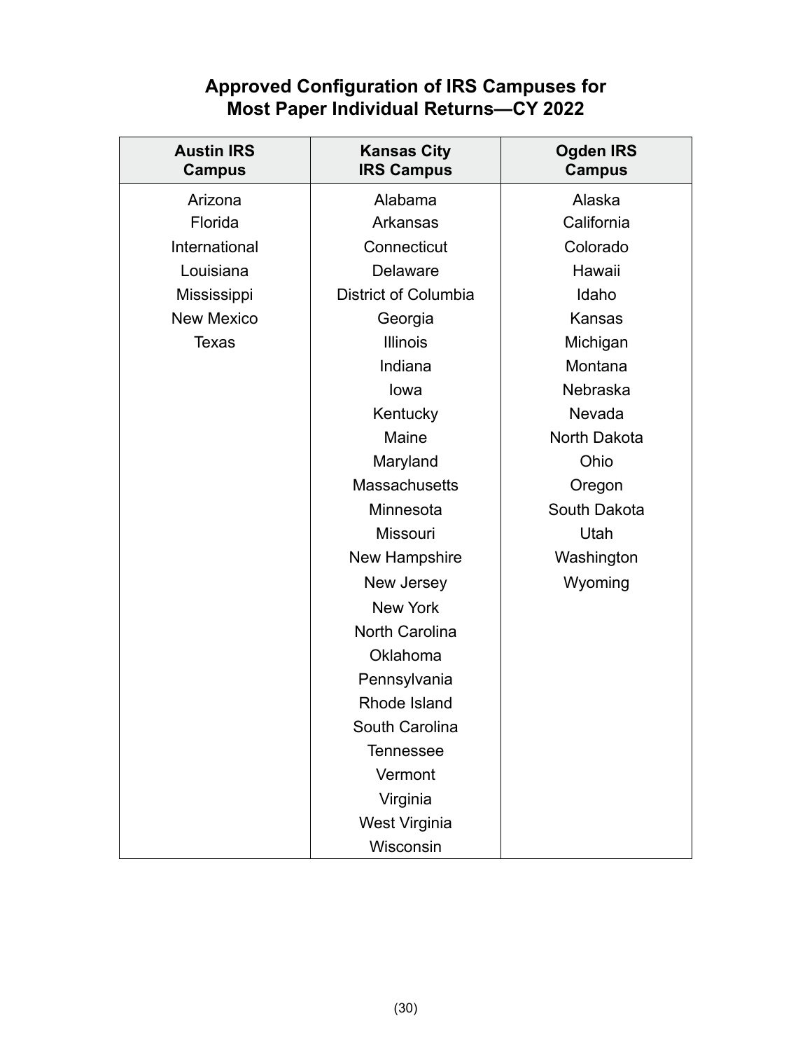## Approved Configuration of IRS Campuses for Most Paper Individual Returns—CY 2022

| Austin IRS Campus | Kansas City IRS Campus | Ogden IRS Campus |
|---|---|---|
| Arizona | Alabama | Alaska |
| Florida | Arkansas | California |
| International | Connecticut | Colorado |
| Louisiana | Delaware | Hawaii |
| Mississippi | District of Columbia | Idaho |
| New Mexico | Georgia | Kansas |
| Texas | Illinois | Michigan |
| | Indiana | Montana |
| | Iowa | Nebraska |
| | Kentucky | Nevada |
| | Maine | North Dakota |
| | Maryland | Ohio |
| | Massachusetts | Oregon |
| | Minnesota | South Dakota |
| | Missouri | Utah |
| | New Hampshire | Washington |
| | New Jersey | Wyoming |
| | New York | |
| | North Carolina | |
| | Oklahoma | |
| | Pennsylvania | |
| | Rhode Island | |
| | South Carolina | |
| | Tennessee | |
| | Vermont | |
| | Virginia | |
| | West Virginia | |
| | Wisconsin | |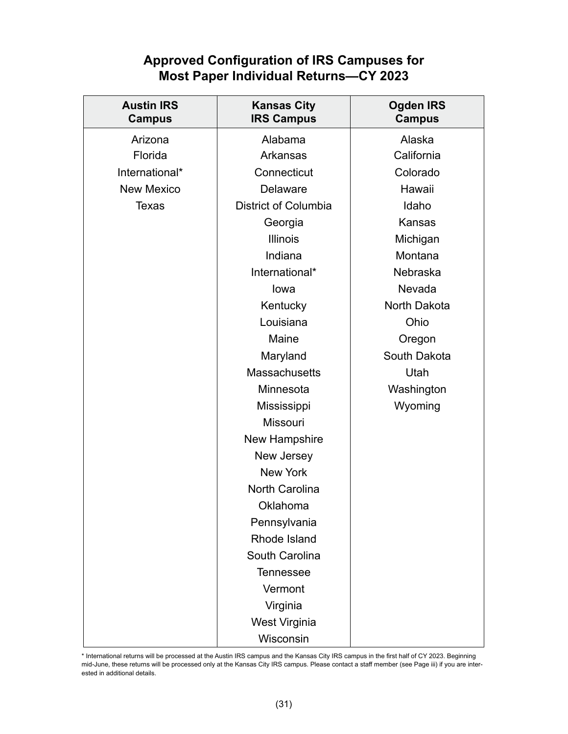## Approved Configuration of IRS Campuses for Most Paper Individual Returns—CY 2023

| Austin IRS Campus | Kansas City IRS Campus | Ogden IRS Campus |
|---|---|---|
| Arizona | Alabama | Alaska |
| Florida | Arkansas | California |
| International* | Connecticut | Colorado |
| New Mexico | Delaware | Hawaii |
| Texas | District of Columbia | Idaho |
| | Georgia | Kansas |
| | Illinois | Michigan |
| | Indiana | Montana |
| | International* | Nebraska |
| | Iowa | Nevada |
| | Kentucky | North Dakota |
| | Louisiana | Ohio |
| | Maine | Oregon |
| | Maryland | South Dakota |
| | Massachusetts | Utah |
| | Minnesota | Washington |
| | Mississippi | Wyoming |
| | Missouri | |
| | New Hampshire | |
| | New Jersey | |
| | New York | |
| | North Carolina | |
| | Oklahoma | |
| | Pennsylvania | |
| | Rhode Island | |
| | South Carolina | |
| | Tennessee | |
| | Vermont | |
| | Virginia | |
| | West Virginia | |
| | Wisconsin | |

* International returns will be processed at the Austin IRS campus and the Kansas City IRS campus in the first half of CY 2023. Beginning mid-June, these returns will be processed only at the Kansas City IRS campus. Please contact a staff member (see Page iii) if you are interested in additional details.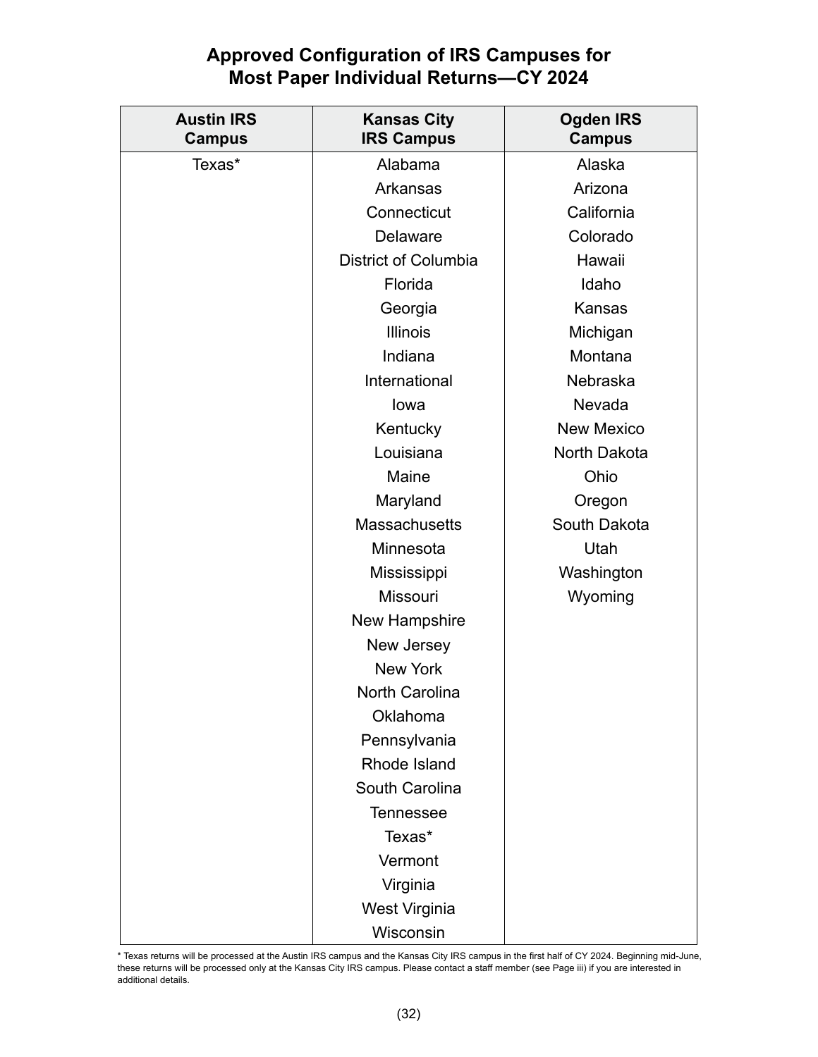## Approved Configuration of IRS Campuses for Most Paper Individual Returns—CY 2024

| Austin IRS Campus | Kansas City IRS Campus | Ogden IRS Campus |
|---|---|---|
| Texas* | Alabama | Alaska |
| | Arkansas | Arizona |
| | Connecticut | California |
| | Delaware | Colorado |
| | District of Columbia | Hawaii |
| | Florida | Idaho |
| | Georgia | Kansas |
| | Illinois | Michigan |
| | Indiana | Montana |
| | International | Nebraska |
| | Iowa | Nevada |
| | Kentucky | New Mexico |
| | Louisiana | North Dakota |
| | Maine | Ohio |
| | Maryland | Oregon |
| | Massachusetts | South Dakota |
| | Minnesota | Utah |
| | Mississippi | Washington |
| | Missouri | Wyoming |
| | New Hampshire | |
| | New Jersey | |
| | New York | |
| | North Carolina | |
| | Oklahoma | |
| | Pennsylvania | |
| | Rhode Island | |
| | South Carolina | |
| | Tennessee | |
| | Texas* | |
| | Vermont | |
| | Virginia | |
| | West Virginia | |
| | Wisconsin | |

* Texas returns will be processed at the Austin IRS campus and the Kansas City IRS campus in the first half of CY 2024. Beginning mid-June, these returns will be processed only at the Kansas City IRS campus. Please contact a staff member (see Page iii) if you are interested in additional details.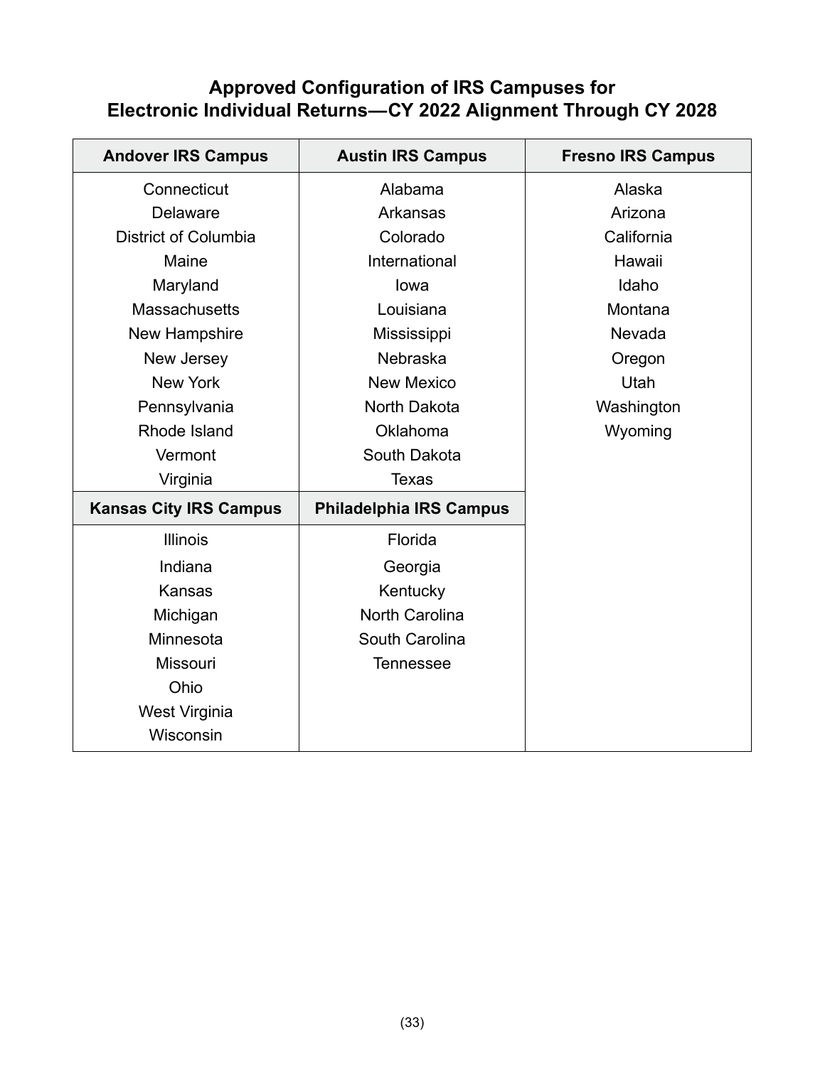## Approved Configuration of IRS Campuses for Electronic Individual Returns—CY 2022 Alignment Through CY 2028

| Andover IRS Campus | Austin IRS Campus | Fresno IRS Campus |
|---|---|---|
| Connecticut | Alabama | Alaska |
| Delaware | Arkansas | Arizona |
| District of Columbia | Colorado | California |
| Maine | International | Hawaii |
| Maryland | Iowa | Idaho |
| Massachusetts | Louisiana | Montana |
| New Hampshire | Mississippi | Nevada |
| New Jersey | Nebraska | Oregon |
| New York | New Mexico | Utah |
| Pennsylvania | North Dakota | Washington |
| Rhode Island | Oklahoma | Wyoming |
| Vermont | South Dakota | |
| Virginia | Texas | |
| **Kansas City IRS Campus** | **Philadelphia IRS Campus** | |
| Illinois | Florida | |
| Indiana | Georgia | |
| Kansas | Kentucky | |
| Michigan | North Carolina | |
| Minnesota | South Carolina | |
| Missouri | Tennessee | |
| Ohio | | |
| West Virginia | | |
| Wisconsin | | |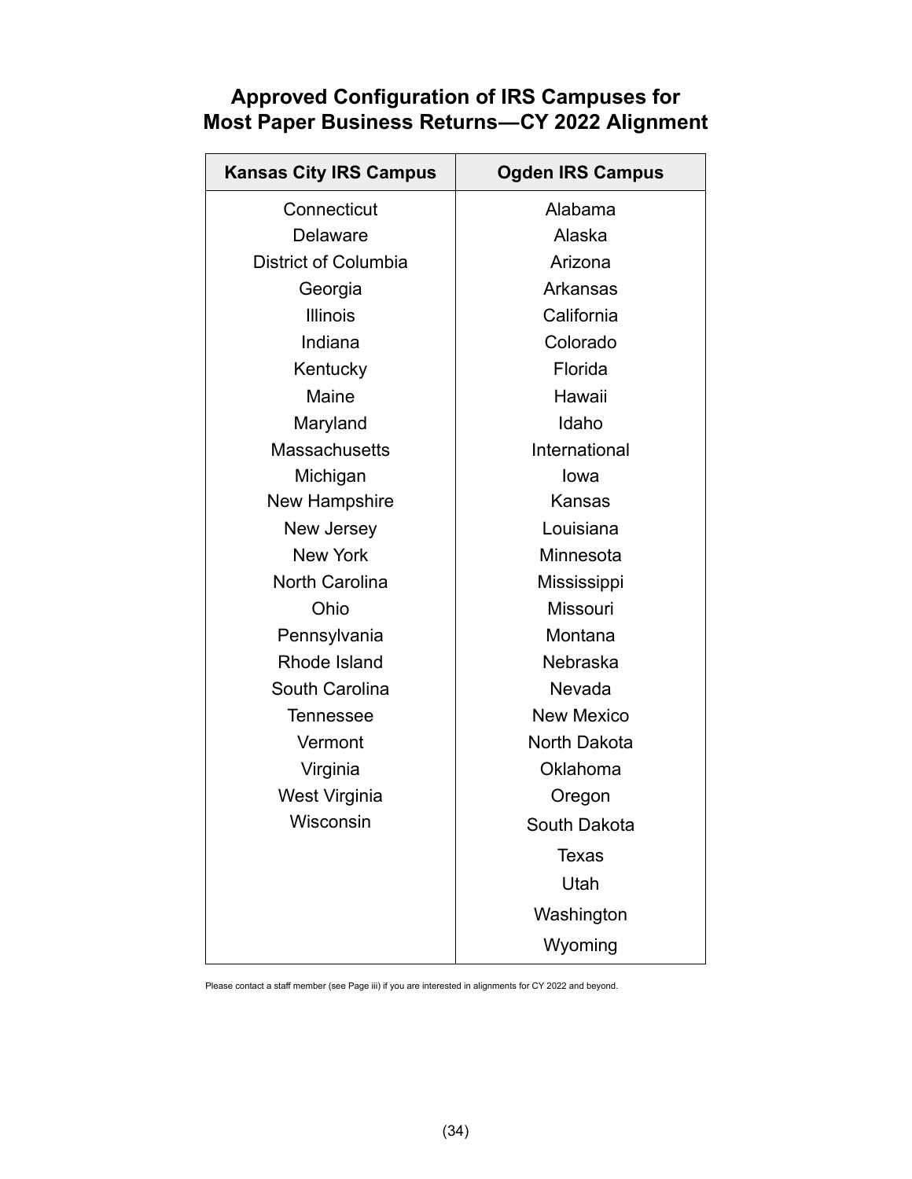## Approved Configuration of IRS Campuses for Most Paper Business Returns—CY 2022 Alignment

| Kansas City IRS Campus | Ogden IRS Campus |
|---|---|
| Connecticut | Alabama |
| Delaware | Alaska |
| District of Columbia | Arizona |
| Georgia | Arkansas |
| Illinois | California |
| Indiana | Colorado |
| Kentucky | Florida |
| Maine | Hawaii |
| Maryland | Idaho |
| Massachusetts | International |
| Michigan | Iowa |
| New Hampshire | Kansas |
| New Jersey | Louisiana |
| New York | Minnesota |
| North Carolina | Mississippi |
| Ohio | Missouri |
| Pennsylvania | Montana |
| Rhode Island | Nebraska |
| South Carolina | Nevada |
| Tennessee | New Mexico |
| Vermont | North Dakota |
| Virginia | Oklahoma |
| West Virginia | Oregon |
| Wisconsin | South Dakota |
| | Texas |
| | Utah |
| | Washington |
| | Wyoming |

Please contact a staff member (see Page iii) if you are interested in alignments for CY 2022 and beyond.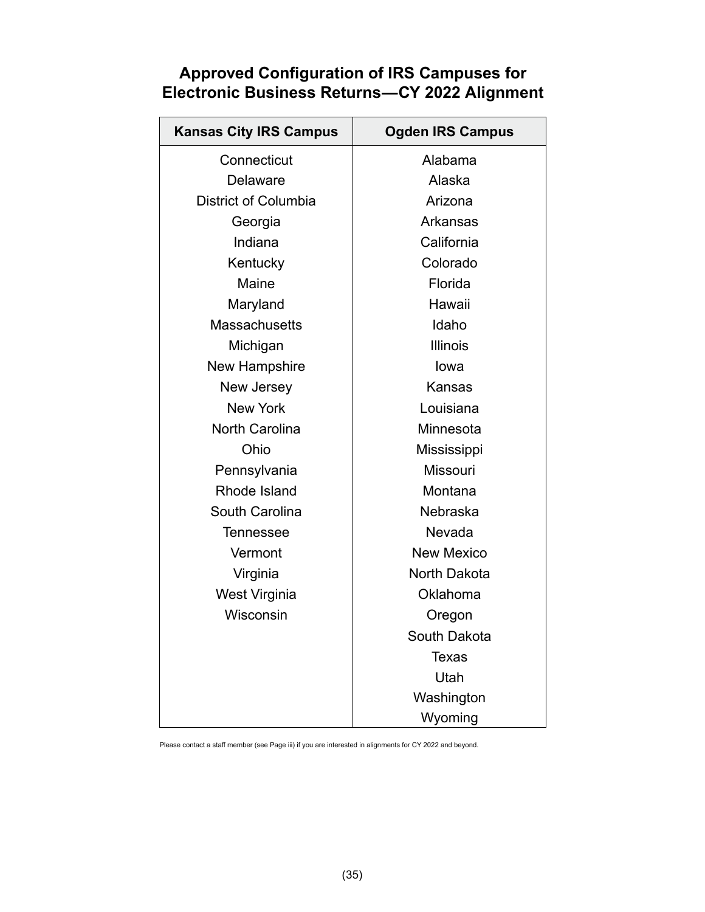## Approved Configuration of IRS Campuses for Electronic Business Returns—CY 2022 Alignment

| Kansas City IRS Campus | Ogden IRS Campus |
|---|---|
| Connecticut | Alabama |
| Delaware | Alaska |
| District of Columbia | Arizona |
| Georgia | Arkansas |
| Indiana | California |
| Kentucky | Colorado |
| Maine | Florida |
| Maryland | Hawaii |
| Massachusetts | Idaho |
| Michigan | Illinois |
| New Hampshire | Iowa |
| New Jersey | Kansas |
| New York | Louisiana |
| North Carolina | Minnesota |
| Ohio | Mississippi |
| Pennsylvania | Missouri |
| Rhode Island | Montana |
| South Carolina | Nebraska |
| Tennessee | Nevada |
| Vermont | New Mexico |
| Virginia | North Dakota |
| West Virginia | Oklahoma |
| Wisconsin | Oregon |
| | South Dakota |
| | Texas |
| | Utah |
| | Washington |
| | Wyoming |

Please contact a staff member (see Page iii) if you are interested in alignments for CY 2022 and beyond.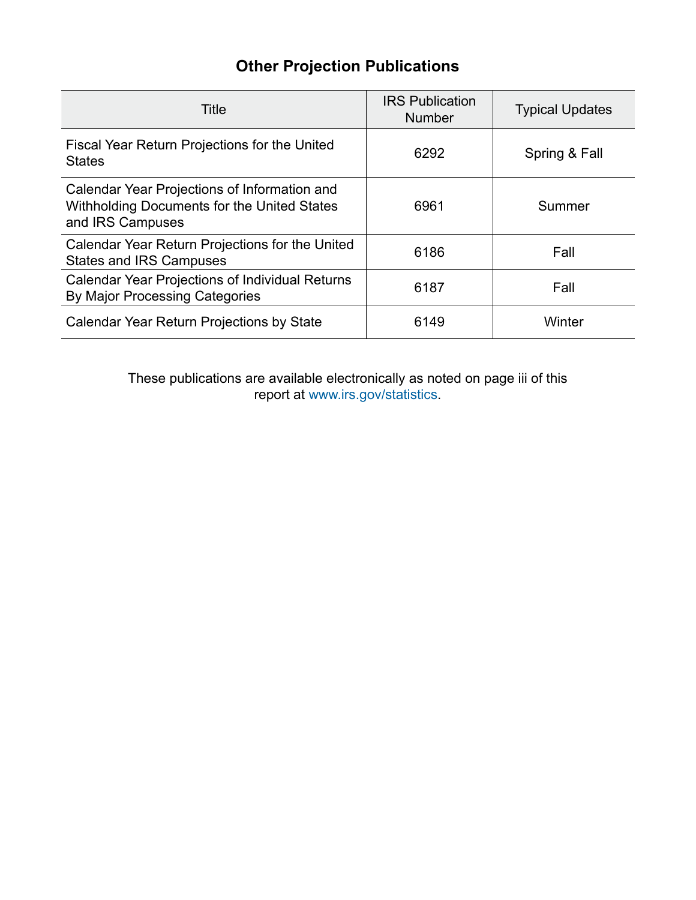## Other Projection Publications

| Title | IRS Publication Number | Typical Updates |
|---|---|---|
| Fiscal Year Return Projections for the United States | 6292 | Spring & Fall |
| Calendar Year Projections of Information and Withholding Documents for the United States and IRS Campuses | 6961 | Summer |
| Calendar Year Return Projections for the United States and IRS Campuses | 6186 | Fall |
| Calendar Year Projections of Individual Returns By Major Processing Categories | 6187 | Fall |
| Calendar Year Return Projections by State | 6149 | Winter |

These publications are available electronically as noted on page iii of this report at www.irs.gov/statistics.